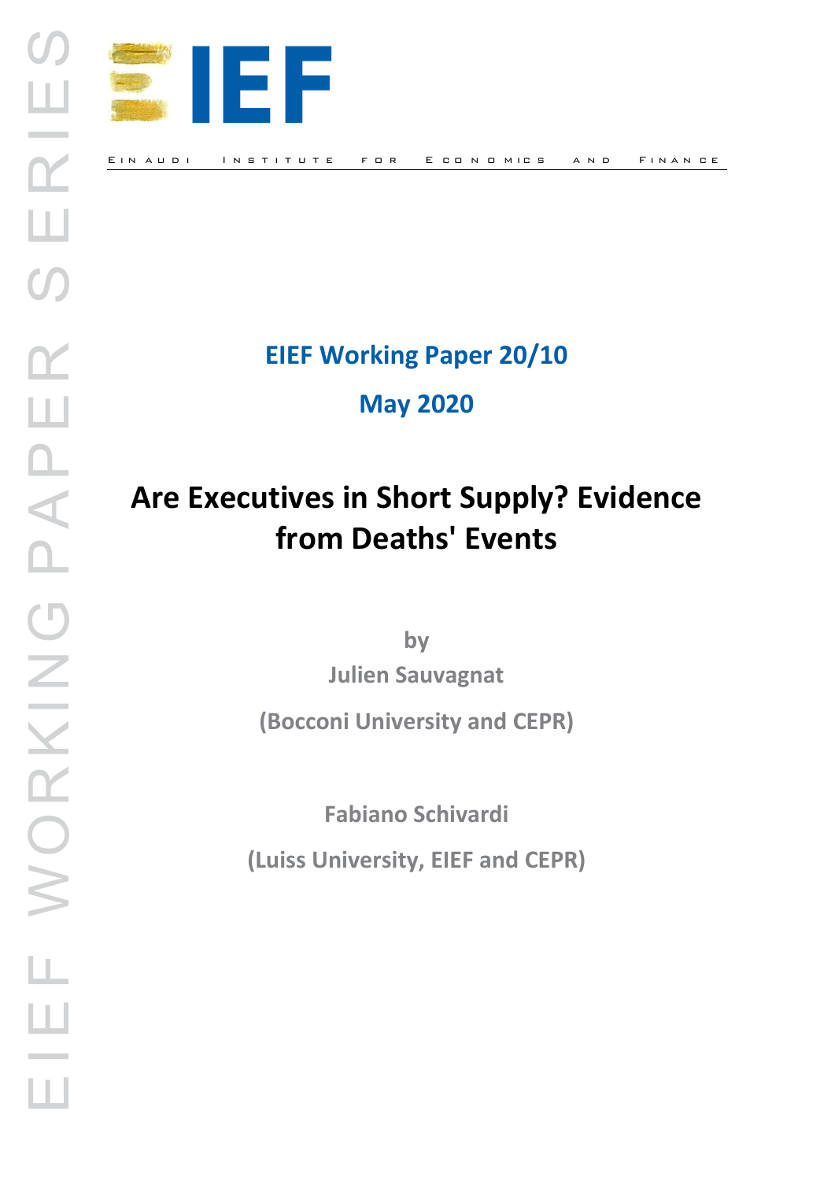EIEF WORKING PAPER SERIES

EINAUDI INSTITUTE FOR ECONOMICS AND FINANCE

**EIEF Working Paper 20/10**

**May 2020**

# Are Executives in Short Supply? Evidence from Deaths' Events

by

Julien Sauvagnat

(Bocconi University and CEPR)

Fabiano Schivardi

(Luiss University, EIEF and CEPR)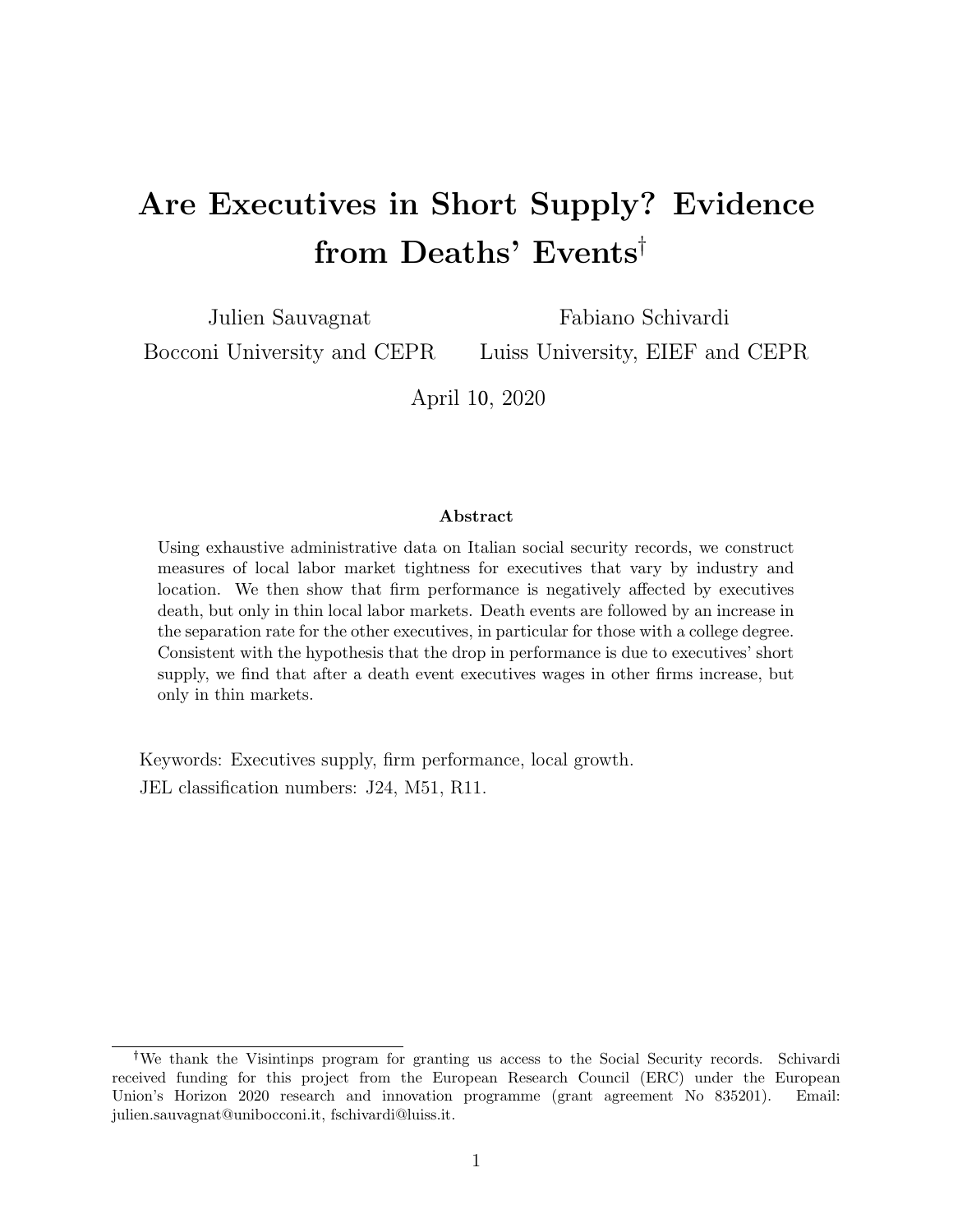# Are Executives in Short Supply? Evidence from Deaths' Events[†]

Julien Sauvagnat
Bocconi University and CEPR

Fabiano Schivardi
Luiss University, EIEF and CEPR

April 10, 2020

### Abstract

Using exhaustive administrative data on Italian social security records, we construct measures of local labor market tightness for executives that vary by industry and location. We then show that firm performance is negatively affected by executives death, but only in thin local labor markets. Death events are followed by an increase in the separation rate for the other executives, in particular for those with a college degree. Consistent with the hypothesis that the drop in performance is due to executives' short supply, we find that after a death event executives wages in other firms increase, but only in thin markets.

Keywords: Executives supply, firm performance, local growth.

JEL classification numbers: J24, M51, R11.

---

[†]We thank the Visintinps program for granting us access to the Social Security records. Schivardi received funding for this project from the European Research Council (ERC) under the European Union's Horizon 2020 research and innovation programme (grant agreement No 835201). Email: julien.sauvagnat@unibocconi.it, fschivardi@luiss.it.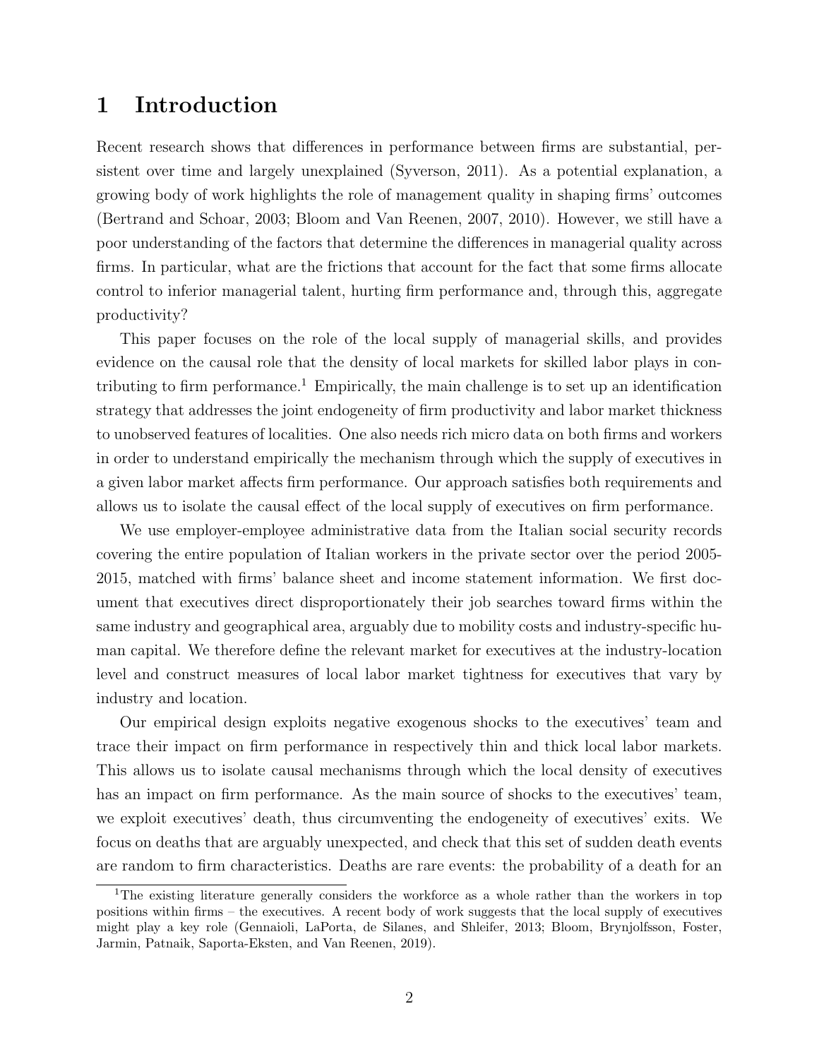# 1 Introduction

Recent research shows that differences in performance between firms are substantial, persistent over time and largely unexplained (Syverson, 2011). As a potential explanation, a growing body of work highlights the role of management quality in shaping firms' outcomes (Bertrand and Schoar, 2003; Bloom and Van Reenen, 2007, 2010). However, we still have a poor understanding of the factors that determine the differences in managerial quality across firms. In particular, what are the frictions that account for the fact that some firms allocate control to inferior managerial talent, hurting firm performance and, through this, aggregate productivity?

This paper focuses on the role of the local supply of managerial skills, and provides evidence on the causal role that the density of local markets for skilled labor plays in contributing to firm performance.[1] Empirically, the main challenge is to set up an identification strategy that addresses the joint endogeneity of firm productivity and labor market thickness to unobserved features of localities. One also needs rich micro data on both firms and workers in order to understand empirically the mechanism through which the supply of executives in a given labor market affects firm performance. Our approach satisfies both requirements and allows us to isolate the causal effect of the local supply of executives on firm performance.

We use employer-employee administrative data from the Italian social security records covering the entire population of Italian workers in the private sector over the period 2005-2015, matched with firms' balance sheet and income statement information. We first document that executives direct disproportionately their job searches toward firms within the same industry and geographical area, arguably due to mobility costs and industry-specific human capital. We therefore define the relevant market for executives at the industry-location level and construct measures of local labor market tightness for executives that vary by industry and location.

Our empirical design exploits negative exogenous shocks to the executives' team and trace their impact on firm performance in respectively thin and thick local labor markets. This allows us to isolate causal mechanisms through which the local density of executives has an impact on firm performance. As the main source of shocks to the executives' team, we exploit executives' death, thus circumventing the endogeneity of executives' exits. We focus on deaths that are arguably unexpected, and check that this set of sudden death events are random to firm characteristics. Deaths are rare events: the probability of a death for an

[1] The existing literature generally considers the workforce as a whole rather than the workers in top positions within firms – the executives. A recent body of work suggests that the local supply of executives might play a key role (Gennaioli, LaPorta, de Silanes, and Shleifer, 2013; Bloom, Brynjolfsson, Foster, Jarmin, Patnaik, Saporta-Eksten, and Van Reenen, 2019).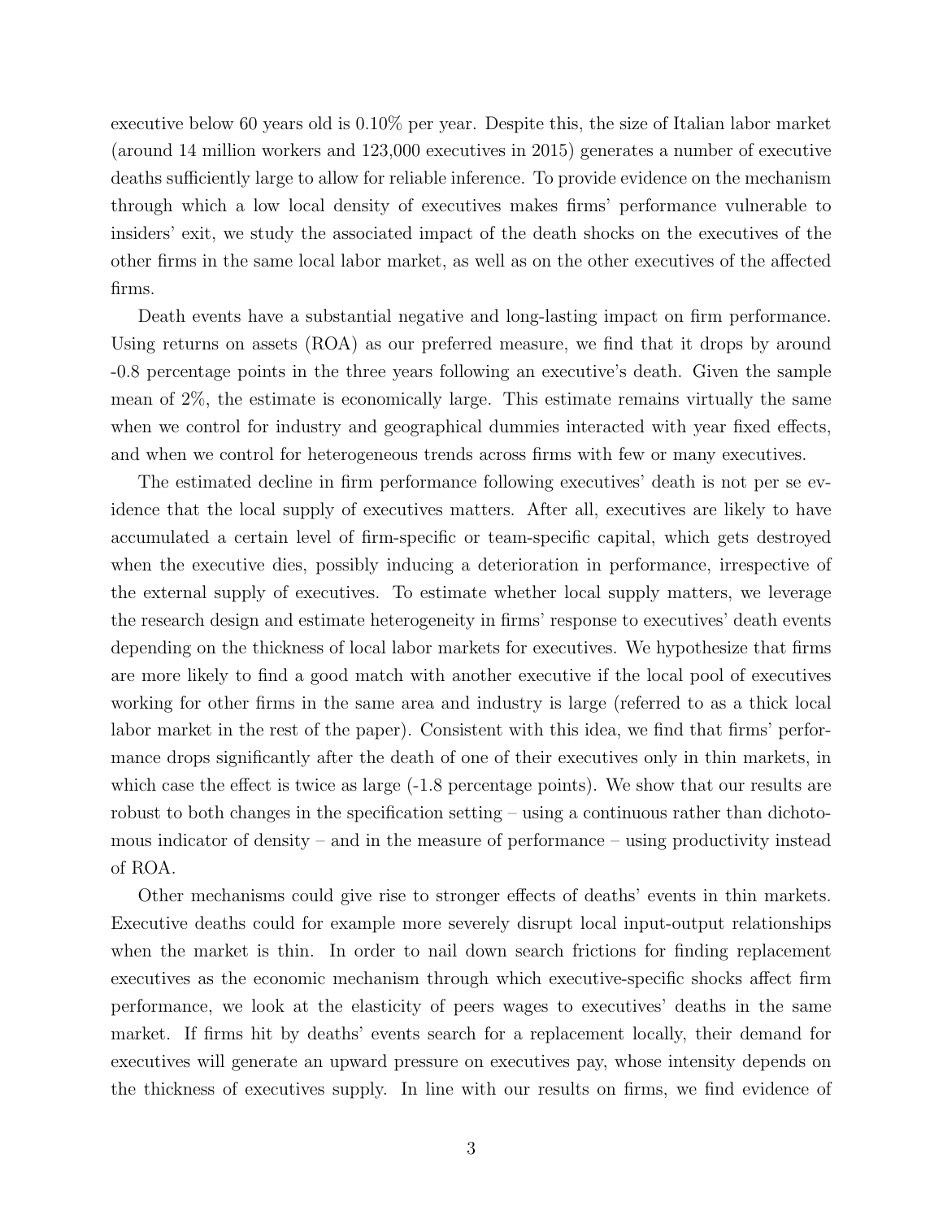executive below 60 years old is 0.10% per year. Despite this, the size of Italian labor market (around 14 million workers and 123,000 executives in 2015) generates a number of executive deaths sufficiently large to allow for reliable inference. To provide evidence on the mechanism through which a low local density of executives makes firms' performance vulnerable to insiders' exit, we study the associated impact of the death shocks on the executives of the other firms in the same local labor market, as well as on the other executives of the affected firms.

Death events have a substantial negative and long-lasting impact on firm performance. Using returns on assets (ROA) as our preferred measure, we find that it drops by around -0.8 percentage points in the three years following an executive's death. Given the sample mean of 2%, the estimate is economically large. This estimate remains virtually the same when we control for industry and geographical dummies interacted with year fixed effects, and when we control for heterogeneous trends across firms with few or many executives.

The estimated decline in firm performance following executives' death is not per se evidence that the local supply of executives matters. After all, executives are likely to have accumulated a certain level of firm-specific or team-specific capital, which gets destroyed when the executive dies, possibly inducing a deterioration in performance, irrespective of the external supply of executives. To estimate whether local supply matters, we leverage the research design and estimate heterogeneity in firms' response to executives' death events depending on the thickness of local labor markets for executives. We hypothesize that firms are more likely to find a good match with another executive if the local pool of executives working for other firms in the same area and industry is large (referred to as a thick local labor market in the rest of the paper). Consistent with this idea, we find that firms' performance drops significantly after the death of one of their executives only in thin markets, in which case the effect is twice as large (-1.8 percentage points). We show that our results are robust to both changes in the specification setting – using a continuous rather than dichotomous indicator of density – and in the measure of performance – using productivity instead of ROA.

Other mechanisms could give rise to stronger effects of deaths' events in thin markets. Executive deaths could for example more severely disrupt local input-output relationships when the market is thin. In order to nail down search frictions for finding replacement executives as the economic mechanism through which executive-specific shocks affect firm performance, we look at the elasticity of peers wages to executives' deaths in the same market. If firms hit by deaths' events search for a replacement locally, their demand for executives will generate an upward pressure on executives pay, whose intensity depends on the thickness of executives supply. In line with our results on firms, we find evidence of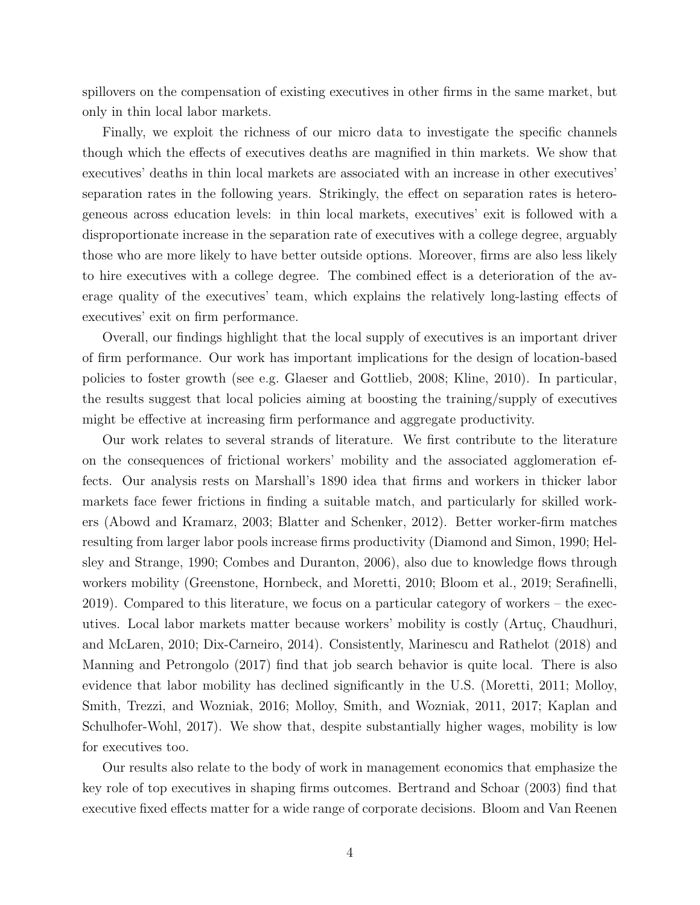spillovers on the compensation of existing executives in other firms in the same market, but only in thin local labor markets.

Finally, we exploit the richness of our micro data to investigate the specific channels though which the effects of executives deaths are magnified in thin markets. We show that executives' deaths in thin local markets are associated with an increase in other executives' separation rates in the following years. Strikingly, the effect on separation rates is heterogeneous across education levels: in thin local markets, executives' exit is followed with a disproportionate increase in the separation rate of executives with a college degree, arguably those who are more likely to have better outside options. Moreover, firms are also less likely to hire executives with a college degree. The combined effect is a deterioration of the average quality of the executives' team, which explains the relatively long-lasting effects of executives' exit on firm performance.

Overall, our findings highlight that the local supply of executives is an important driver of firm performance. Our work has important implications for the design of location-based policies to foster growth (see e.g. Glaeser and Gottlieb, 2008; Kline, 2010). In particular, the results suggest that local policies aiming at boosting the training/supply of executives might be effective at increasing firm performance and aggregate productivity.

Our work relates to several strands of literature. We first contribute to the literature on the consequences of frictional workers' mobility and the associated agglomeration effects. Our analysis rests on Marshall's 1890 idea that firms and workers in thicker labor markets face fewer frictions in finding a suitable match, and particularly for skilled workers (Abowd and Kramarz, 2003; Blatter and Schenker, 2012). Better worker-firm matches resulting from larger labor pools increase firms productivity (Diamond and Simon, 1990; Helsley and Strange, 1990; Combes and Duranton, 2006), also due to knowledge flows through workers mobility (Greenstone, Hornbeck, and Moretti, 2010; Bloom et al., 2019; Serafinelli, 2019). Compared to this literature, we focus on a particular category of workers – the executives. Local labor markets matter because workers' mobility is costly (Artuç, Chaudhuri, and McLaren, 2010; Dix-Carneiro, 2014). Consistently, Marinescu and Rathelot (2018) and Manning and Petrongolo (2017) find that job search behavior is quite local. There is also evidence that labor mobility has declined significantly in the U.S. (Moretti, 2011; Molloy, Smith, Trezzi, and Wozniak, 2016; Molloy, Smith, and Wozniak, 2011, 2017; Kaplan and Schulhofer-Wohl, 2017). We show that, despite substantially higher wages, mobility is low for executives too.

Our results also relate to the body of work in management economics that emphasize the key role of top executives in shaping firms outcomes. Bertrand and Schoar (2003) find that executive fixed effects matter for a wide range of corporate decisions. Bloom and Van Reenen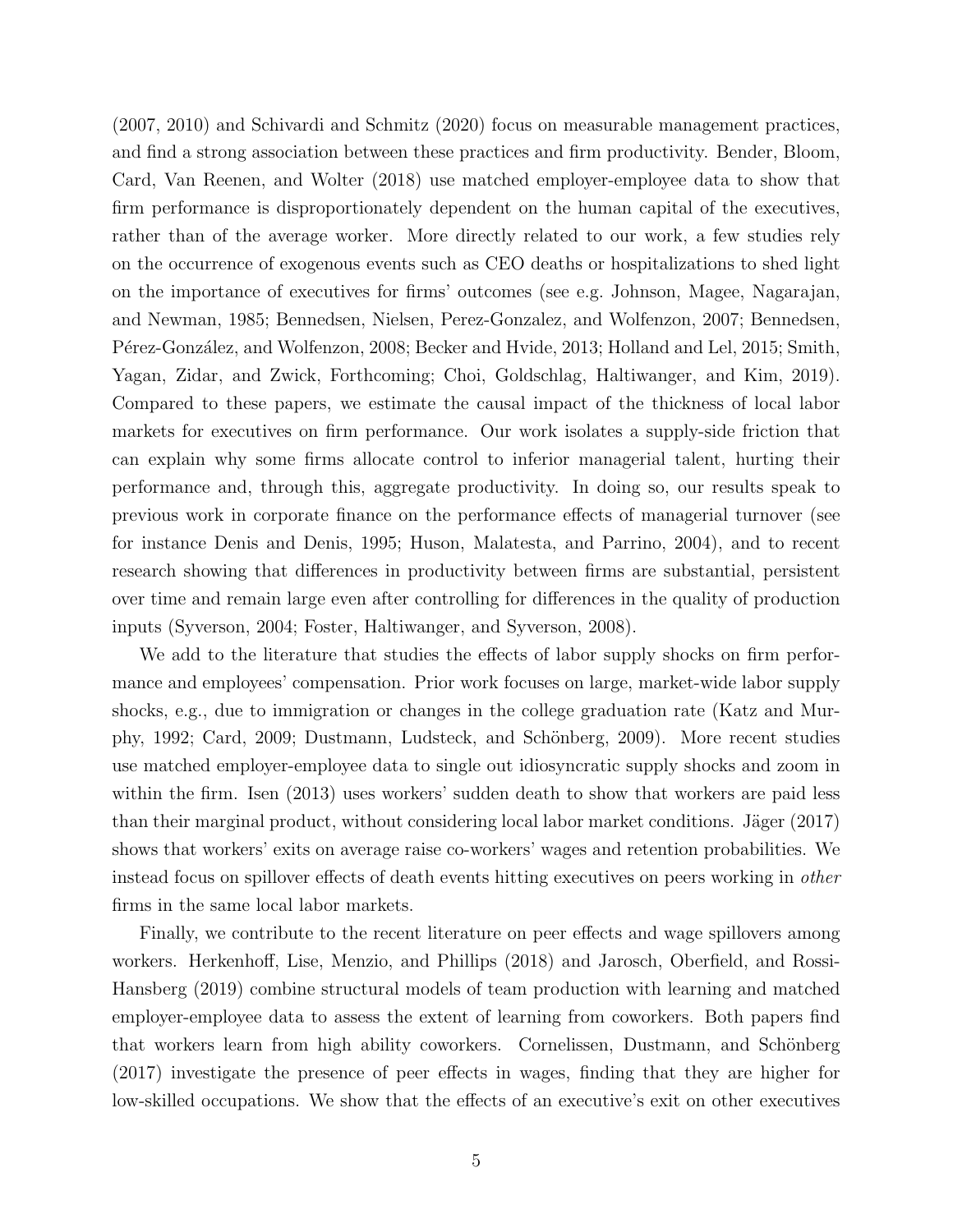(2007, 2010) and Schivardi and Schmitz (2020) focus on measurable management practices, and find a strong association between these practices and firm productivity. Bender, Bloom, Card, Van Reenen, and Wolter (2018) use matched employer-employee data to show that firm performance is disproportionately dependent on the human capital of the executives, rather than of the average worker. More directly related to our work, a few studies rely on the occurrence of exogenous events such as CEO deaths or hospitalizations to shed light on the importance of executives for firms' outcomes (see e.g. Johnson, Magee, Nagarajan, and Newman, 1985; Bennedsen, Nielsen, Perez-Gonzalez, and Wolfenzon, 2007; Bennedsen, Pérez-González, and Wolfenzon, 2008; Becker and Hvide, 2013; Holland and Lel, 2015; Smith, Yagan, Zidar, and Zwick, Forthcoming; Choi, Goldschlag, Haltiwanger, and Kim, 2019). Compared to these papers, we estimate the causal impact of the thickness of local labor markets for executives on firm performance. Our work isolates a supply-side friction that can explain why some firms allocate control to inferior managerial talent, hurting their performance and, through this, aggregate productivity. In doing so, our results speak to previous work in corporate finance on the performance effects of managerial turnover (see for instance Denis and Denis, 1995; Huson, Malatesta, and Parrino, 2004), and to recent research showing that differences in productivity between firms are substantial, persistent over time and remain large even after controlling for differences in the quality of production inputs (Syverson, 2004; Foster, Haltiwanger, and Syverson, 2008).

We add to the literature that studies the effects of labor supply shocks on firm performance and employees' compensation. Prior work focuses on large, market-wide labor supply shocks, e.g., due to immigration or changes in the college graduation rate (Katz and Murphy, 1992; Card, 2009; Dustmann, Ludsteck, and Schönberg, 2009). More recent studies use matched employer-employee data to single out idiosyncratic supply shocks and zoom in within the firm. Isen (2013) uses workers' sudden death to show that workers are paid less than their marginal product, without considering local labor market conditions. Jäger (2017) shows that workers' exits on average raise co-workers' wages and retention probabilities. We instead focus on spillover effects of death events hitting executives on peers working in *other* firms in the same local labor markets.

Finally, we contribute to the recent literature on peer effects and wage spillovers among workers. Herkenhoff, Lise, Menzio, and Phillips (2018) and Jarosch, Oberfield, and Rossi-Hansberg (2019) combine structural models of team production with learning and matched employer-employee data to assess the extent of learning from coworkers. Both papers find that workers learn from high ability coworkers. Cornelissen, Dustmann, and Schönberg (2017) investigate the presence of peer effects in wages, finding that they are higher for low-skilled occupations. We show that the effects of an executive's exit on other executives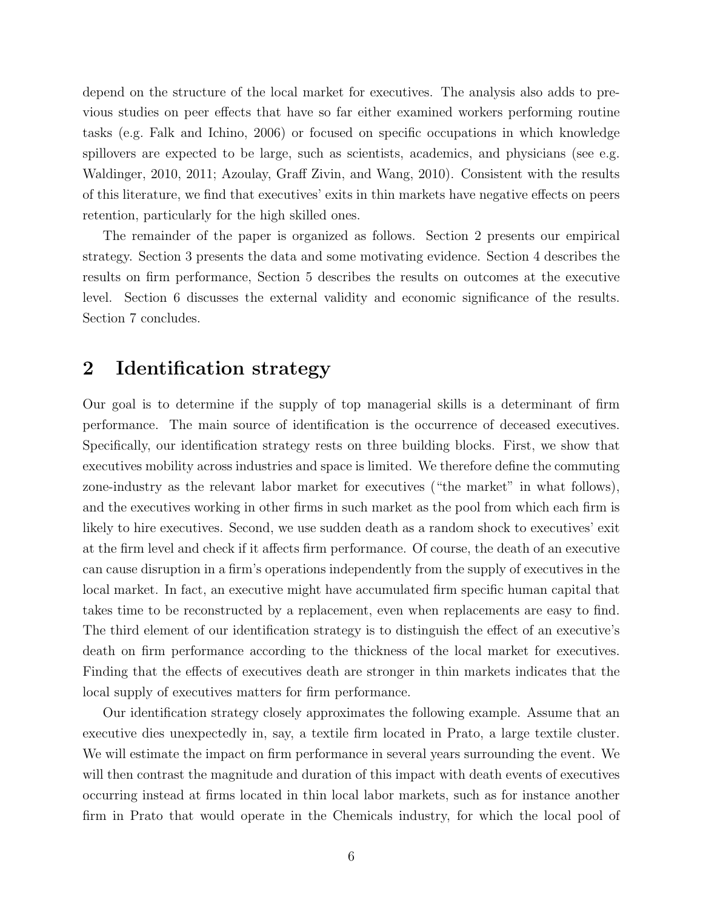depend on the structure of the local market for executives. The analysis also adds to previous studies on peer effects that have so far either examined workers performing routine tasks (e.g. Falk and Ichino, 2006) or focused on specific occupations in which knowledge spillovers are expected to be large, such as scientists, academics, and physicians (see e.g. Waldinger, 2010, 2011; Azoulay, Graff Zivin, and Wang, 2010). Consistent with the results of this literature, we find that executives' exits in thin markets have negative effects on peers retention, particularly for the high skilled ones.

The remainder of the paper is organized as follows. Section 2 presents our empirical strategy. Section 3 presents the data and some motivating evidence. Section 4 describes the results on firm performance, Section 5 describes the results on outcomes at the executive level. Section 6 discusses the external validity and economic significance of the results. Section 7 concludes.

## 2 Identification strategy

Our goal is to determine if the supply of top managerial skills is a determinant of firm performance. The main source of identification is the occurrence of deceased executives. Specifically, our identification strategy rests on three building blocks. First, we show that executives mobility across industries and space is limited. We therefore define the commuting zone-industry as the relevant labor market for executives ("the market" in what follows), and the executives working in other firms in such market as the pool from which each firm is likely to hire executives. Second, we use sudden death as a random shock to executives' exit at the firm level and check if it affects firm performance. Of course, the death of an executive can cause disruption in a firm's operations independently from the supply of executives in the local market. In fact, an executive might have accumulated firm specific human capital that takes time to be reconstructed by a replacement, even when replacements are easy to find. The third element of our identification strategy is to distinguish the effect of an executive's death on firm performance according to the thickness of the local market for executives. Finding that the effects of executives death are stronger in thin markets indicates that the local supply of executives matters for firm performance.

Our identification strategy closely approximates the following example. Assume that an executive dies unexpectedly in, say, a textile firm located in Prato, a large textile cluster. We will estimate the impact on firm performance in several years surrounding the event. We will then contrast the magnitude and duration of this impact with death events of executives occurring instead at firms located in thin local labor markets, such as for instance another firm in Prato that would operate in the Chemicals industry, for which the local pool of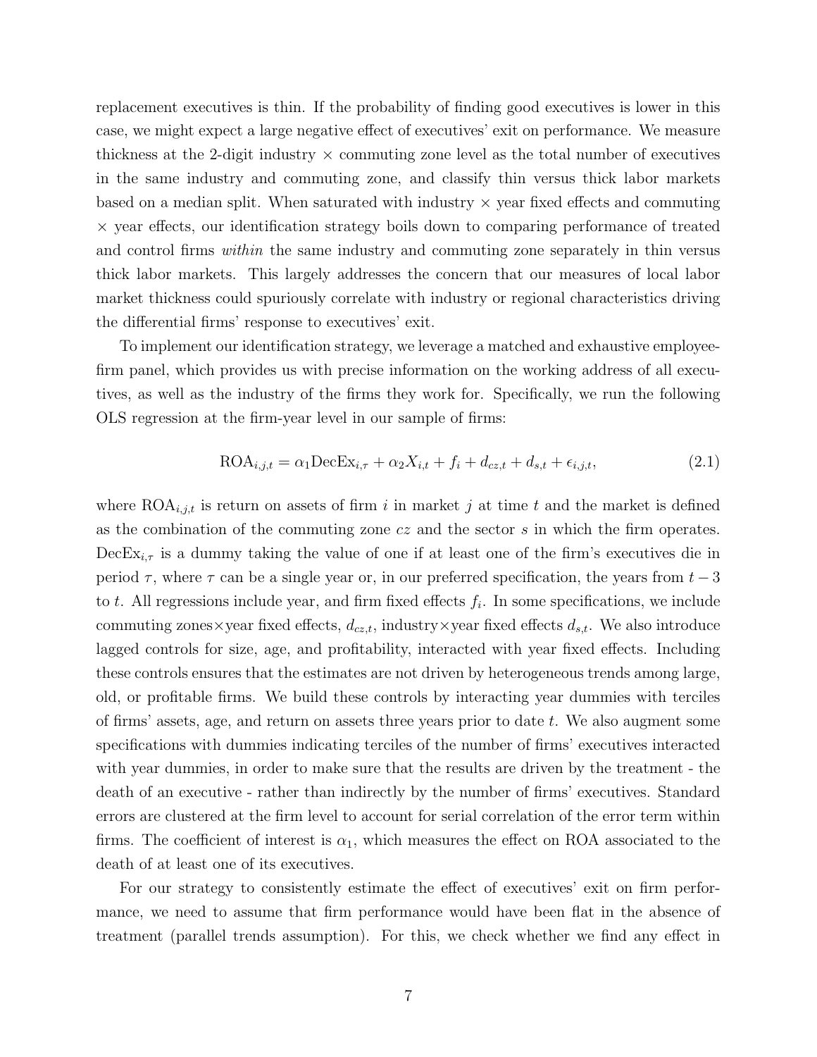replacement executives is thin. If the probability of finding good executives is lower in this case, we might expect a large negative effect of executives' exit on performance. We measure thickness at the 2-digit industry × commuting zone level as the total number of executives in the same industry and commuting zone, and classify thin versus thick labor markets based on a median split. When saturated with industry × year fixed effects and commuting × year effects, our identification strategy boils down to comparing performance of treated and control firms *within* the same industry and commuting zone separately in thin versus thick labor markets. This largely addresses the concern that our measures of local labor market thickness could spuriously correlate with industry or regional characteristics driving the differential firms' response to executives' exit.

To implement our identification strategy, we leverage a matched and exhaustive employee-firm panel, which provides us with precise information on the working address of all executives, as well as the industry of the firms they work for. Specifically, we run the following OLS regression at the firm-year level in our sample of firms:

$$\text{ROA}_{i,j,t} = \alpha_1 \text{DecEx}_{i,\tau} + \alpha_2 X_{i,t} + f_i + d_{cz,t} + d_{s,t} + \epsilon_{i,j,t}, \tag{2.1}$$

where $\text{ROA}_{i,j,t}$ is return on assets of firm $i$ in market $j$ at time $t$ and the market is defined as the combination of the commuting zone $cz$ and the sector $s$ in which the firm operates. $\text{DecEx}_{i,\tau}$ is a dummy taking the value of one if at least one of the firm's executives die in period $\tau$, where $\tau$ can be a single year or, in our preferred specification, the years from $t-3$ to $t$. All regressions include year, and firm fixed effects $f_i$. In some specifications, we include commuting zones×year fixed effects, $d_{cz,t}$, industry×year fixed effects $d_{s,t}$. We also introduce lagged controls for size, age, and profitability, interacted with year fixed effects. Including these controls ensures that the estimates are not driven by heterogeneous trends among large, old, or profitable firms. We build these controls by interacting year dummies with terciles of firms' assets, age, and return on assets three years prior to date $t$. We also augment some specifications with dummies indicating terciles of the number of firms' executives interacted with year dummies, in order to make sure that the results are driven by the treatment - the death of an executive - rather than indirectly by the number of firms' executives. Standard errors are clustered at the firm level to account for serial correlation of the error term within firms. The coefficient of interest is $\alpha_1$, which measures the effect on ROA associated to the death of at least one of its executives.

For our strategy to consistently estimate the effect of executives' exit on firm performance, we need to assume that firm performance would have been flat in the absence of treatment (parallel trends assumption). For this, we check whether we find any effect in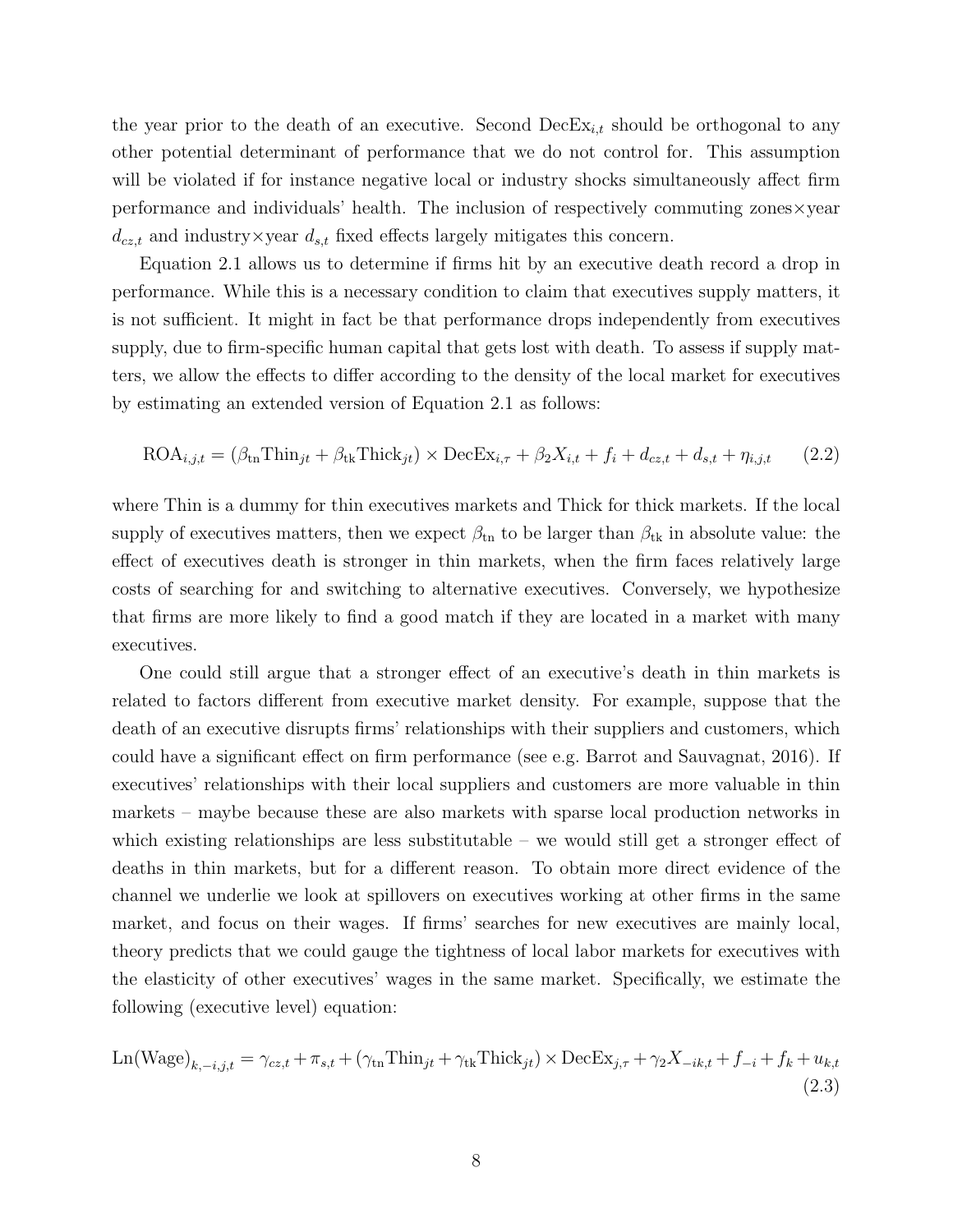the year prior to the death of an executive. Second $\text{DecEx}_{i,t}$ should be orthogonal to any other potential determinant of performance that we do not control for. This assumption will be violated if for instance negative local or industry shocks simultaneously affect firm performance and individuals' health. The inclusion of respectively commuting zones×year $d_{cz,t}$ and industry×year $d_{s,t}$ fixed effects largely mitigates this concern.

Equation 2.1 allows us to determine if firms hit by an executive death record a drop in performance. While this is a necessary condition to claim that executives supply matters, it is not sufficient. It might in fact be that performance drops independently from executives supply, due to firm-specific human capital that gets lost with death. To assess if supply matters, we allow the effects to differ according to the density of the local market for executives by estimating an extended version of Equation 2.1 as follows:

$$\text{ROA}_{i,j,t} = (\beta_{\text{tn}}\text{Thin}_{jt} + \beta_{\text{tk}}\text{Thick}_{jt}) \times \text{DecEx}_{i,\tau} + \beta_2 X_{i,t} + f_i + d_{cz,t} + d_{s,t} + \eta_{i,j,t} \tag{2.2}$$

where Thin is a dummy for thin executives markets and Thick for thick markets. If the local supply of executives matters, then we expect $\beta_{\text{tn}}$ to be larger than $\beta_{\text{tk}}$ in absolute value: the effect of executives death is stronger in thin markets, when the firm faces relatively large costs of searching for and switching to alternative executives. Conversely, we hypothesize that firms are more likely to find a good match if they are located in a market with many executives.

One could still argue that a stronger effect of an executive's death in thin markets is related to factors different from executive market density. For example, suppose that the death of an executive disrupts firms' relationships with their suppliers and customers, which could have a significant effect on firm performance (see e.g. Barrot and Sauvagnat, 2016). If executives' relationships with their local suppliers and customers are more valuable in thin markets – maybe because these are also markets with sparse local production networks in which existing relationships are less substitutable – we would still get a stronger effect of deaths in thin markets, but for a different reason. To obtain more direct evidence of the channel we underlie we look at spillovers on executives working at other firms in the same market, and focus on their wages. If firms' searches for new executives are mainly local, theory predicts that we could gauge the tightness of local labor markets for executives with the elasticity of other executives' wages in the same market. Specifically, we estimate the following (executive level) equation:

$$\text{Ln(Wage)}_{k,-i,j,t} = \gamma_{cz,t} + \pi_{s,t} + (\gamma_{\text{tn}}\text{Thin}_{jt} + \gamma_{\text{tk}}\text{Thick}_{jt}) \times \text{DecEx}_{j,\tau} + \gamma_2 X_{-ik,t} + f_{-i} + f_k + u_{k,t} \tag{2.3}$$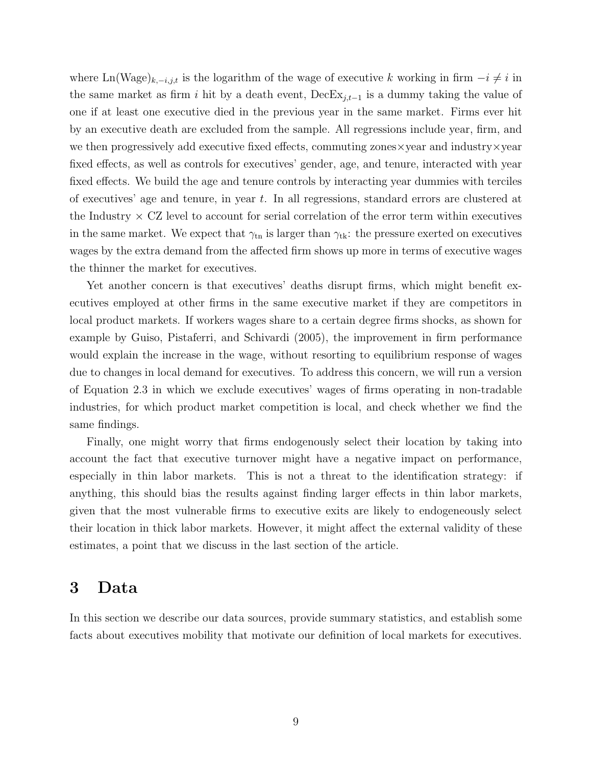where $\text{Ln(Wage)}_{k,-i,j,t}$ is the logarithm of the wage of executive $k$ working in firm $-i \neq i$ in the same market as firm $i$ hit by a death event, $\text{DecEx}_{j,t-1}$ is a dummy taking the value of one if at least one executive died in the previous year in the same market. Firms ever hit by an executive death are excluded from the sample. All regressions include year, firm, and we then progressively add executive fixed effects, commuting zones×year and industry×year fixed effects, as well as controls for executives' gender, age, and tenure, interacted with year fixed effects. We build the age and tenure controls by interacting year dummies with terciles of executives' age and tenure, in year $t$. In all regressions, standard errors are clustered at the Industry × CZ level to account for serial correlation of the error term within executives in the same market. We expect that $\gamma_{\text{tn}}$ is larger than $\gamma_{\text{tk}}$: the pressure exerted on executives wages by the extra demand from the affected firm shows up more in terms of executive wages the thinner the market for executives.

Yet another concern is that executives' deaths disrupt firms, which might benefit executives employed at other firms in the same executive market if they are competitors in local product markets. If workers wages share to a certain degree firms shocks, as shown for example by Guiso, Pistaferri, and Schivardi (2005), the improvement in firm performance would explain the increase in the wage, without resorting to equilibrium response of wages due to changes in local demand for executives. To address this concern, we will run a version of Equation 2.3 in which we exclude executives' wages of firms operating in non-tradable industries, for which product market competition is local, and check whether we find the same findings.

Finally, one might worry that firms endogenously select their location by taking into account the fact that executive turnover might have a negative impact on performance, especially in thin labor markets. This is not a threat to the identification strategy: if anything, this should bias the results against finding larger effects in thin labor markets, given that the most vulnerable firms to executive exits are likely to endogeneously select their location in thick labor markets. However, it might affect the external validity of these estimates, a point that we discuss in the last section of the article.

# 3 Data

In this section we describe our data sources, provide summary statistics, and establish some facts about executives mobility that motivate our definition of local markets for executives.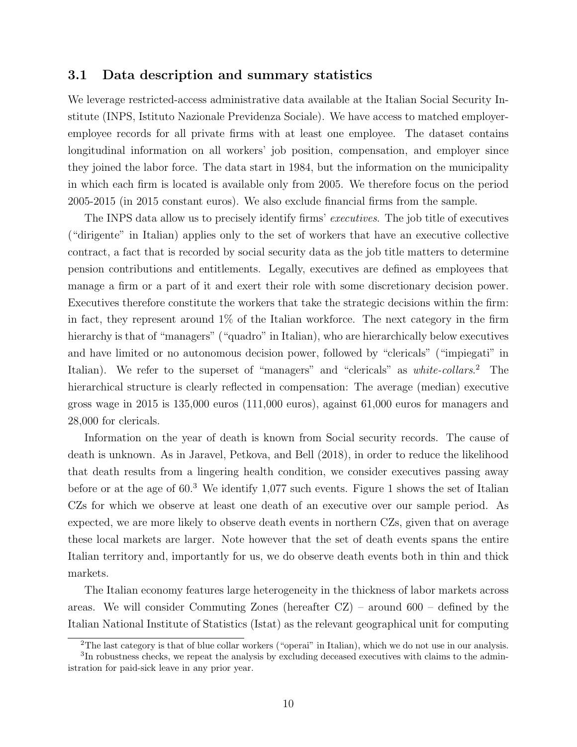### 3.1 Data description and summary statistics

We leverage restricted-access administrative data available at the Italian Social Security Institute (INPS, Istituto Nazionale Previdenza Sociale). We have access to matched employer-employee records for all private firms with at least one employee. The dataset contains longitudinal information on all workers' job position, compensation, and employer since they joined the labor force. The data start in 1984, but the information on the municipality in which each firm is located is available only from 2005. We therefore focus on the period 2005-2015 (in 2015 constant euros). We also exclude financial firms from the sample.

The INPS data allow us to precisely identify firms' *executives*. The job title of executives ("dirigente" in Italian) applies only to the set of workers that have an executive collective contract, a fact that is recorded by social security data as the job title matters to determine pension contributions and entitlements. Legally, executives are defined as employees that manage a firm or a part of it and exert their role with some discretionary decision power. Executives therefore constitute the workers that take the strategic decisions within the firm: in fact, they represent around 1% of the Italian workforce. The next category in the firm hierarchy is that of "managers" ("quadro" in Italian), who are hierarchically below executives and have limited or no autonomous decision power, followed by "clericals" ("impiegati" in Italian). We refer to the superset of "managers" and "clericals" as *white-collars*.[2] The hierarchical structure is clearly reflected in compensation: The average (median) executive gross wage in 2015 is 135,000 euros (111,000 euros), against 61,000 euros for managers and 28,000 for clericals.

Information on the year of death is known from Social security records. The cause of death is unknown. As in Jaravel, Petkova, and Bell (2018), in order to reduce the likelihood that death results from a lingering health condition, we consider executives passing away before or at the age of 60.[3] We identify 1,077 such events. Figure 1 shows the set of Italian CZs for which we observe at least one death of an executive over our sample period. As expected, we are more likely to observe death events in northern CZs, given that on average these local markets are larger. Note however that the set of death events spans the entire Italian territory and, importantly for us, we do observe death events both in thin and thick markets.

The Italian economy features large heterogeneity in the thickness of labor markets across areas. We will consider Commuting Zones (hereafter CZ) – around 600 – defined by the Italian National Institute of Statistics (Istat) as the relevant geographical unit for computing

[2] The last category is that of blue collar workers ("operai" in Italian), which we do not use in our analysis.

[3] In robustness checks, we repeat the analysis by excluding deceased executives with claims to the administration for paid-sick leave in any prior year.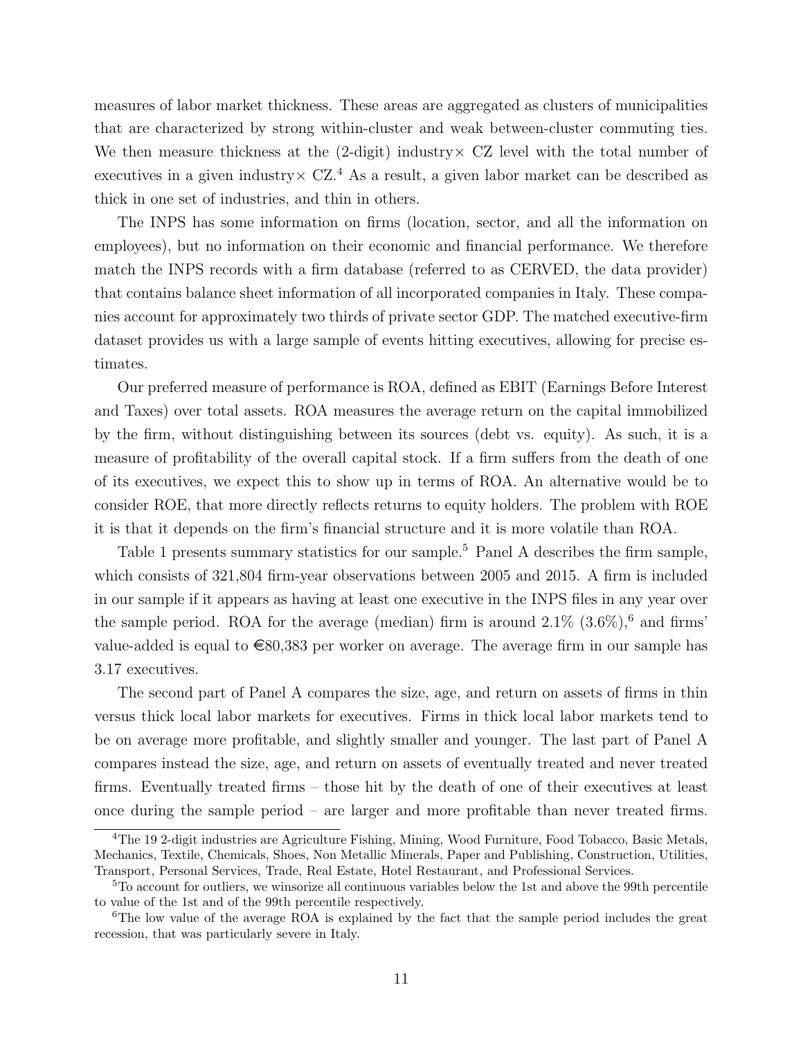measures of labor market thickness. These areas are aggregated as clusters of municipalities that are characterized by strong within-cluster and weak between-cluster commuting ties. We then measure thickness at the (2-digit) industry× CZ level with the total number of executives in a given industry× CZ.[4] As a result, a given labor market can be described as thick in one set of industries, and thin in others.

The INPS has some information on firms (location, sector, and all the information on employees), but no information on their economic and financial performance. We therefore match the INPS records with a firm database (referred to as CERVED, the data provider) that contains balance sheet information of all incorporated companies in Italy. These companies account for approximately two thirds of private sector GDP. The matched executive-firm dataset provides us with a large sample of events hitting executives, allowing for precise estimates.

Our preferred measure of performance is ROA, defined as EBIT (Earnings Before Interest and Taxes) over total assets. ROA measures the average return on the capital immobilized by the firm, without distinguishing between its sources (debt vs. equity). As such, it is a measure of profitability of the overall capital stock. If a firm suffers from the death of one of its executives, we expect this to show up in terms of ROA. An alternative would be to consider ROE, that more directly reflects returns to equity holders. The problem with ROE it is that it depends on the firm's financial structure and it is more volatile than ROA.

Table 1 presents summary statistics for our sample.[5] Panel A describes the firm sample, which consists of 321,804 firm-year observations between 2005 and 2015. A firm is included in our sample if it appears as having at least one executive in the INPS files in any year over the sample period. ROA for the average (median) firm is around 2.1% (3.6%),[6] and firms' value-added is equal to €80,383 per worker on average. The average firm in our sample has 3.17 executives.

The second part of Panel A compares the size, age, and return on assets of firms in thin versus thick local labor markets for executives. Firms in thick local labor markets tend to be on average more profitable, and slightly smaller and younger. The last part of Panel A compares instead the size, age, and return on assets of eventually treated and never treated firms. Eventually treated firms – those hit by the death of one of their executives at least once during the sample period – are larger and more profitable than never treated firms.

[4] The 19 2-digit industries are Agriculture Fishing, Mining, Wood Furniture, Food Tobacco, Basic Metals, Mechanics, Textile, Chemicals, Shoes, Non Metallic Minerals, Paper and Publishing, Construction, Utilities, Transport, Personal Services, Trade, Real Estate, Hotel Restaurant, and Professional Services.

[5] To account for outliers, we winsorize all continuous variables below the 1st and above the 99th percentile to value of the 1st and of the 99th percentile respectively.

[6] The low value of the average ROA is explained by the fact that the sample period includes the great recession, that was particularly severe in Italy.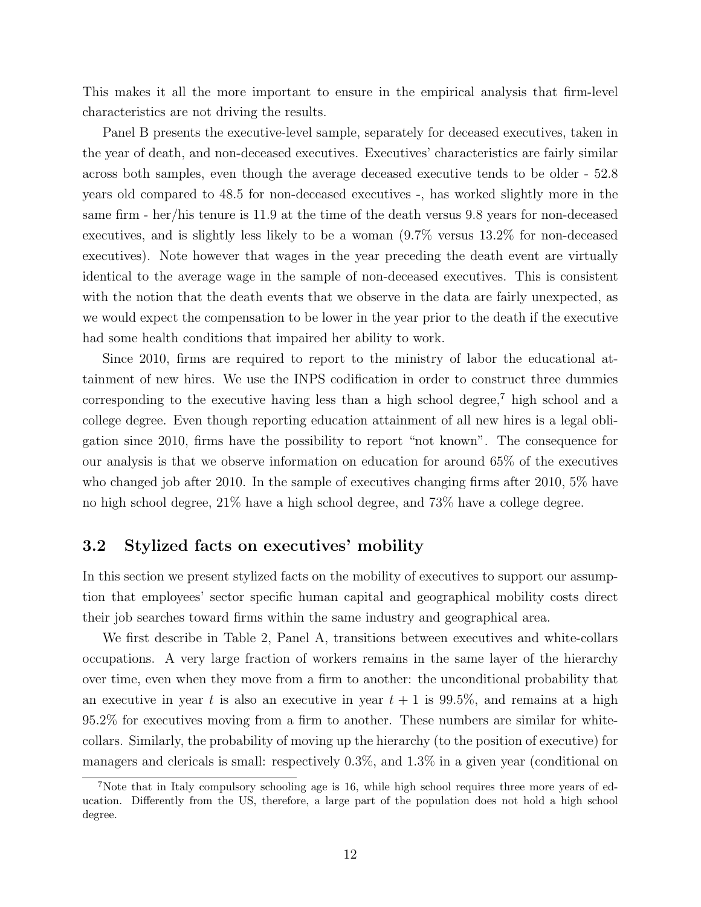This makes it all the more important to ensure in the empirical analysis that firm-level characteristics are not driving the results.

Panel B presents the executive-level sample, separately for deceased executives, taken in the year of death, and non-deceased executives. Executives' characteristics are fairly similar across both samples, even though the average deceased executive tends to be older - 52.8 years old compared to 48.5 for non-deceased executives -, has worked slightly more in the same firm - her/his tenure is 11.9 at the time of the death versus 9.8 years for non-deceased executives, and is slightly less likely to be a woman (9.7% versus 13.2% for non-deceased executives). Note however that wages in the year preceding the death event are virtually identical to the average wage in the sample of non-deceased executives. This is consistent with the notion that the death events that we observe in the data are fairly unexpected, as we would expect the compensation to be lower in the year prior to the death if the executive had some health conditions that impaired her ability to work.

Since 2010, firms are required to report to the ministry of labor the educational attainment of new hires. We use the INPS codification in order to construct three dummies corresponding to the executive having less than a high school degree,[7] high school and a college degree. Even though reporting education attainment of all new hires is a legal obligation since 2010, firms have the possibility to report "not known". The consequence for our analysis is that we observe information on education for around 65% of the executives who changed job after 2010. In the sample of executives changing firms after 2010, 5% have no high school degree, 21% have a high school degree, and 73% have a college degree.

## 3.2 Stylized facts on executives' mobility

In this section we present stylized facts on the mobility of executives to support our assumption that employees' sector specific human capital and geographical mobility costs direct their job searches toward firms within the same industry and geographical area.

We first describe in Table 2, Panel A, transitions between executives and white-collars occupations. A very large fraction of workers remains in the same layer of the hierarchy over time, even when they move from a firm to another: the unconditional probability that an executive in year $t$ is also an executive in year $t + 1$ is 99.5%, and remains at a high 95.2% for executives moving from a firm to another. These numbers are similar for white-collars. Similarly, the probability of moving up the hierarchy (to the position of executive) for managers and clericals is small: respectively 0.3%, and 1.3% in a given year (conditional on

[7] Note that in Italy compulsory schooling age is 16, while high school requires three more years of education. Differently from the US, therefore, a large part of the population does not hold a high school degree.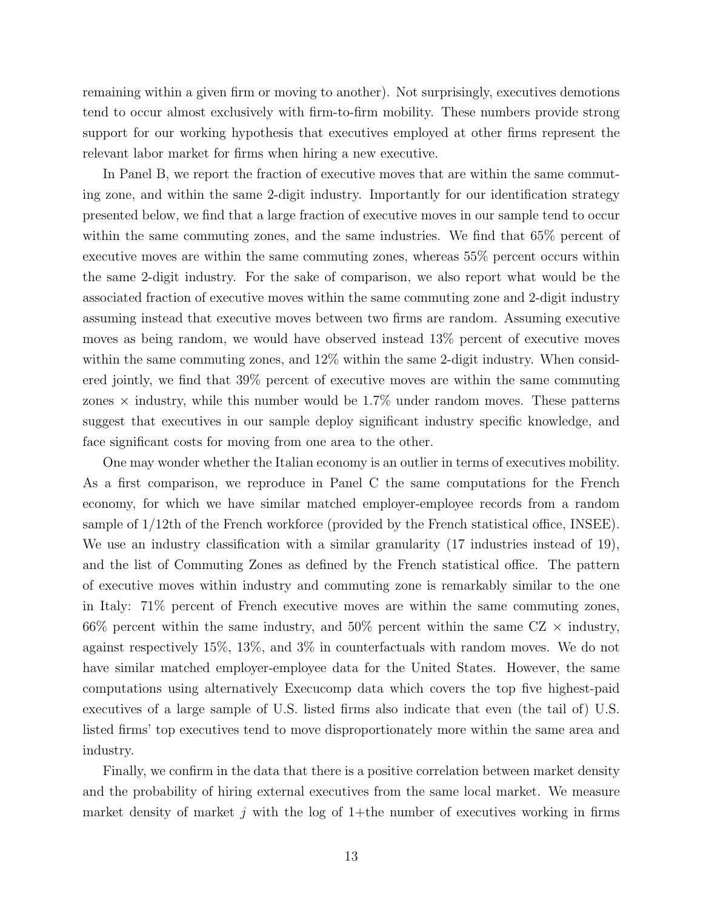remaining within a given firm or moving to another). Not surprisingly, executives demotions tend to occur almost exclusively with firm-to-firm mobility. These numbers provide strong support for our working hypothesis that executives employed at other firms represent the relevant labor market for firms when hiring a new executive.

In Panel B, we report the fraction of executive moves that are within the same commuting zone, and within the same 2-digit industry. Importantly for our identification strategy presented below, we find that a large fraction of executive moves in our sample tend to occur within the same commuting zones, and the same industries. We find that 65% percent of executive moves are within the same commuting zones, whereas 55% percent occurs within the same 2-digit industry. For the sake of comparison, we also report what would be the associated fraction of executive moves within the same commuting zone and 2-digit industry assuming instead that executive moves between two firms are random. Assuming executive moves as being random, we would have observed instead 13% percent of executive moves within the same commuting zones, and 12% within the same 2-digit industry. When considered jointly, we find that 39% percent of executive moves are within the same commuting zones $\times$ industry, while this number would be 1.7% under random moves. These patterns suggest that executives in our sample deploy significant industry specific knowledge, and face significant costs for moving from one area to the other.

One may wonder whether the Italian economy is an outlier in terms of executives mobility. As a first comparison, we reproduce in Panel C the same computations for the French economy, for which we have similar matched employer-employee records from a random sample of 1/12th of the French workforce (provided by the French statistical office, INSEE). We use an industry classification with a similar granularity (17 industries instead of 19), and the list of Commuting Zones as defined by the French statistical office. The pattern of executive moves within industry and commuting zone is remarkably similar to the one in Italy: 71% percent of French executive moves are within the same commuting zones, 66% percent within the same industry, and 50% percent within the same CZ $\times$ industry, against respectively 15%, 13%, and 3% in counterfactuals with random moves. We do not have similar matched employer-employee data for the United States. However, the same computations using alternatively Execucomp data which covers the top five highest-paid executives of a large sample of U.S. listed firms also indicate that even (the tail of) U.S. listed firms' top executives tend to move disproportionately more within the same area and industry.

Finally, we confirm in the data that there is a positive correlation between market density and the probability of hiring external executives from the same local market. We measure market density of market $j$ with the log of 1+the number of executives working in firms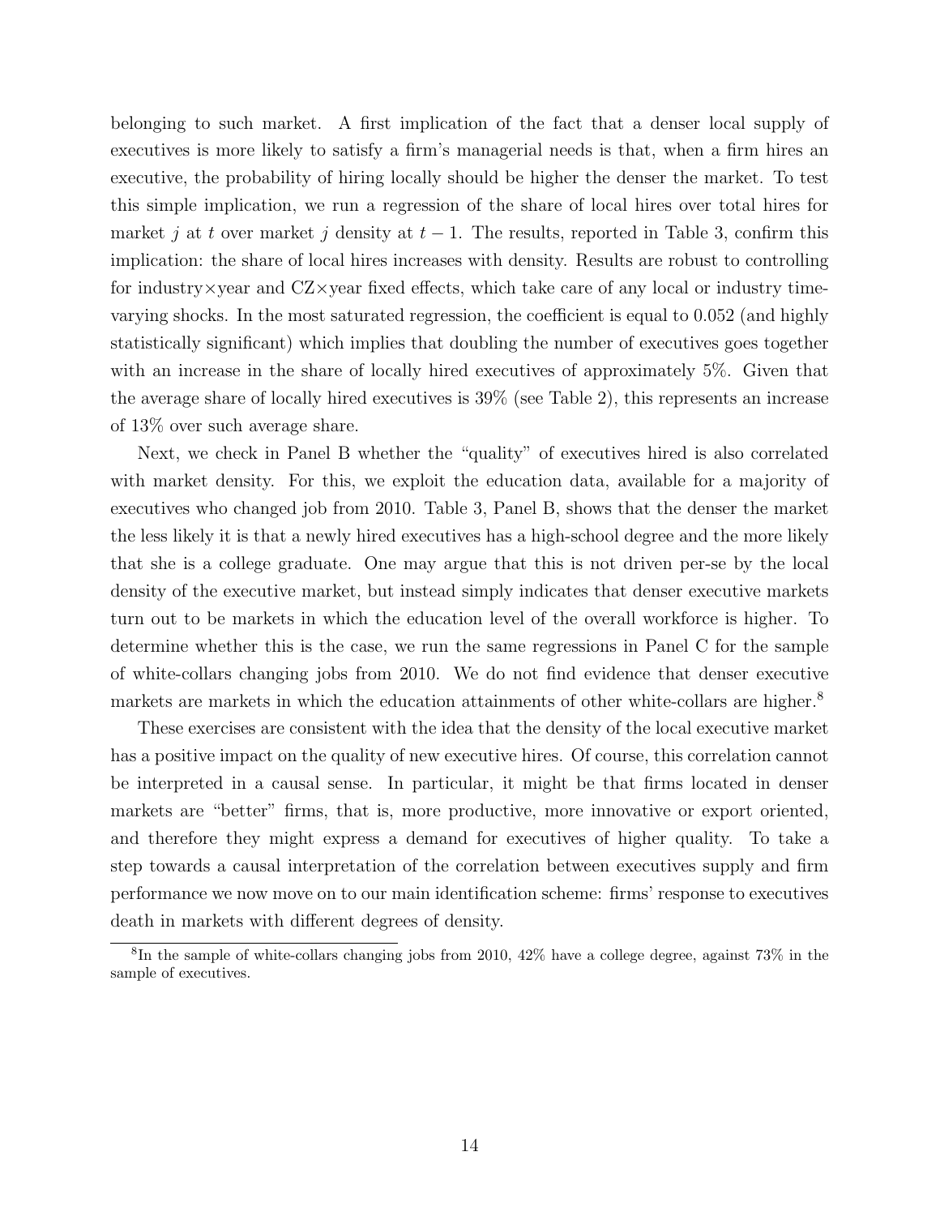belonging to such market. A first implication of the fact that a denser local supply of executives is more likely to satisfy a firm's managerial needs is that, when a firm hires an executive, the probability of hiring locally should be higher the denser the market. To test this simple implication, we run a regression of the share of local hires over total hires for market $j$ at $t$ over market $j$ density at $t-1$. The results, reported in Table 3, confirm this implication: the share of local hires increases with density. Results are robust to controlling for industry×year and CZ×year fixed effects, which take care of any local or industry time-varying shocks. In the most saturated regression, the coefficient is equal to 0.052 (and highly statistically significant) which implies that doubling the number of executives goes together with an increase in the share of locally hired executives of approximately 5%. Given that the average share of locally hired executives is 39% (see Table 2), this represents an increase of 13% over such average share.

Next, we check in Panel B whether the "quality" of executives hired is also correlated with market density. For this, we exploit the education data, available for a majority of executives who changed job from 2010. Table 3, Panel B, shows that the denser the market the less likely it is that a newly hired executives has a high-school degree and the more likely that she is a college graduate. One may argue that this is not driven per-se by the local density of the executive market, but instead simply indicates that denser executive markets turn out to be markets in which the education level of the overall workforce is higher. To determine whether this is the case, we run the same regressions in Panel C for the sample of white-collars changing jobs from 2010. We do not find evidence that denser executive markets are markets in which the education attainments of other white-collars are higher.[8]

These exercises are consistent with the idea that the density of the local executive market has a positive impact on the quality of new executive hires. Of course, this correlation cannot be interpreted in a causal sense. In particular, it might be that firms located in denser markets are "better" firms, that is, more productive, more innovative or export oriented, and therefore they might express a demand for executives of higher quality. To take a step towards a causal interpretation of the correlation between executives supply and firm performance we now move on to our main identification scheme: firms' response to executives death in markets with different degrees of density.

[8] In the sample of white-collars changing jobs from 2010, 42% have a college degree, against 73% in the sample of executives.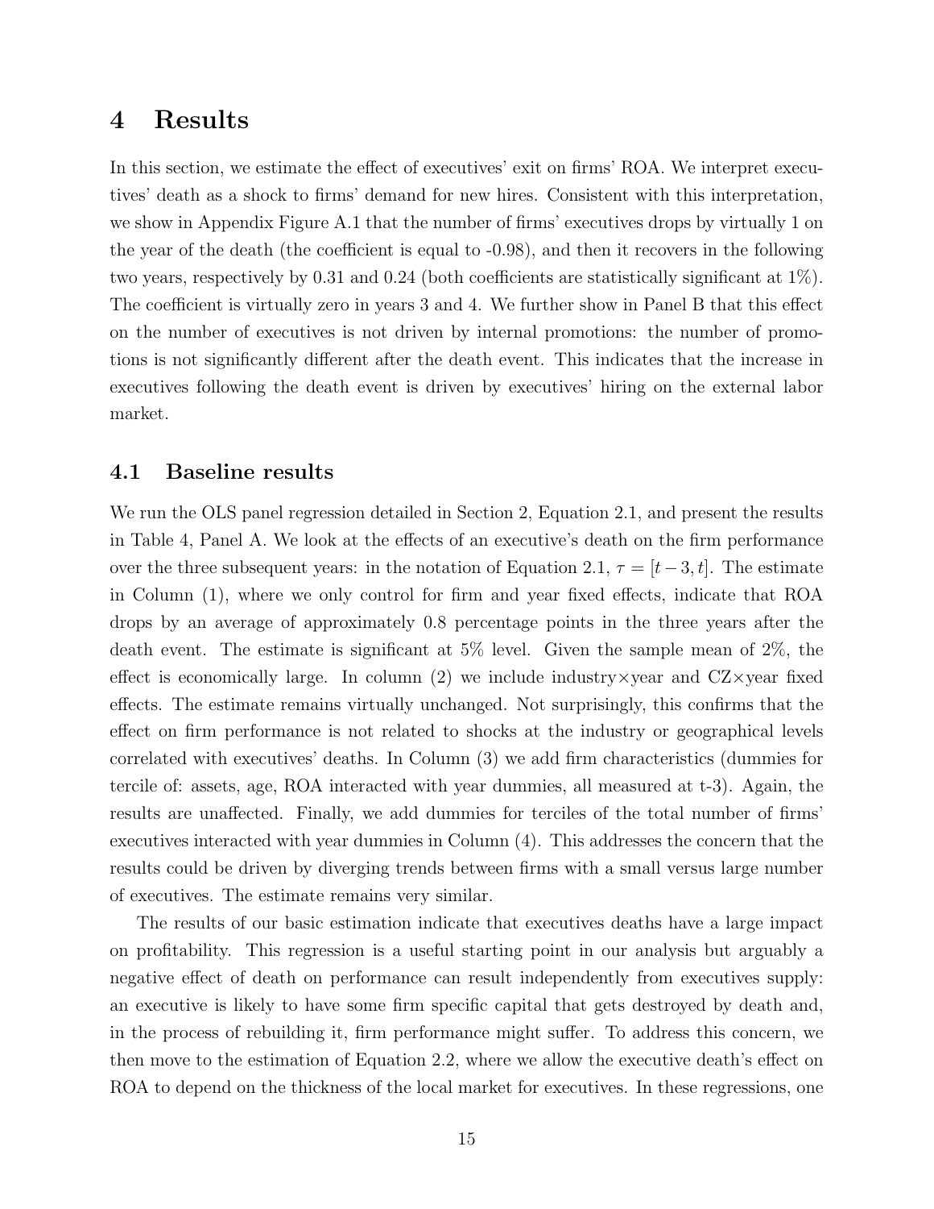# 4 Results

In this section, we estimate the effect of executives' exit on firms' ROA. We interpret executives' death as a shock to firms' demand for new hires. Consistent with this interpretation, we show in Appendix Figure A.1 that the number of firms' executives drops by virtually 1 on the year of the death (the coefficient is equal to -0.98), and then it recovers in the following two years, respectively by 0.31 and 0.24 (both coefficients are statistically significant at 1%). The coefficient is virtually zero in years 3 and 4. We further show in Panel B that this effect on the number of executives is not driven by internal promotions: the number of promotions is not significantly different after the death event. This indicates that the increase in executives following the death event is driven by executives' hiring on the external labor market.

## 4.1 Baseline results

We run the OLS panel regression detailed in Section 2, Equation 2.1, and present the results in Table 4, Panel A. We look at the effects of an executive's death on the firm performance over the three subsequent years: in the notation of Equation 2.1, $\tau = [t-3, t]$. The estimate in Column (1), where we only control for firm and year fixed effects, indicate that ROA drops by an average of approximately 0.8 percentage points in the three years after the death event. The estimate is significant at 5% level. Given the sample mean of 2%, the effect is economically large. In column (2) we include industry$\times$year and CZ$\times$year fixed effects. The estimate remains virtually unchanged. Not surprisingly, this confirms that the effect on firm performance is not related to shocks at the industry or geographical levels correlated with executives' deaths. In Column (3) we add firm characteristics (dummies for tercile of: assets, age, ROA interacted with year dummies, all measured at t-3). Again, the results are unaffected. Finally, we add dummies for terciles of the total number of firms' executives interacted with year dummies in Column (4). This addresses the concern that the results could be driven by diverging trends between firms with a small versus large number of executives. The estimate remains very similar.

The results of our basic estimation indicate that executives deaths have a large impact on profitability. This regression is a useful starting point in our analysis but arguably a negative effect of death on performance can result independently from executives supply: an executive is likely to have some firm specific capital that gets destroyed by death and, in the process of rebuilding it, firm performance might suffer. To address this concern, we then move to the estimation of Equation 2.2, where we allow the executive death's effect on ROA to depend on the thickness of the local market for executives. In these regressions, one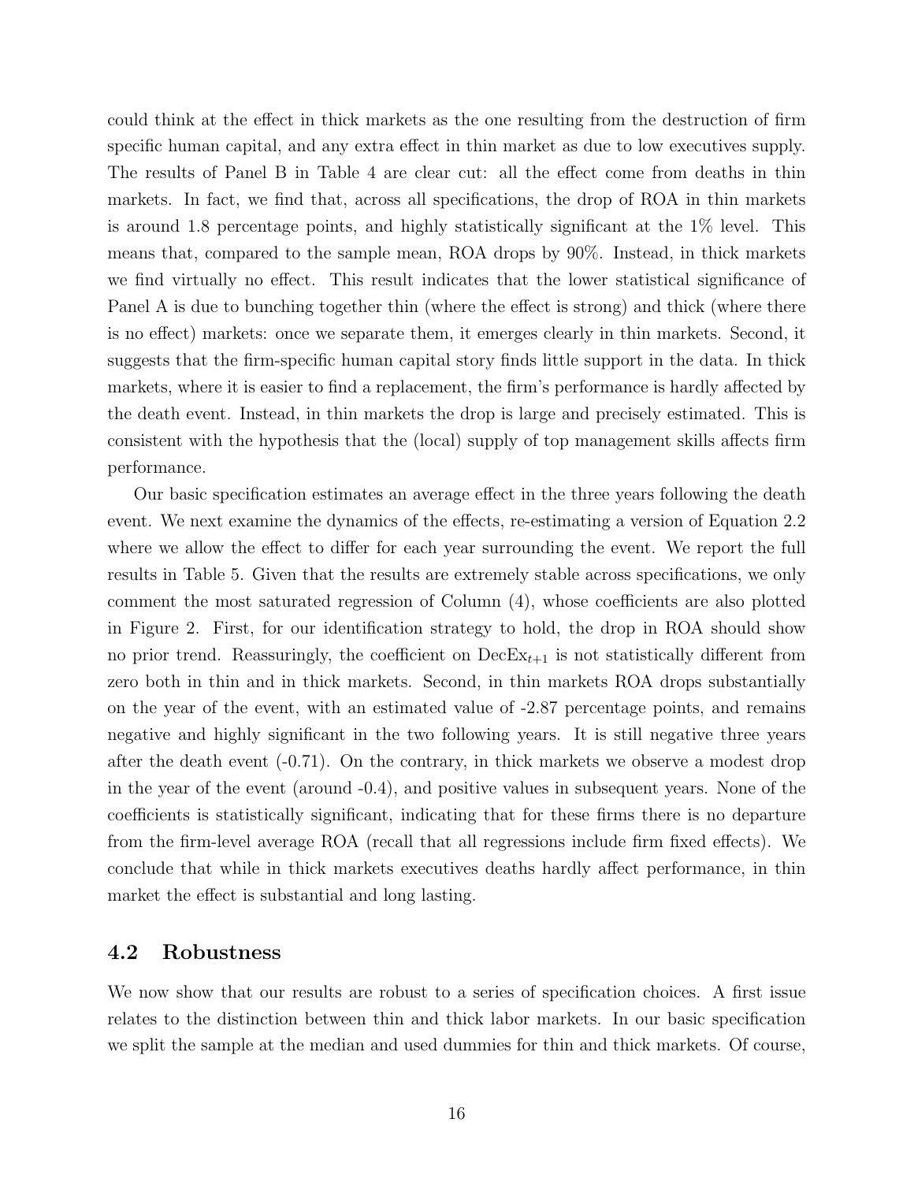could think at the effect in thick markets as the one resulting from the destruction of firm specific human capital, and any extra effect in thin market as due to low executives supply. The results of Panel B in Table 4 are clear cut: all the effect come from deaths in thin markets. In fact, we find that, across all specifications, the drop of ROA in thin markets is around 1.8 percentage points, and highly statistically significant at the 1% level. This means that, compared to the sample mean, ROA drops by 90%. Instead, in thick markets we find virtually no effect. This result indicates that the lower statistical significance of Panel A is due to bunching together thin (where the effect is strong) and thick (where there is no effect) markets: once we separate them, it emerges clearly in thin markets. Second, it suggests that the firm-specific human capital story finds little support in the data. In thick markets, where it is easier to find a replacement, the firm's performance is hardly affected by the death event. Instead, in thin markets the drop is large and precisely estimated. This is consistent with the hypothesis that the (local) supply of top management skills affects firm performance.

Our basic specification estimates an average effect in the three years following the death event. We next examine the dynamics of the effects, re-estimating a version of Equation 2.2 where we allow the effect to differ for each year surrounding the event. We report the full results in Table 5. Given that the results are extremely stable across specifications, we only comment the most saturated regression of Column (4), whose coefficients are also plotted in Figure 2. First, for our identification strategy to hold, the drop in ROA should show no prior trend. Reassuringly, the coefficient on $\text{DecEx}_{t+1}$ is not statistically different from zero both in thin and in thick markets. Second, in thin markets ROA drops substantially on the year of the event, with an estimated value of -2.87 percentage points, and remains negative and highly significant in the two following years. It is still negative three years after the death event (-0.71). On the contrary, in thick markets we observe a modest drop in the year of the event (around -0.4), and positive values in subsequent years. None of the coefficients is statistically significant, indicating that for these firms there is no departure from the firm-level average ROA (recall that all regressions include firm fixed effects). We conclude that while in thick markets executives deaths hardly affect performance, in thin market the effect is substantial and long lasting.

## 4.2 Robustness

We now show that our results are robust to a series of specification choices. A first issue relates to the distinction between thin and thick labor markets. In our basic specification we split the sample at the median and used dummies for thin and thick markets. Of course,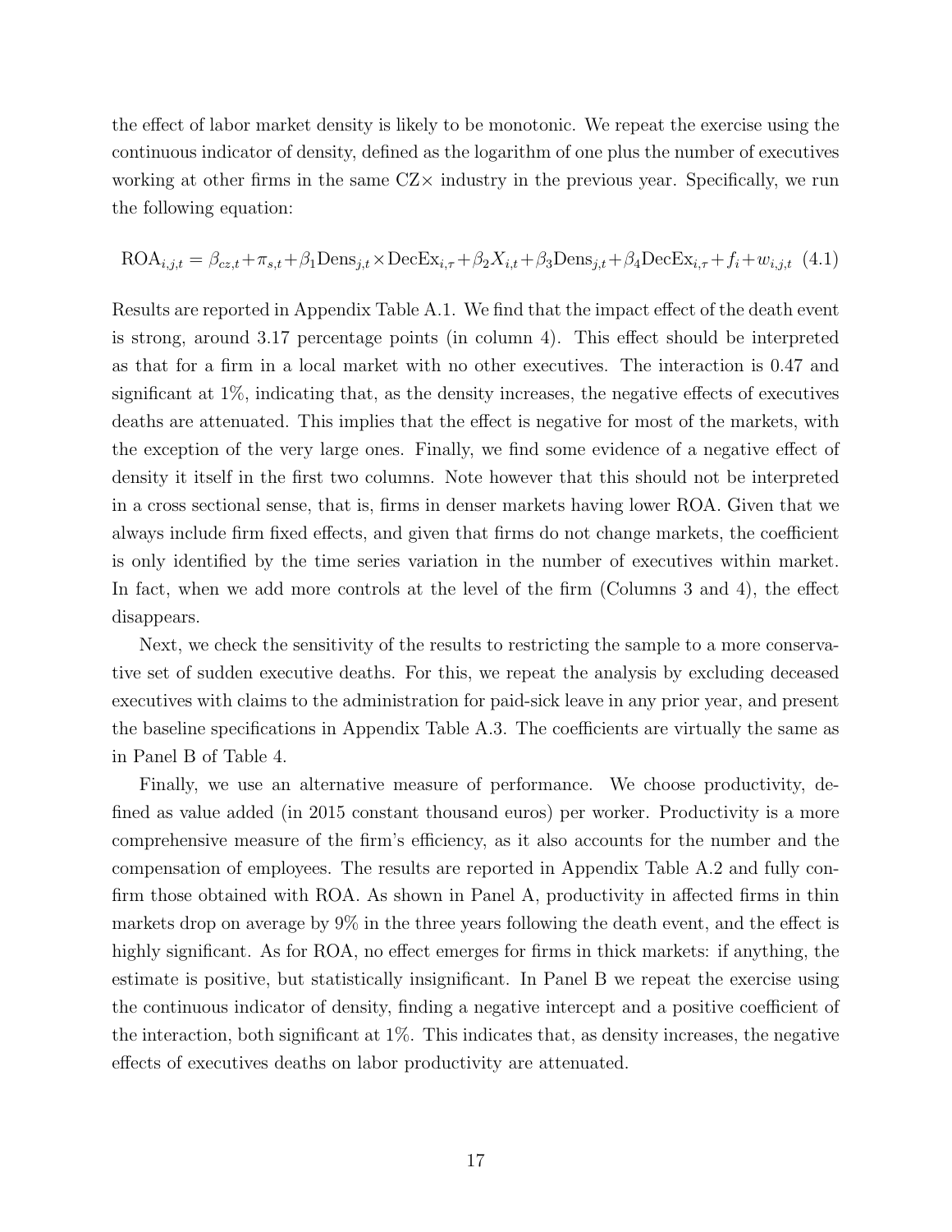the effect of labor market density is likely to be monotonic. We repeat the exercise using the continuous indicator of density, defined as the logarithm of one plus the number of executives working at other firms in the same CZ× industry in the previous year. Specifically, we run the following equation:

$$\text{ROA}_{i,j,t} = \beta_{cz,t} + \pi_{s,t} + \beta_1 \text{Dens}_{j,t} \times \text{DecEx}_{i,\tau} + \beta_2 X_{i,t} + \beta_3 \text{Dens}_{j,t} + \beta_4 \text{DecEx}_{i,\tau} + f_i + w_{i,j,t} \quad (4.1)$$

Results are reported in Appendix Table A.1. We find that the impact effect of the death event is strong, around 3.17 percentage points (in column 4). This effect should be interpreted as that for a firm in a local market with no other executives. The interaction is 0.47 and significant at 1%, indicating that, as the density increases, the negative effects of executives deaths are attenuated. This implies that the effect is negative for most of the markets, with the exception of the very large ones. Finally, we find some evidence of a negative effect of density it itself in the first two columns. Note however that this should not be interpreted in a cross sectional sense, that is, firms in denser markets having lower ROA. Given that we always include firm fixed effects, and given that firms do not change markets, the coefficient is only identified by the time series variation in the number of executives within market. In fact, when we add more controls at the level of the firm (Columns 3 and 4), the effect disappears.

Next, we check the sensitivity of the results to restricting the sample to a more conservative set of sudden executive deaths. For this, we repeat the analysis by excluding deceased executives with claims to the administration for paid-sick leave in any prior year, and present the baseline specifications in Appendix Table A.3. The coefficients are virtually the same as in Panel B of Table 4.

Finally, we use an alternative measure of performance. We choose productivity, defined as value added (in 2015 constant thousand euros) per worker. Productivity is a more comprehensive measure of the firm's efficiency, as it also accounts for the number and the compensation of employees. The results are reported in Appendix Table A.2 and fully confirm those obtained with ROA. As shown in Panel A, productivity in affected firms in thin markets drop on average by 9% in the three years following the death event, and the effect is highly significant. As for ROA, no effect emerges for firms in thick markets: if anything, the estimate is positive, but statistically insignificant. In Panel B we repeat the exercise using the continuous indicator of density, finding a negative intercept and a positive coefficient of the interaction, both significant at 1%. This indicates that, as density increases, the negative effects of executives deaths on labor productivity are attenuated.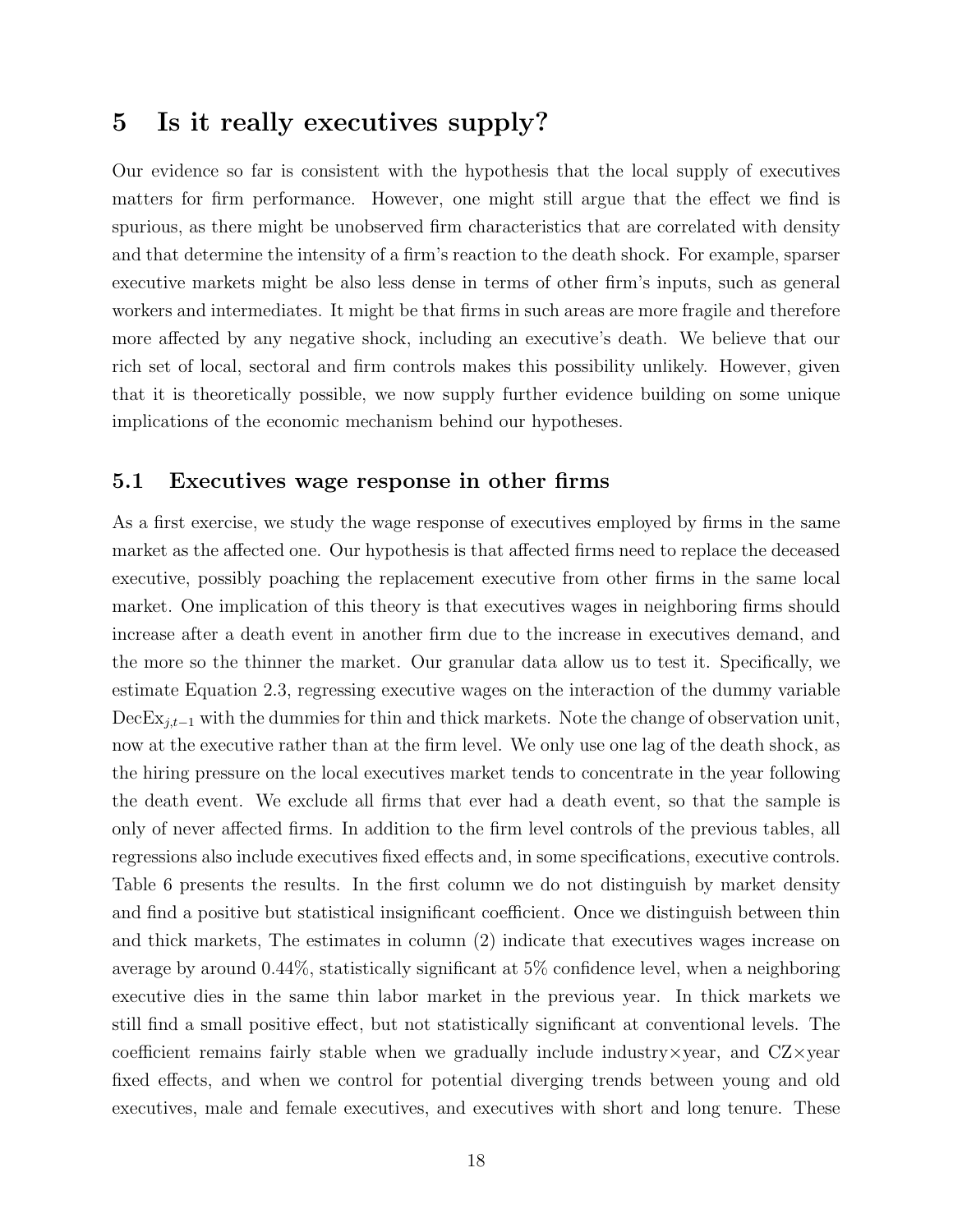## 5 Is it really executives supply?

Our evidence so far is consistent with the hypothesis that the local supply of executives matters for firm performance. However, one might still argue that the effect we find is spurious, as there might be unobserved firm characteristics that are correlated with density and that determine the intensity of a firm's reaction to the death shock. For example, sparser executive markets might be also less dense in terms of other firm's inputs, such as general workers and intermediates. It might be that firms in such areas are more fragile and therefore more affected by any negative shock, including an executive's death. We believe that our rich set of local, sectoral and firm controls makes this possibility unlikely. However, given that it is theoretically possible, we now supply further evidence building on some unique implications of the economic mechanism behind our hypotheses.

### 5.1 Executives wage response in other firms

As a first exercise, we study the wage response of executives employed by firms in the same market as the affected one. Our hypothesis is that affected firms need to replace the deceased executive, possibly poaching the replacement executive from other firms in the same local market. One implication of this theory is that executives wages in neighboring firms should increase after a death event in another firm due to the increase in executives demand, and the more so the thinner the market. Our granular data allow us to test it. Specifically, we estimate Equation 2.3, regressing executive wages on the interaction of the dummy variable $\text{DecEx}_{j,t-1}$ with the dummies for thin and thick markets. Note the change of observation unit, now at the executive rather than at the firm level. We only use one lag of the death shock, as the hiring pressure on the local executives market tends to concentrate in the year following the death event. We exclude all firms that ever had a death event, so that the sample is only of never affected firms. In addition to the firm level controls of the previous tables, all regressions also include executives fixed effects and, in some specifications, executive controls. Table 6 presents the results. In the first column we do not distinguish by market density and find a positive but statistical insignificant coefficient. Once we distinguish between thin and thick markets, The estimates in column (2) indicate that executives wages increase on average by around 0.44%, statistically significant at 5% confidence level, when a neighboring executive dies in the same thin labor market in the previous year. In thick markets we still find a small positive effect, but not statistically significant at conventional levels. The coefficient remains fairly stable when we gradually include industry×year, and CZ×year fixed effects, and when we control for potential diverging trends between young and old executives, male and female executives, and executives with short and long tenure. These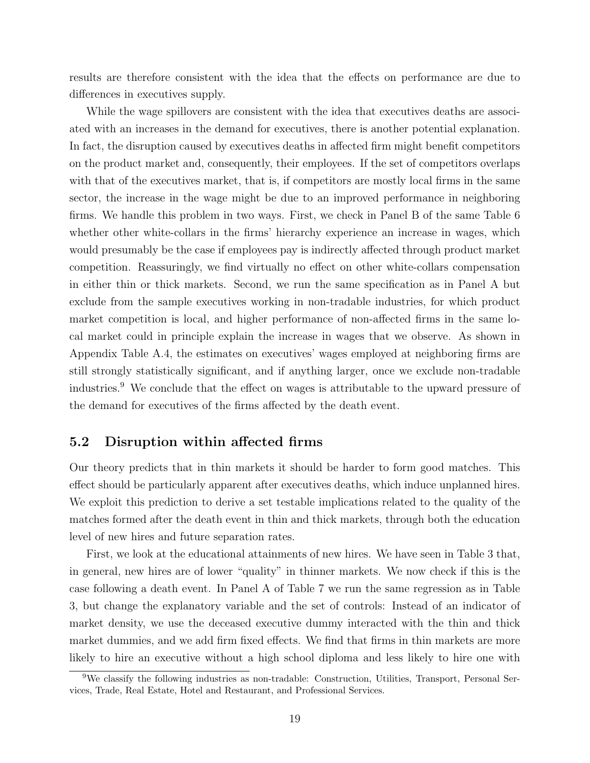results are therefore consistent with the idea that the effects on performance are due to differences in executives supply.

While the wage spillovers are consistent with the idea that executives deaths are associated with an increases in the demand for executives, there is another potential explanation. In fact, the disruption caused by executives deaths in affected firm might benefit competitors on the product market and, consequently, their employees. If the set of competitors overlaps with that of the executives market, that is, if competitors are mostly local firms in the same sector, the increase in the wage might be due to an improved performance in neighboring firms. We handle this problem in two ways. First, we check in Panel B of the same Table 6 whether other white-collars in the firms' hierarchy experience an increase in wages, which would presumably be the case if employees pay is indirectly affected through product market competition. Reassuringly, we find virtually no effect on other white-collars compensation in either thin or thick markets. Second, we run the same specification as in Panel A but exclude from the sample executives working in non-tradable industries, for which product market competition is local, and higher performance of non-affected firms in the same local market could in principle explain the increase in wages that we observe. As shown in Appendix Table A.4, the estimates on executives' wages employed at neighboring firms are still strongly statistically significant, and if anything larger, once we exclude non-tradable industries.[9] We conclude that the effect on wages is attributable to the upward pressure of the demand for executives of the firms affected by the death event.

## 5.2 Disruption within affected firms

Our theory predicts that in thin markets it should be harder to form good matches. This effect should be particularly apparent after executives deaths, which induce unplanned hires. We exploit this prediction to derive a set testable implications related to the quality of the matches formed after the death event in thin and thick markets, through both the education level of new hires and future separation rates.

First, we look at the educational attainments of new hires. We have seen in Table 3 that, in general, new hires are of lower "quality" in thinner markets. We now check if this is the case following a death event. In Panel A of Table 7 we run the same regression as in Table 3, but change the explanatory variable and the set of controls: Instead of an indicator of market density, we use the deceased executive dummy interacted with the thin and thick market dummies, and we add firm fixed effects. We find that firms in thin markets are more likely to hire an executive without a high school diploma and less likely to hire one with

[9] We classify the following industries as non-tradable: Construction, Utilities, Transport, Personal Services, Trade, Real Estate, Hotel and Restaurant, and Professional Services.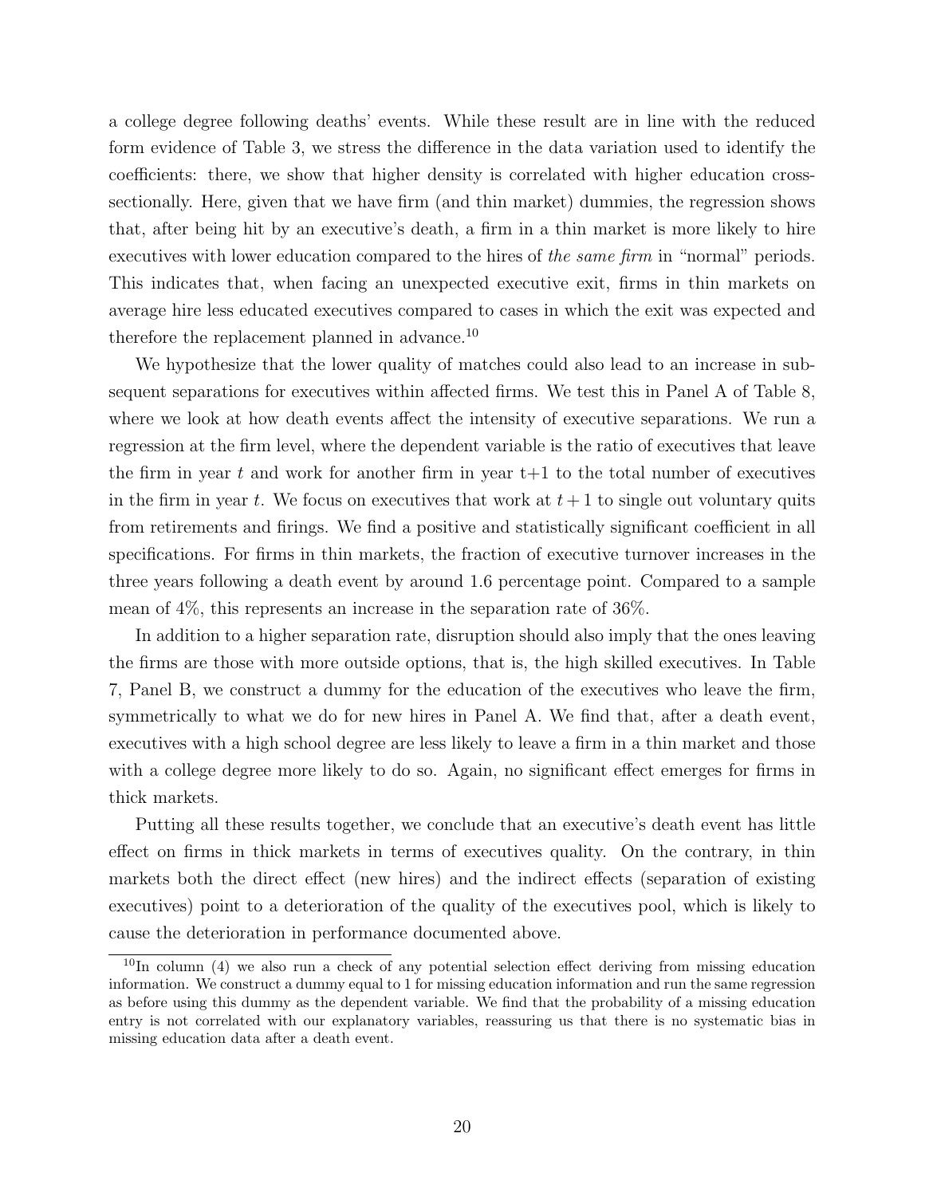a college degree following deaths' events. While these result are in line with the reduced form evidence of Table 3, we stress the difference in the data variation used to identify the coefficients: there, we show that higher density is correlated with higher education cross-sectionally. Here, given that we have firm (and thin market) dummies, the regression shows that, after being hit by an executive's death, a firm in a thin market is more likely to hire executives with lower education compared to the hires of *the same firm* in "normal" periods. This indicates that, when facing an unexpected executive exit, firms in thin markets on average hire less educated executives compared to cases in which the exit was expected and therefore the replacement planned in advance.[10]

We hypothesize that the lower quality of matches could also lead to an increase in subsequent separations for executives within affected firms. We test this in Panel A of Table 8, where we look at how death events affect the intensity of executive separations. We run a regression at the firm level, where the dependent variable is the ratio of executives that leave the firm in year $t$ and work for another firm in year t+1 to the total number of executives in the firm in year $t$. We focus on executives that work at $t + 1$ to single out voluntary quits from retirements and firings. We find a positive and statistically significant coefficient in all specifications. For firms in thin markets, the fraction of executive turnover increases in the three years following a death event by around 1.6 percentage point. Compared to a sample mean of 4%, this represents an increase in the separation rate of 36%.

In addition to a higher separation rate, disruption should also imply that the ones leaving the firms are those with more outside options, that is, the high skilled executives. In Table 7, Panel B, we construct a dummy for the education of the executives who leave the firm, symmetrically to what we do for new hires in Panel A. We find that, after a death event, executives with a high school degree are less likely to leave a firm in a thin market and those with a college degree more likely to do so. Again, no significant effect emerges for firms in thick markets.

Putting all these results together, we conclude that an executive's death event has little effect on firms in thick markets in terms of executives quality. On the contrary, in thin markets both the direct effect (new hires) and the indirect effects (separation of existing executives) point to a deterioration of the quality of the executives pool, which is likely to cause the deterioration in performance documented above.

[10] In column (4) we also run a check of any potential selection effect deriving from missing education information. We construct a dummy equal to 1 for missing education information and run the same regression as before using this dummy as the dependent variable. We find that the probability of a missing education entry is not correlated with our explanatory variables, reassuring us that there is no systematic bias in missing education data after a death event.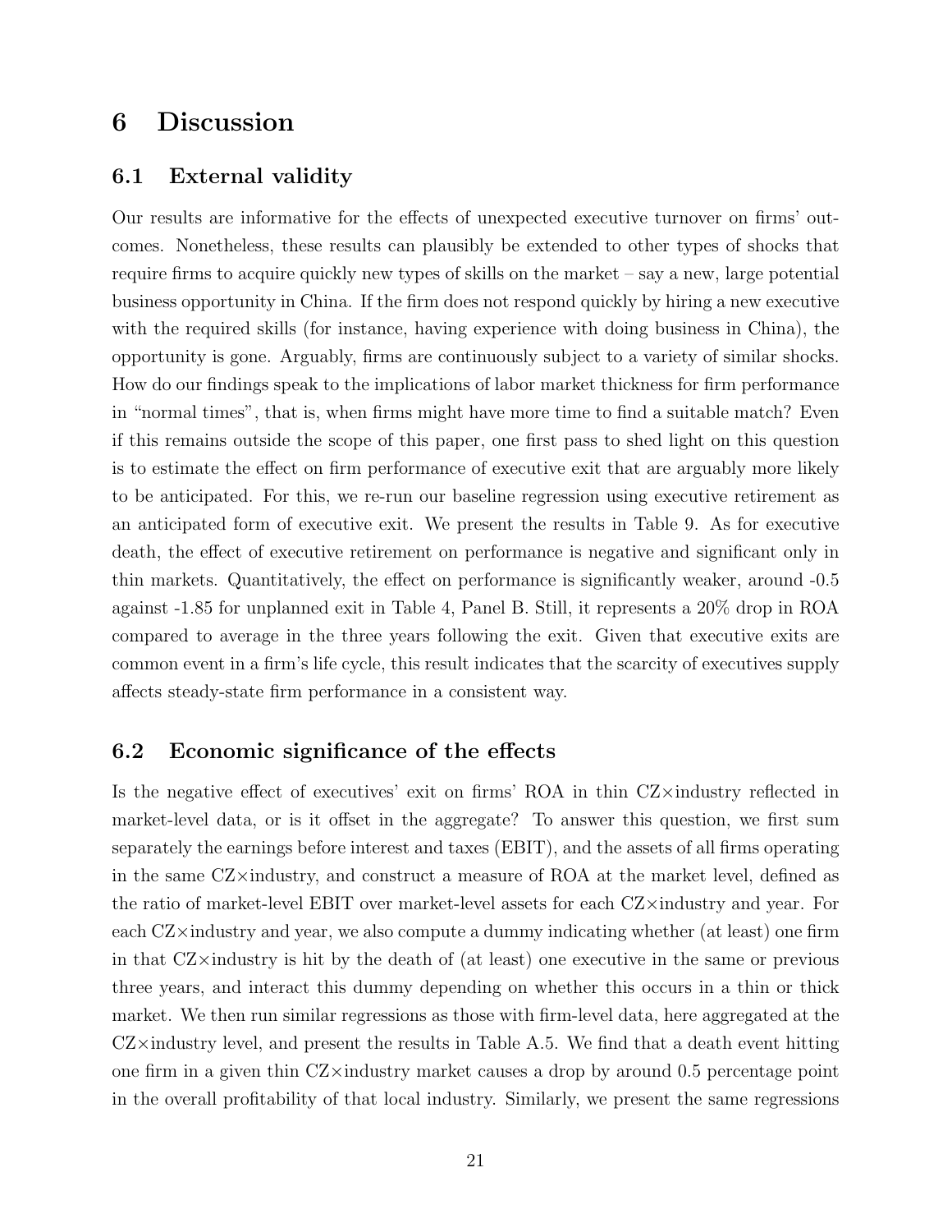# 6 Discussion

## 6.1 External validity

Our results are informative for the effects of unexpected executive turnover on firms' outcomes. Nonetheless, these results can plausibly be extended to other types of shocks that require firms to acquire quickly new types of skills on the market – say a new, large potential business opportunity in China. If the firm does not respond quickly by hiring a new executive with the required skills (for instance, having experience with doing business in China), the opportunity is gone. Arguably, firms are continuously subject to a variety of similar shocks. How do our findings speak to the implications of labor market thickness for firm performance in "normal times", that is, when firms might have more time to find a suitable match? Even if this remains outside the scope of this paper, one first pass to shed light on this question is to estimate the effect on firm performance of executive exit that are arguably more likely to be anticipated. For this, we re-run our baseline regression using executive retirement as an anticipated form of executive exit. We present the results in Table 9. As for executive death, the effect of executive retirement on performance is negative and significant only in thin markets. Quantitatively, the effect on performance is significantly weaker, around -0.5 against -1.85 for unplanned exit in Table 4, Panel B. Still, it represents a 20% drop in ROA compared to average in the three years following the exit. Given that executive exits are common event in a firm's life cycle, this result indicates that the scarcity of executives supply affects steady-state firm performance in a consistent way.

## 6.2 Economic significance of the effects

Is the negative effect of executives' exit on firms' ROA in thin CZ×industry reflected in market-level data, or is it offset in the aggregate? To answer this question, we first sum separately the earnings before interest and taxes (EBIT), and the assets of all firms operating in the same CZ×industry, and construct a measure of ROA at the market level, defined as the ratio of market-level EBIT over market-level assets for each CZ×industry and year. For each CZ×industry and year, we also compute a dummy indicating whether (at least) one firm in that CZ×industry is hit by the death of (at least) one executive in the same or previous three years, and interact this dummy depending on whether this occurs in a thin or thick market. We then run similar regressions as those with firm-level data, here aggregated at the CZ×industry level, and present the results in Table A.5. We find that a death event hitting one firm in a given thin CZ×industry market causes a drop by around 0.5 percentage point in the overall profitability of that local industry. Similarly, we present the same regressions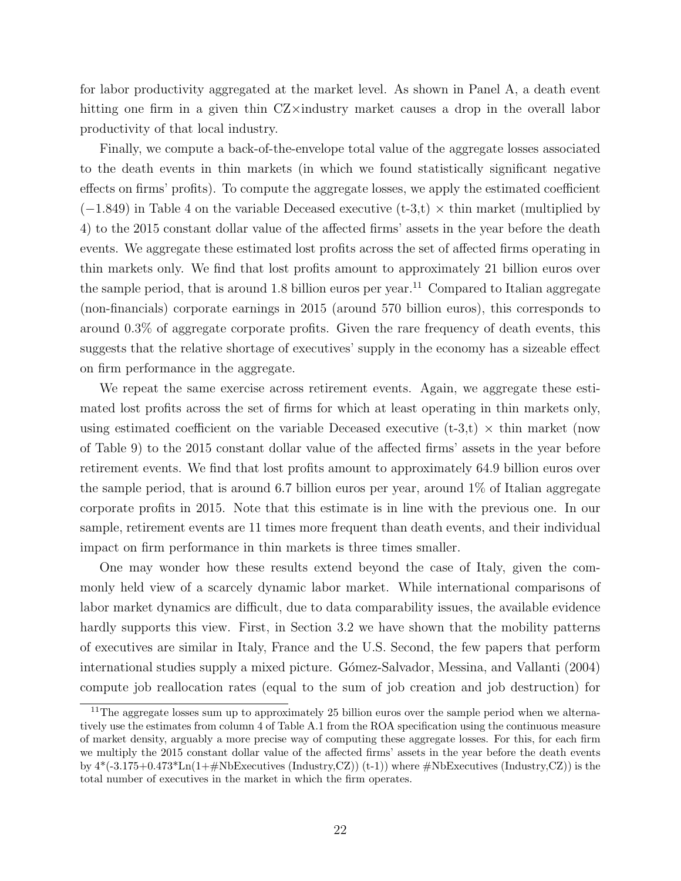for labor productivity aggregated at the market level. As shown in Panel A, a death event hitting one firm in a given thin CZ×industry market causes a drop in the overall labor productivity of that local industry.

Finally, we compute a back-of-the-envelope total value of the aggregate losses associated to the death events in thin markets (in which we found statistically significant negative effects on firms' profits). To compute the aggregate losses, we apply the estimated coefficient ($-1.849$) in Table 4 on the variable Deceased executive (t-3,t) × thin market (multiplied by 4) to the 2015 constant dollar value of the affected firms' assets in the year before the death events. We aggregate these estimated lost profits across the set of affected firms operating in thin markets only. We find that lost profits amount to approximately 21 billion euros over the sample period, that is around 1.8 billion euros per year.[11] Compared to Italian aggregate (non-financials) corporate earnings in 2015 (around 570 billion euros), this corresponds to around 0.3% of aggregate corporate profits. Given the rare frequency of death events, this suggests that the relative shortage of executives' supply in the economy has a sizeable effect on firm performance in the aggregate.

We repeat the same exercise across retirement events. Again, we aggregate these estimated lost profits across the set of firms for which at least operating in thin markets only, using estimated coefficient on the variable Deceased executive (t-3,t) × thin market (now of Table 9) to the 2015 constant dollar value of the affected firms' assets in the year before retirement events. We find that lost profits amount to approximately 64.9 billion euros over the sample period, that is around 6.7 billion euros per year, around 1% of Italian aggregate corporate profits in 2015. Note that this estimate is in line with the previous one. In our sample, retirement events are 11 times more frequent than death events, and their individual impact on firm performance in thin markets is three times smaller.

One may wonder how these results extend beyond the case of Italy, given the commonly held view of a scarcely dynamic labor market. While international comparisons of labor market dynamics are difficult, due to data comparability issues, the available evidence hardly supports this view. First, in Section 3.2 we have shown that the mobility patterns of executives are similar in Italy, France and the U.S. Second, the few papers that perform international studies supply a mixed picture. Gómez-Salvador, Messina, and Vallanti (2004) compute job reallocation rates (equal to the sum of job creation and job destruction) for

[11] The aggregate losses sum up to approximately 25 billion euros over the sample period when we alternatively use the estimates from column 4 of Table A.1 from the ROA specification using the continuous measure of market density, arguably a more precise way of computing these aggregate losses. For this, for each firm we multiply the 2015 constant dollar value of the affected firms' assets in the year before the death events by $4*(-3.175+0.473*\text{Ln}(1+\#\text{NbExecutives (Industry,CZ)})\ (t-1))$ where #NbExecutives (Industry,CZ)) is the total number of executives in the market in which the firm operates.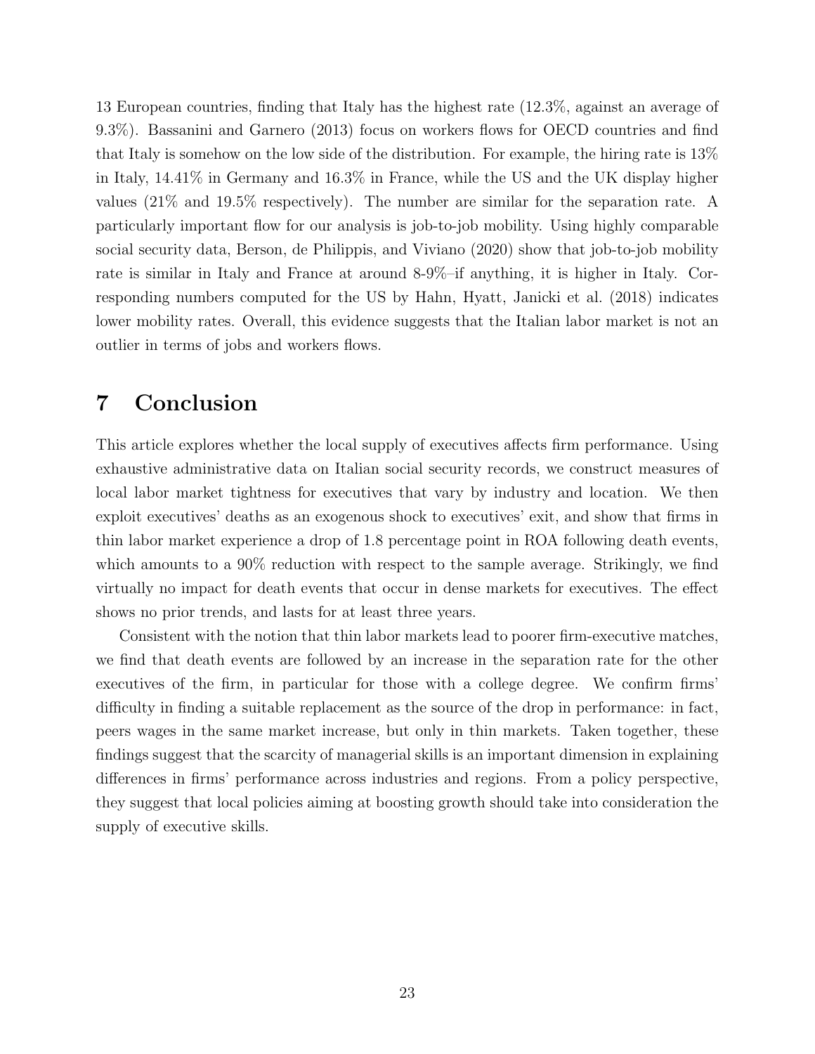13 European countries, finding that Italy has the highest rate (12.3%, against an average of 9.3%). Bassanini and Garnero (2013) focus on workers flows for OECD countries and find that Italy is somehow on the low side of the distribution. For example, the hiring rate is 13% in Italy, 14.41% in Germany and 16.3% in France, while the US and the UK display higher values (21% and 19.5% respectively). The number are similar for the separation rate. A particularly important flow for our analysis is job-to-job mobility. Using highly comparable social security data, Berson, de Philippis, and Viviano (2020) show that job-to-job mobility rate is similar in Italy and France at around 8-9%–if anything, it is higher in Italy. Corresponding numbers computed for the US by Hahn, Hyatt, Janicki et al. (2018) indicates lower mobility rates. Overall, this evidence suggests that the Italian labor market is not an outlier in terms of jobs and workers flows.

# 7 Conclusion

This article explores whether the local supply of executives affects firm performance. Using exhaustive administrative data on Italian social security records, we construct measures of local labor market tightness for executives that vary by industry and location. We then exploit executives' deaths as an exogenous shock to executives' exit, and show that firms in thin labor market experience a drop of 1.8 percentage point in ROA following death events, which amounts to a 90% reduction with respect to the sample average. Strikingly, we find virtually no impact for death events that occur in dense markets for executives. The effect shows no prior trends, and lasts for at least three years.

Consistent with the notion that thin labor markets lead to poorer firm-executive matches, we find that death events are followed by an increase in the separation rate for the other executives of the firm, in particular for those with a college degree. We confirm firms' difficulty in finding a suitable replacement as the source of the drop in performance: in fact, peers wages in the same market increase, but only in thin markets. Taken together, these findings suggest that the scarcity of managerial skills is an important dimension in explaining differences in firms' performance across industries and regions. From a policy perspective, they suggest that local policies aiming at boosting growth should take into consideration the supply of executive skills.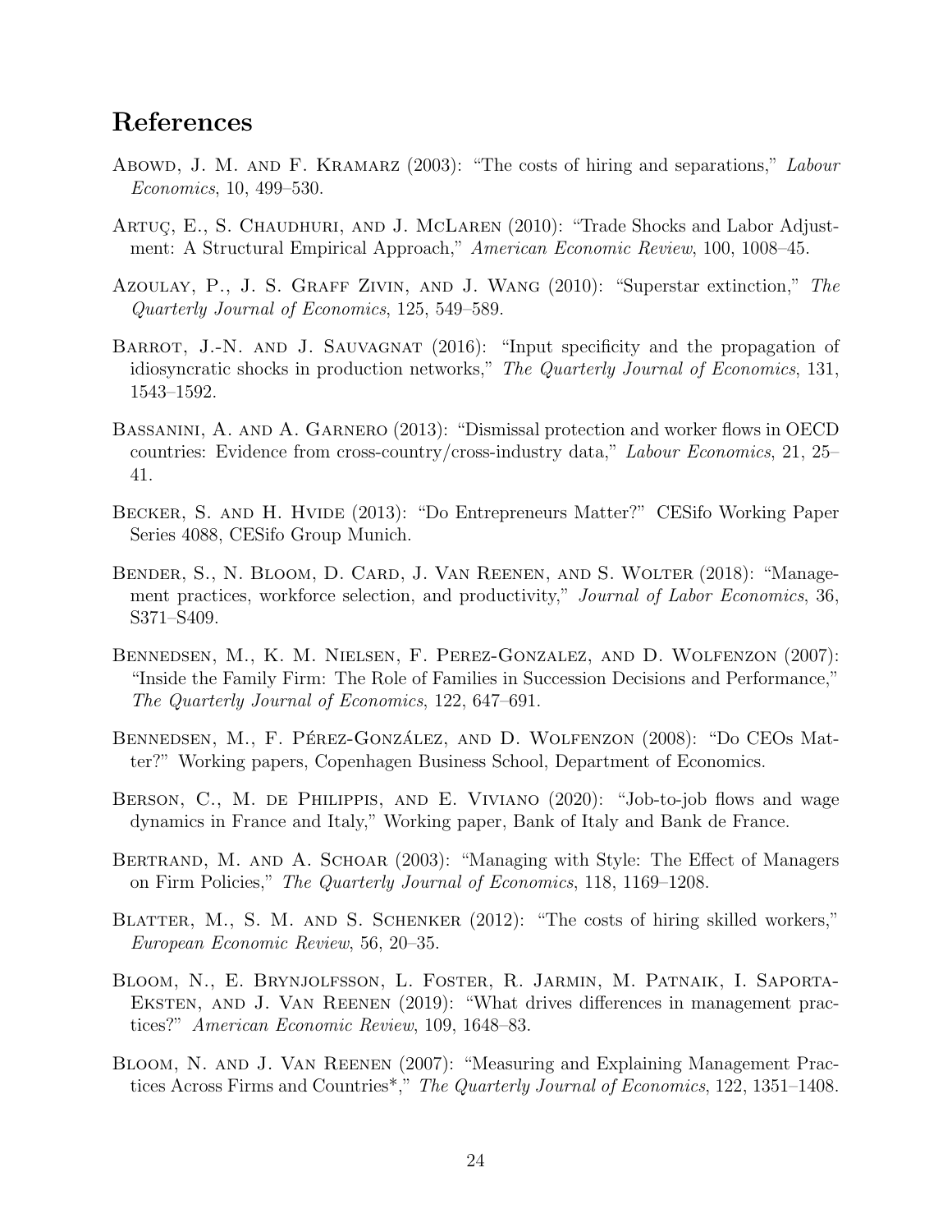# References

Abowd, J. M. and F. Kramarz (2003): "The costs of hiring and separations," *Labour Economics*, 10, 499–530.

Artuç, E., S. Chaudhuri, and J. McLaren (2010): "Trade Shocks and Labor Adjustment: A Structural Empirical Approach," *American Economic Review*, 100, 1008–45.

Azoulay, P., J. S. Graff Zivin, and J. Wang (2010): "Superstar extinction," *The Quarterly Journal of Economics*, 125, 549–589.

Barrot, J.-N. and J. Sauvagnat (2016): "Input specificity and the propagation of idiosyncratic shocks in production networks," *The Quarterly Journal of Economics*, 131, 1543–1592.

Bassanini, A. and A. Garnero (2013): "Dismissal protection and worker flows in OECD countries: Evidence from cross-country/cross-industry data," *Labour Economics*, 21, 25–41.

Becker, S. and H. Hvide (2013): "Do Entrepreneurs Matter?" CESifo Working Paper Series 4088, CESifo Group Munich.

Bender, S., N. Bloom, D. Card, J. Van Reenen, and S. Wolter (2018): "Management practices, workforce selection, and productivity," *Journal of Labor Economics*, 36, S371–S409.

Bennedsen, M., K. M. Nielsen, F. Perez-Gonzalez, and D. Wolfenzon (2007): "Inside the Family Firm: The Role of Families in Succession Decisions and Performance," *The Quarterly Journal of Economics*, 122, 647–691.

Bennedsen, M., F. Pérez-González, and D. Wolfenzon (2008): "Do CEOs Matter?" Working papers, Copenhagen Business School, Department of Economics.

Berson, C., M. de Philippis, and E. Viviano (2020): "Job-to-job flows and wage dynamics in France and Italy," Working paper, Bank of Italy and Bank de France.

Bertrand, M. and A. Schoar (2003): "Managing with Style: The Effect of Managers on Firm Policies," *The Quarterly Journal of Economics*, 118, 1169–1208.

Blatter, M., S. M. and S. Schenker (2012): "The costs of hiring skilled workers," *European Economic Review*, 56, 20–35.

Bloom, N., E. Brynjolfsson, L. Foster, R. Jarmin, M. Patnaik, I. Saporta-Eksten, and J. Van Reenen (2019): "What drives differences in management practices?" *American Economic Review*, 109, 1648–83.

Bloom, N. and J. Van Reenen (2007): "Measuring and Explaining Management Practices Across Firms and Countries*," *The Quarterly Journal of Economics*, 122, 1351–1408.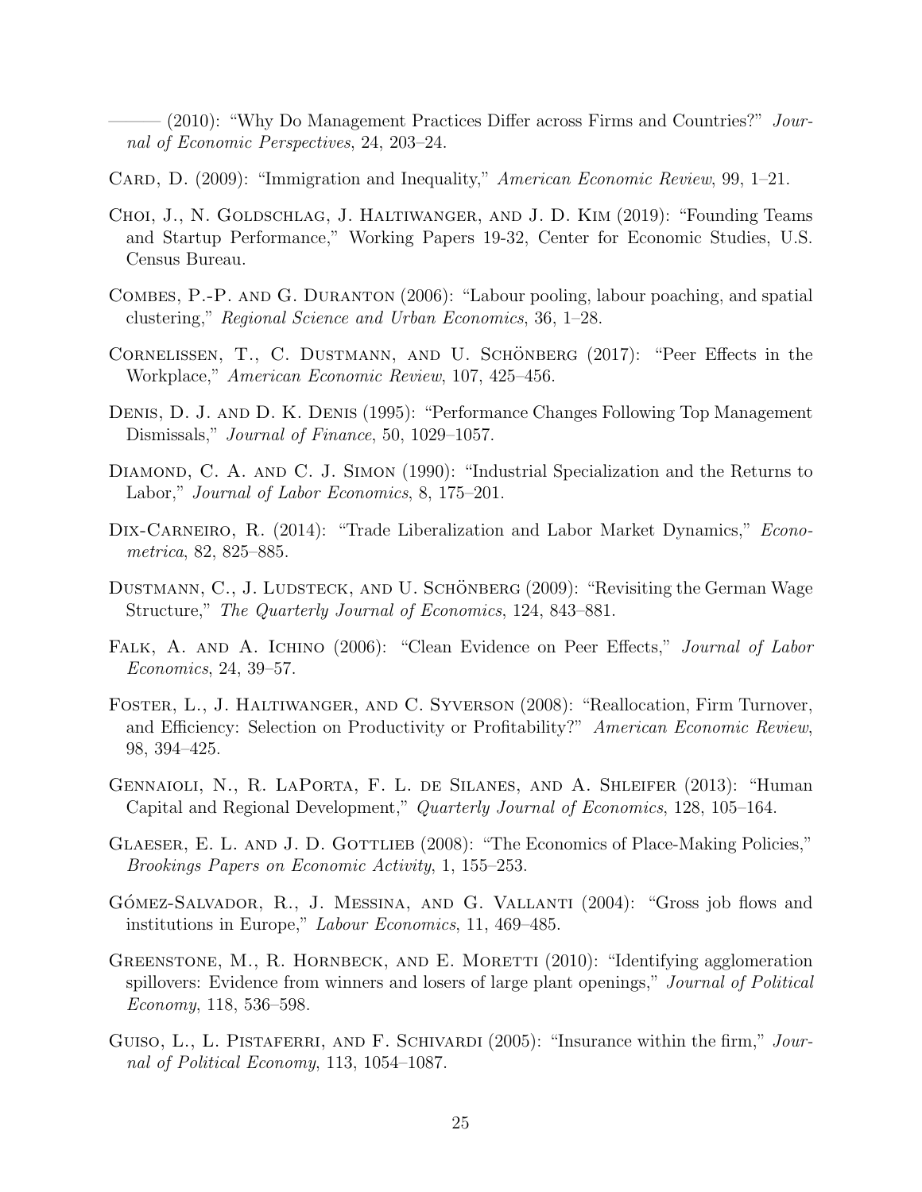——— (2010): "Why Do Management Practices Differ across Firms and Countries?" *Journal of Economic Perspectives*, 24, 203–24.

Card, D. (2009): "Immigration and Inequality," *American Economic Review*, 99, 1–21.

Choi, J., N. Goldschlag, J. Haltiwanger, and J. D. Kim (2019): "Founding Teams and Startup Performance," Working Papers 19-32, Center for Economic Studies, U.S. Census Bureau.

Combes, P.-P. and G. Duranton (2006): "Labour pooling, labour poaching, and spatial clustering," *Regional Science and Urban Economics*, 36, 1–28.

Cornelissen, T., C. Dustmann, and U. Schönberg (2017): "Peer Effects in the Workplace," *American Economic Review*, 107, 425–456.

Denis, D. J. and D. K. Denis (1995): "Performance Changes Following Top Management Dismissals," *Journal of Finance*, 50, 1029–1057.

Diamond, C. A. and C. J. Simon (1990): "Industrial Specialization and the Returns to Labor," *Journal of Labor Economics*, 8, 175–201.

Dix-Carneiro, R. (2014): "Trade Liberalization and Labor Market Dynamics," *Econometrica*, 82, 825–885.

Dustmann, C., J. Ludsteck, and U. Schönberg (2009): "Revisiting the German Wage Structure," *The Quarterly Journal of Economics*, 124, 843–881.

Falk, A. and A. Ichino (2006): "Clean Evidence on Peer Effects," *Journal of Labor Economics*, 24, 39–57.

Foster, L., J. Haltiwanger, and C. Syverson (2008): "Reallocation, Firm Turnover, and Efficiency: Selection on Productivity or Profitability?" *American Economic Review*, 98, 394–425.

Gennaioli, N., R. LaPorta, F. L. de Silanes, and A. Shleifer (2013): "Human Capital and Regional Development," *Quarterly Journal of Economics*, 128, 105–164.

Glaeser, E. L. and J. D. Gottlieb (2008): "The Economics of Place-Making Policies," *Brookings Papers on Economic Activity*, 1, 155–253.

Gómez-Salvador, R., J. Messina, and G. Vallanti (2004): "Gross job flows and institutions in Europe," *Labour Economics*, 11, 469–485.

Greenstone, M., R. Hornbeck, and E. Moretti (2010): "Identifying agglomeration spillovers: Evidence from winners and losers of large plant openings," *Journal of Political Economy*, 118, 536–598.

Guiso, L., L. Pistaferri, and F. Schivardi (2005): "Insurance within the firm," *Journal of Political Economy*, 113, 1054–1087.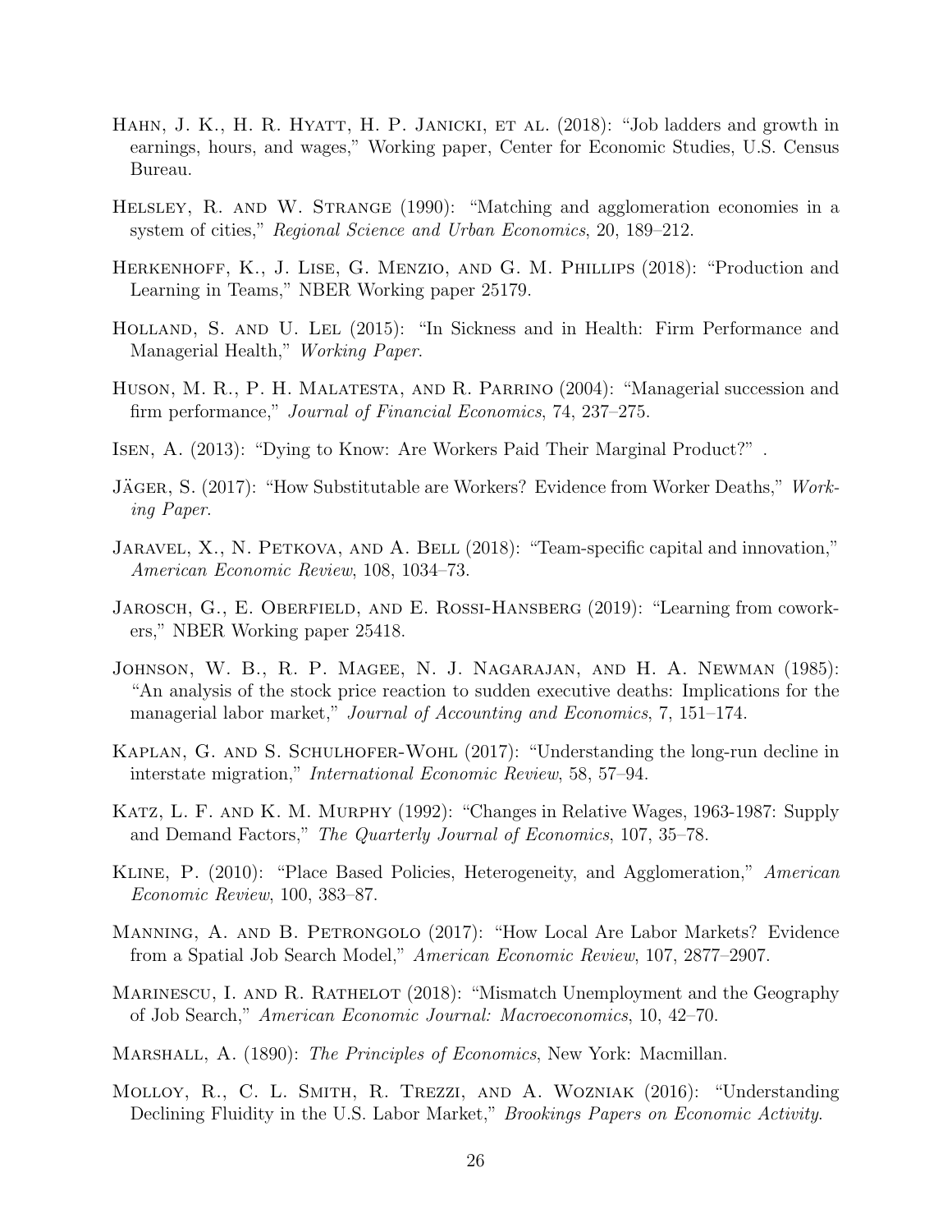Hahn, J. K., H. R. Hyatt, H. P. Janicki, et al. (2018): "Job ladders and growth in earnings, hours, and wages," Working paper, Center for Economic Studies, U.S. Census Bureau.

Helsley, R. and W. Strange (1990): "Matching and agglomeration economies in a system of cities," *Regional Science and Urban Economics*, 20, 189–212.

Herkenhoff, K., J. Lise, G. Menzio, and G. M. Phillips (2018): "Production and Learning in Teams," NBER Working paper 25179.

Holland, S. and U. Lel (2015): "In Sickness and in Health: Firm Performance and Managerial Health," *Working Paper*.

Huson, M. R., P. H. Malatesta, and R. Parrino (2004): "Managerial succession and firm performance," *Journal of Financial Economics*, 74, 237–275.

Isen, A. (2013): "Dying to Know: Are Workers Paid Their Marginal Product?" .

Jäger, S. (2017): "How Substitutable are Workers? Evidence from Worker Deaths," *Working Paper*.

Jaravel, X., N. Petkova, and A. Bell (2018): "Team-specific capital and innovation," *American Economic Review*, 108, 1034–73.

Jarosch, G., E. Oberfield, and E. Rossi-Hansberg (2019): "Learning from coworkers," NBER Working paper 25418.

Johnson, W. B., R. P. Magee, N. J. Nagarajan, and H. A. Newman (1985): "An analysis of the stock price reaction to sudden executive deaths: Implications for the managerial labor market," *Journal of Accounting and Economics*, 7, 151–174.

Kaplan, G. and S. Schulhofer-Wohl (2017): "Understanding the long-run decline in interstate migration," *International Economic Review*, 58, 57–94.

Katz, L. F. and K. M. Murphy (1992): "Changes in Relative Wages, 1963-1987: Supply and Demand Factors," *The Quarterly Journal of Economics*, 107, 35–78.

Kline, P. (2010): "Place Based Policies, Heterogeneity, and Agglomeration," *American Economic Review*, 100, 383–87.

Manning, A. and B. Petrongolo (2017): "How Local Are Labor Markets? Evidence from a Spatial Job Search Model," *American Economic Review*, 107, 2877–2907.

Marinescu, I. and R. Rathelot (2018): "Mismatch Unemployment and the Geography of Job Search," *American Economic Journal: Macroeconomics*, 10, 42–70.

Marshall, A. (1890): *The Principles of Economics*, New York: Macmillan.

Molloy, R., C. L. Smith, R. Trezzi, and A. Wozniak (2016): "Understanding Declining Fluidity in the U.S. Labor Market," *Brookings Papers on Economic Activity*.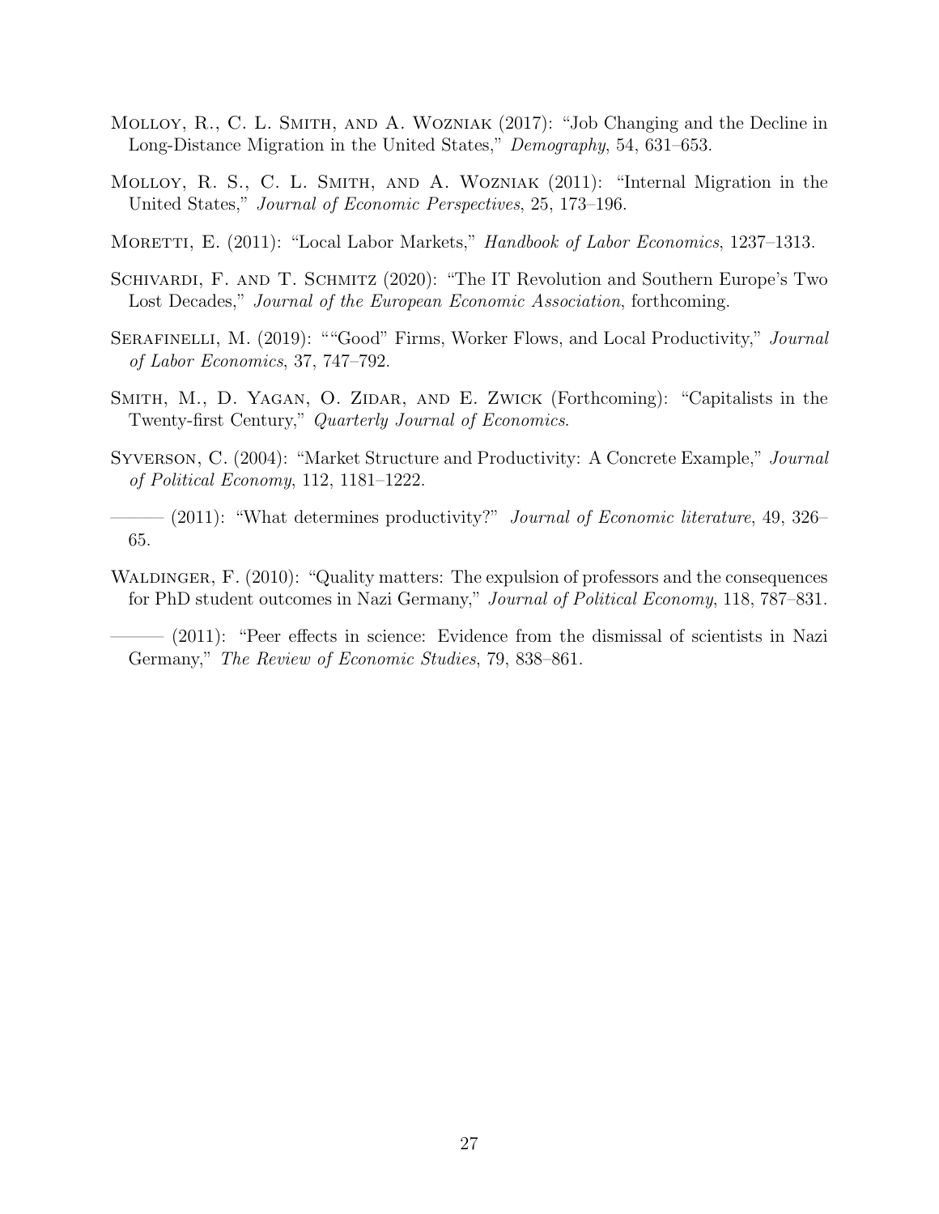Molloy, R., C. L. Smith, and A. Wozniak (2017): "Job Changing and the Decline in Long-Distance Migration in the United States," *Demography*, 54, 631–653.

Molloy, R. S., C. L. Smith, and A. Wozniak (2011): "Internal Migration in the United States," *Journal of Economic Perspectives*, 25, 173–196.

Moretti, E. (2011): "Local Labor Markets," *Handbook of Labor Economics*, 1237–1313.

Schivardi, F. and T. Schmitz (2020): "The IT Revolution and Southern Europe's Two Lost Decades," *Journal of the European Economic Association*, forthcoming.

Serafinelli, M. (2019): ""Good" Firms, Worker Flows, and Local Productivity," *Journal of Labor Economics*, 37, 747–792.

Smith, M., D. Yagan, O. Zidar, and E. Zwick (Forthcoming): "Capitalists in the Twenty-first Century," *Quarterly Journal of Economics*.

Syverson, C. (2004): "Market Structure and Productivity: A Concrete Example," *Journal of Political Economy*, 112, 1181–1222.

——— (2011): "What determines productivity?" *Journal of Economic literature*, 49, 326–65.

Waldinger, F. (2010): "Quality matters: The expulsion of professors and the consequences for PhD student outcomes in Nazi Germany," *Journal of Political Economy*, 118, 787–831.

——— (2011): "Peer effects in science: Evidence from the dismissal of scientists in Nazi Germany," *The Review of Economic Studies*, 79, 838–861.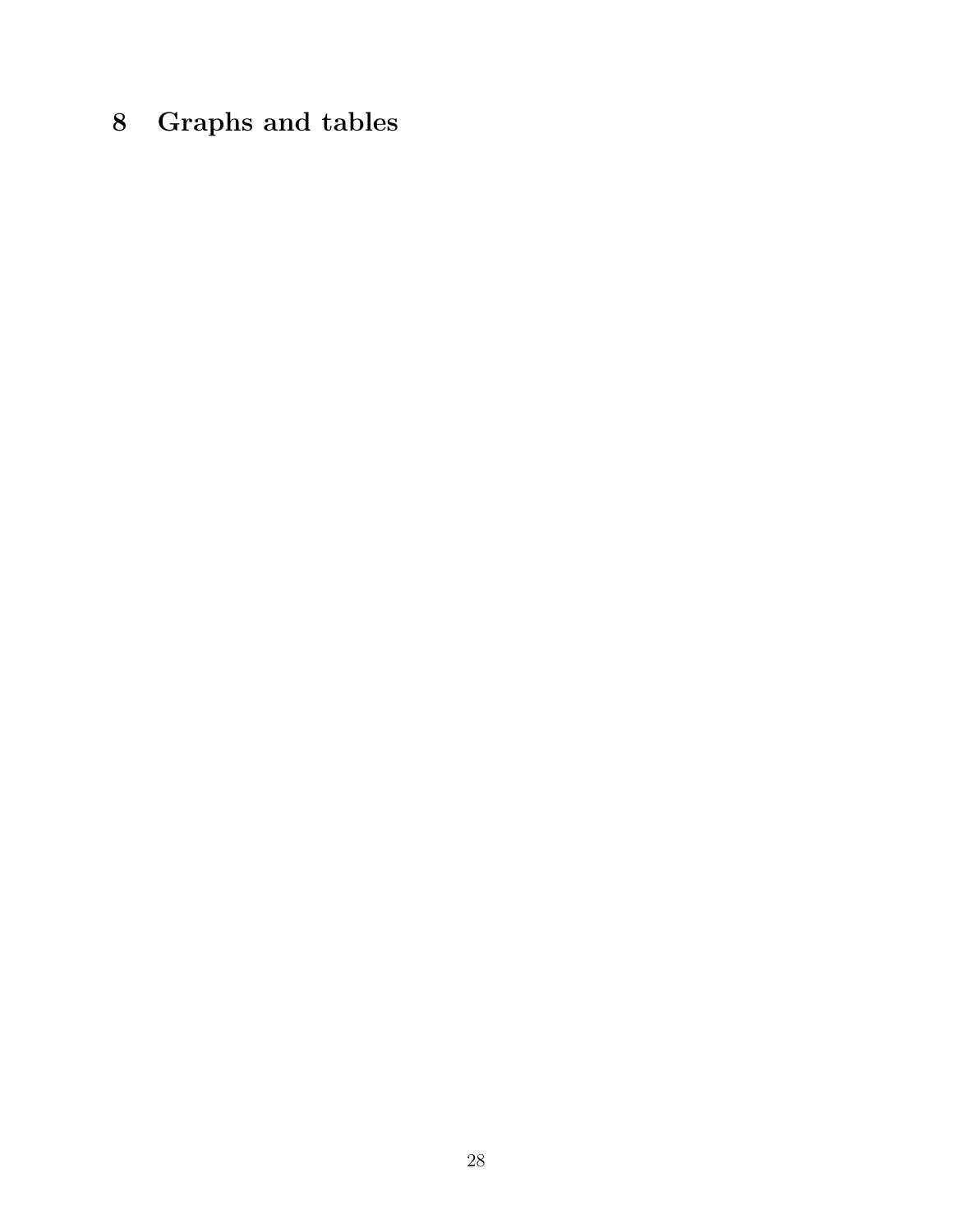# 8 Graphs and tables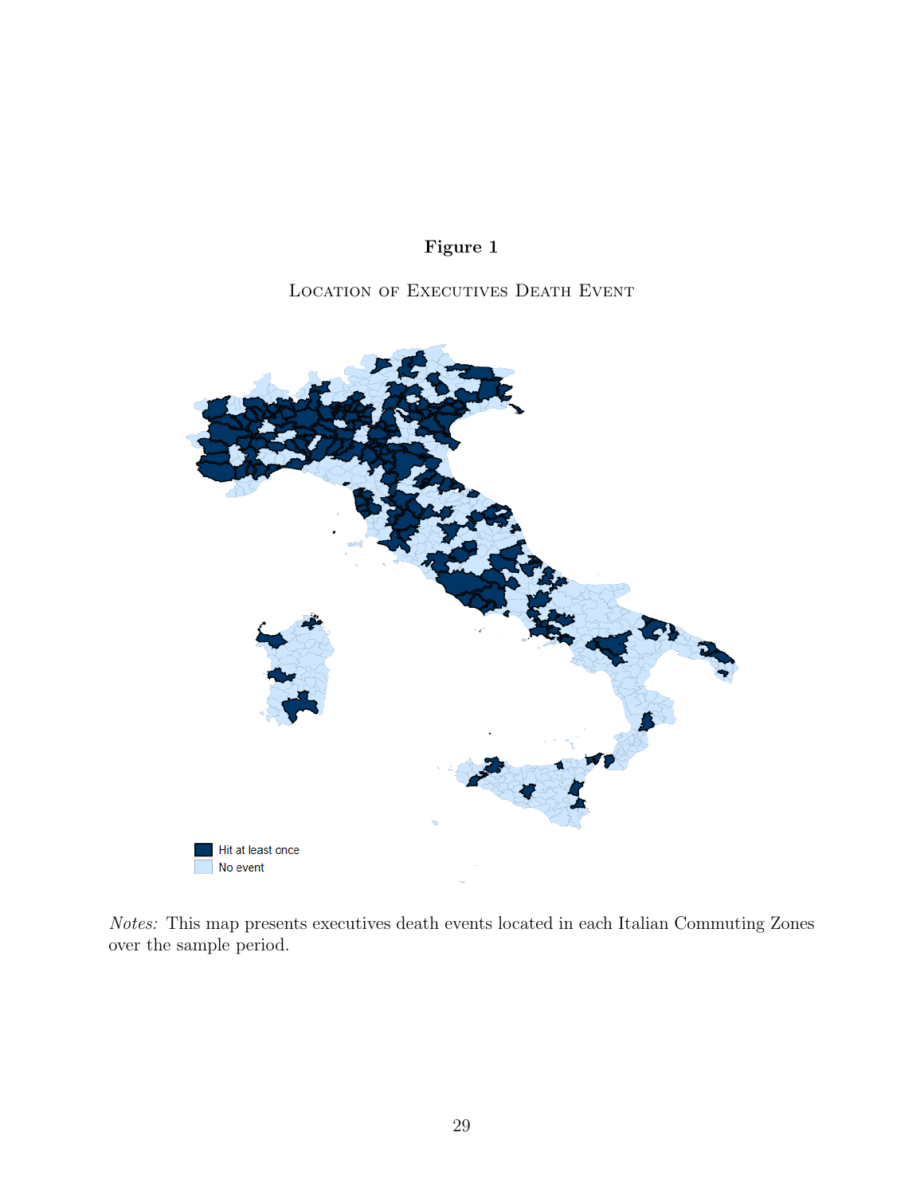**Figure 1**

Location of Executives Death Event

Hit at least once

No event

*Notes:* This map presents executives death events located in each Italian Commuting Zones over the sample period.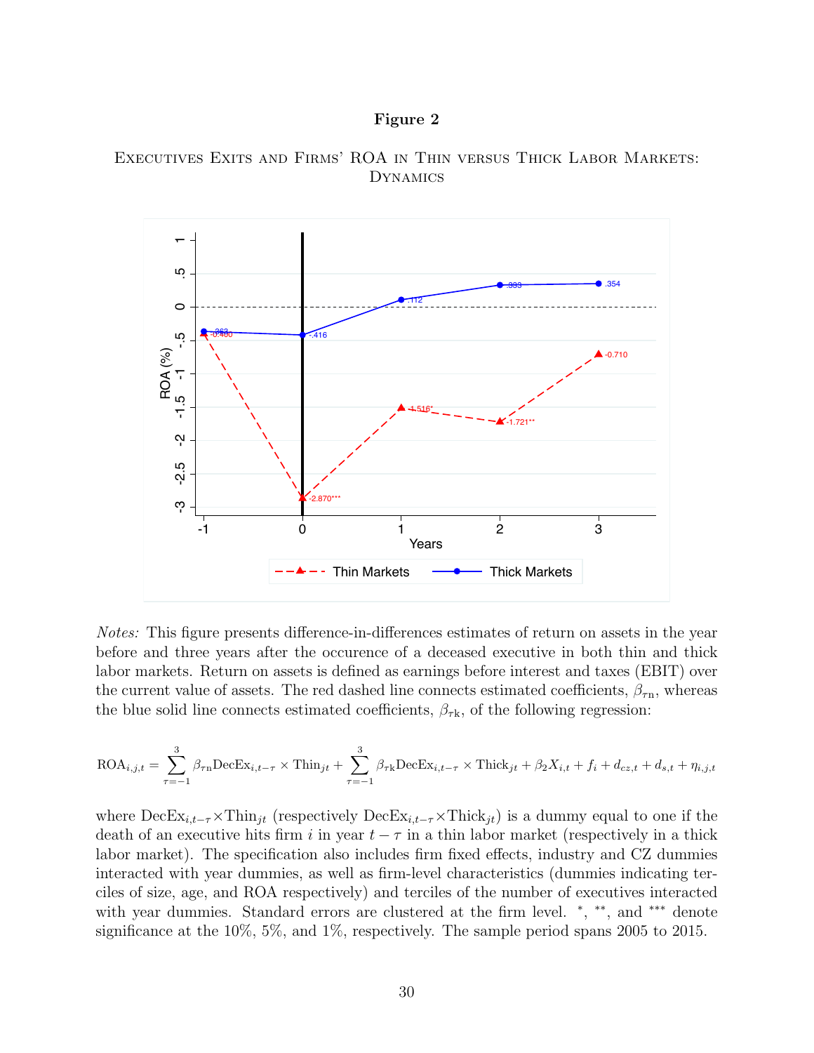**Figure 2**

Executives Exits and Firms' ROA in Thin versus Thick Labor Markets: Dynamics

*Notes:* This figure presents difference-in-differences estimates of return on assets in the year before and three years after the occurence of a deceased executive in both thin and thick labor markets. Return on assets is defined as earnings before interest and taxes (EBIT) over the current value of assets. The red dashed line connects estimated coefficients, $\beta_{\tau \text{n}}$, whereas the blue solid line connects estimated coefficients, $\beta_{\tau \text{k}}$, of the following regression:

$$\text{ROA}_{i,j,t} = \sum_{\tau=-1}^{3} \beta_{\tau \text{n}} \text{DecEx}_{i,t-\tau} \times \text{Thin}_{jt} + \sum_{\tau=-1}^{3} \beta_{\tau \text{k}} \text{DecEx}_{i,t-\tau} \times \text{Thick}_{jt} + \beta_2 X_{i,t} + f_i + d_{cz,t} + d_{s,t} + \eta_{i,j,t}$$

where $\text{DecEx}_{i,t-\tau} \times \text{Thin}_{jt}$ (respectively $\text{DecEx}_{i,t-\tau} \times \text{Thick}_{jt}$) is a dummy equal to one if the death of an executive hits firm $i$ in year $t - \tau$ in a thin labor market (respectively in a thick labor market). The specification also includes firm fixed effects, industry and CZ dummies interacted with year dummies, as well as firm-level characteristics (dummies indicating terciles of size, age, and ROA respectively) and terciles of the number of executives interacted with year dummies. Standard errors are clustered at the firm level. *, **, and *** denote significance at the 10%, 5%, and 1%, respectively. The sample period spans 2005 to 2015.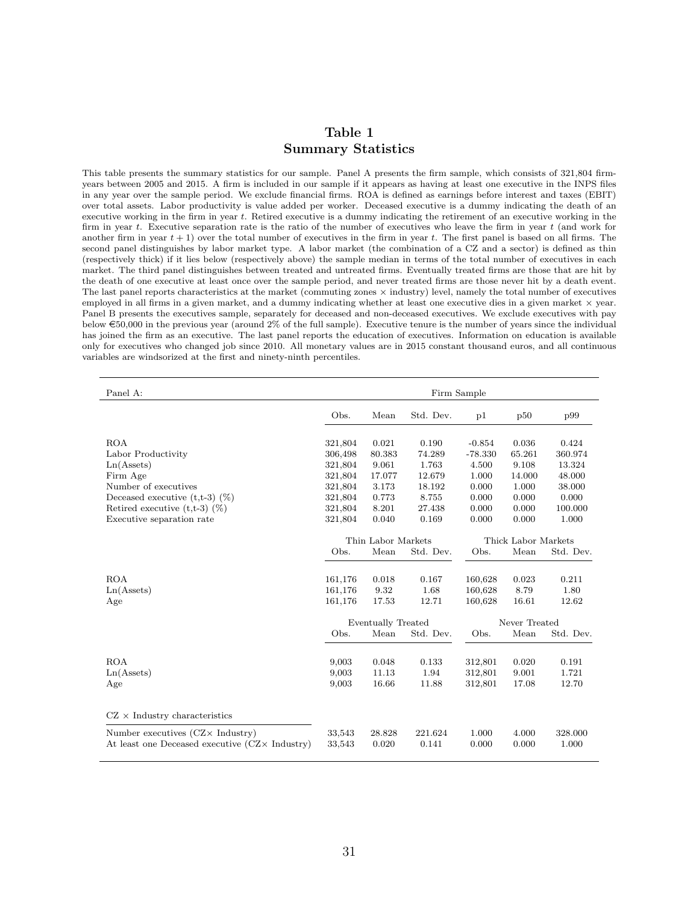# Table 1
## Summary Statistics

This table presents the summary statistics for our sample. Panel A presents the firm sample, which consists of 321,804 firm-years between 2005 and 2015. A firm is included in our sample if it appears as having at least one executive in the INPS files in any year over the sample period. We exclude financial firms. ROA is defined as earnings before interest and taxes (EBIT) over total assets. Labor productivity is value added per worker. Deceased executive is a dummy indicating the death of an executive working in the firm in year $t$. Retired executive is a dummy indicating the retirement of an executive working in the firm in year $t$. Executive separation rate is the ratio of the number of executives who leave the firm in year $t$ (and work for another firm in year $t+1$) over the total number of executives in the firm in year $t$. The first panel is based on all firms. The second panel distinguishes by labor market type. A labor market (the combination of a CZ and a sector) is defined as thin (respectively thick) if it lies below (respectively above) the sample median in terms of the total number of executives in each market. The third panel distinguishes between treated and untreated firms. Eventually treated firms are those that are hit by the death of one executive at least once over the sample period, and never treated firms are those never hit by a death event. The last panel reports characteristics at the market (commuting zones × industry) level, namely the total number of executives employed in all firms in a given market, and a dummy indicating whether at least one executive dies in a given market × year. Panel B presents the executives sample, separately for deceased and non-deceased executives. We exclude executives with pay below €50,000 in the previous year (around 2% of the full sample). Executive tenure is the number of years since the individual has joined the firm as an executive. The last panel reports the education of executives. Information on education is available only for executives who changed job since 2010. All monetary values are in 2015 constant thousand euros, and all continuous variables are windsorized at the first and ninety-ninth percentiles.

| Panel A: | Firm Sample | | | | | |
|---|---|---|---|---|---|---|
| | Obs. | Mean | Std. Dev. | p1 | p50 | p99 |
| ROA | 321,804 | 0.021 | 0.190 | -0.854 | 0.036 | 0.424 |
| Labor Productivity | 306,498 | 80.383 | 74.289 | -78.330 | 65.261 | 360.974 |
| Ln(Assets) | 321,804 | 9.061 | 1.763 | 4.500 | 9.108 | 13.324 |
| Firm Age | 321,804 | 17.077 | 12.679 | 1.000 | 14.000 | 48.000 |
| Number of executives | 321,804 | 3.173 | 18.192 | 0.000 | 1.000 | 38.000 |
| Deceased executive (t,t-3) (%) | 321,804 | 0.773 | 8.755 | 0.000 | 0.000 | 0.000 |
| Retired executive (t,t-3) (%) | 321,804 | 8.201 | 27.438 | 0.000 | 0.000 | 100.000 |
| Executive separation rate | 321,804 | 0.040 | 0.169 | 0.000 | 0.000 | 1.000 |
| | Thin Labor Markets | | | Thick Labor Markets | | |
| | Obs. | Mean | Std. Dev. | Obs. | Mean | Std. Dev. |
| ROA | 161,176 | 0.018 | 0.167 | 160,628 | 0.023 | 0.211 |
| Ln(Assets) | 161,176 | 9.32 | 1.68 | 160,628 | 8.79 | 1.80 |
| Age | 161,176 | 17.53 | 12.71 | 160,628 | 16.61 | 12.62 |
| | Eventually Treated | | | Never Treated | | |
| | Obs. | Mean | Std. Dev. | Obs. | Mean | Std. Dev. |
| ROA | 9,003 | 0.048 | 0.133 | 312,801 | 0.020 | 0.191 |
| Ln(Assets) | 9,003 | 11.13 | 1.94 | 312,801 | 9.001 | 1.721 |
| Age | 9,003 | 16.66 | 11.88 | 312,801 | 17.08 | 12.70 |
| CZ × Industry characteristics | | | | | | |
| Number executives (CZ× Industry) | 33,543 | 28.828 | 221.624 | 1.000 | 4.000 | 328.000 |
| At least one Deceased executive (CZ× Industry) | 33,543 | 0.020 | 0.141 | 0.000 | 0.000 | 1.000 |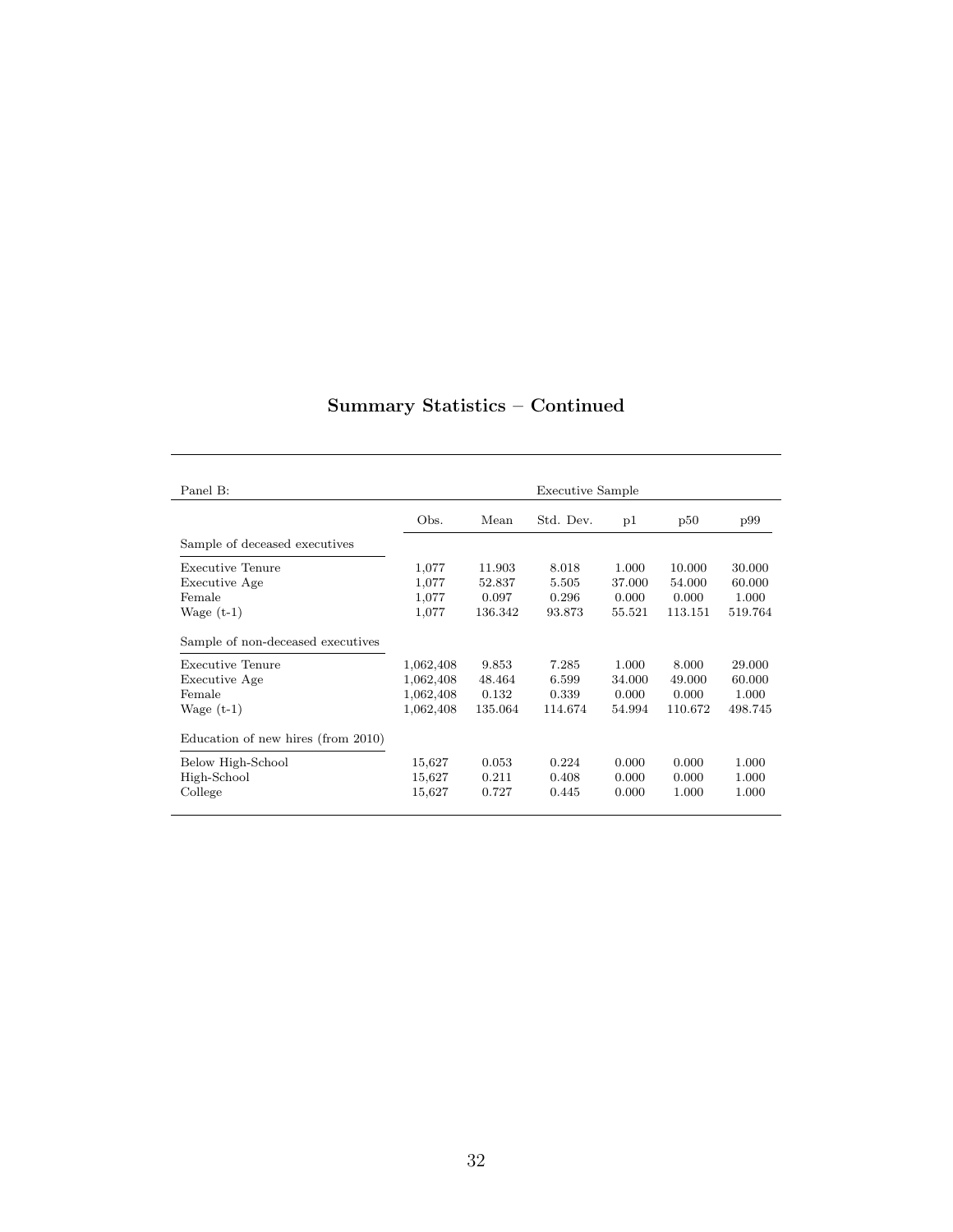## Summary Statistics – Continued

| Panel B: | Executive Sample | | | | | |
|---|---|---|---|---|---|---|
| | Obs. | Mean | Std. Dev. | p1 | p50 | p99 |
| Sample of deceased executives | | | | | | |
| Executive Tenure | 1,077 | 11.903 | 8.018 | 1.000 | 10.000 | 30.000 |
| Executive Age | 1,077 | 52.837 | 5.505 | 37.000 | 54.000 | 60.000 |
| Female | 1,077 | 0.097 | 0.296 | 0.000 | 0.000 | 1.000 |
| Wage (t-1) | 1,077 | 136.342 | 93.873 | 55.521 | 113.151 | 519.764 |
| Sample of non-deceased executives | | | | | | |
| Executive Tenure | 1,062,408 | 9.853 | 7.285 | 1.000 | 8.000 | 29.000 |
| Executive Age | 1,062,408 | 48.464 | 6.599 | 34.000 | 49.000 | 60.000 |
| Female | 1,062,408 | 0.132 | 0.339 | 0.000 | 0.000 | 1.000 |
| Wage (t-1) | 1,062,408 | 135.064 | 114.674 | 54.994 | 110.672 | 498.745 |
| Education of new hires (from 2010) | | | | | | |
| Below High-School | 15,627 | 0.053 | 0.224 | 0.000 | 0.000 | 1.000 |
| High-School | 15,627 | 0.211 | 0.408 | 0.000 | 0.000 | 1.000 |
| College | 15,627 | 0.727 | 0.445 | 0.000 | 1.000 | 1.000 |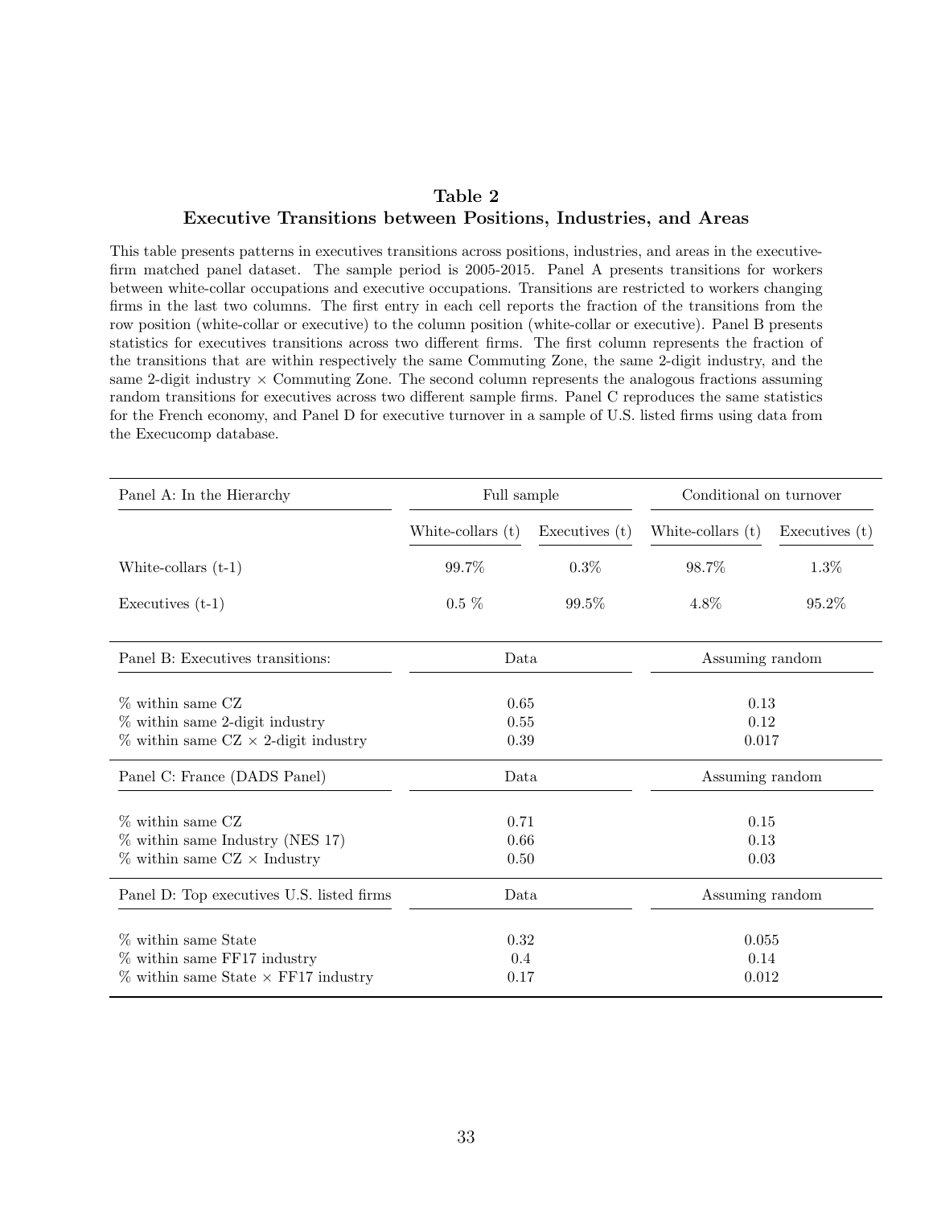## Table 2
## Executive Transitions between Positions, Industries, and Areas

This table presents patterns in executives transitions across positions, industries, and areas in the executive-firm matched panel dataset. The sample period is 2005-2015. Panel A presents transitions for workers between white-collar occupations and executive occupations. Transitions are restricted to workers changing firms in the last two columns. The first entry in each cell reports the fraction of the transitions from the row position (white-collar or executive) to the column position (white-collar or executive). Panel B presents statistics for executives transitions across two different firms. The first column represents the fraction of the transitions that are within respectively the same Commuting Zone, the same 2-digit industry, and the same 2-digit industry × Commuting Zone. The second column represents the analogous fractions assuming random transitions for executives across two different sample firms. Panel C reproduces the same statistics for the French economy, and Panel D for executive turnover in a sample of U.S. listed firms using data from the Execucomp database.

| Panel A: In the Hierarchy | Full sample | | Conditional on turnover | |
|---|---|---|---|---|
| | White-collars (t) | Executives (t) | White-collars (t) | Executives (t) |
| White-collars (t-1) | 99.7% | 0.3% | 98.7% | 1.3% |
| Executives (t-1) | 0.5 % | 99.5% | 4.8% | 95.2% |

| Panel B: Executives transitions: | Data | Assuming random |
|---|---|---|
| % within same CZ | 0.65 | 0.13 |
| % within same 2-digit industry | 0.55 | 0.12 |
| % within same CZ × 2-digit industry | 0.39 | 0.017 |

| Panel C: France (DADS Panel) | Data | Assuming random |
|---|---|---|
| % within same CZ | 0.71 | 0.15 |
| % within same Industry (NES 17) | 0.66 | 0.13 |
| % within same CZ × Industry | 0.50 | 0.03 |

| Panel D: Top executives U.S. listed firms | Data | Assuming random |
|---|---|---|
| % within same State | 0.32 | 0.055 |
| % within same FF17 industry | 0.4 | 0.14 |
| % within same State × FF17 industry | 0.17 | 0.012 |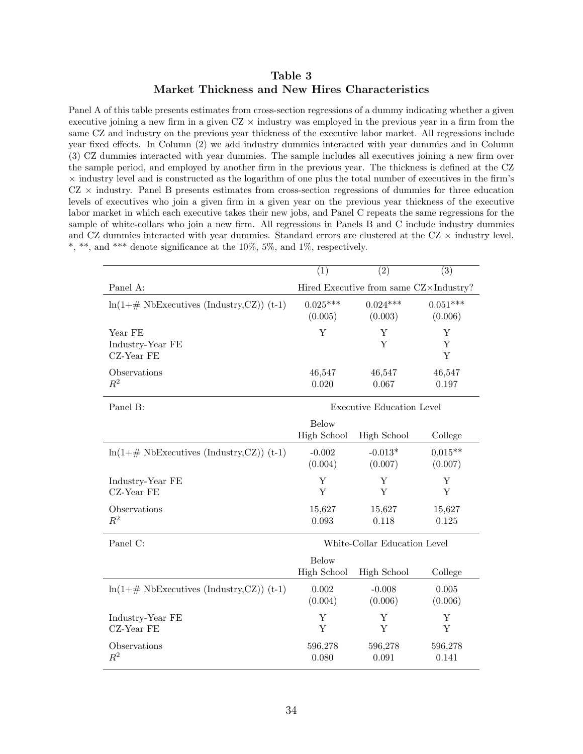## Table 3
## Market Thickness and New Hires Characteristics

Panel A of this table presents estimates from cross-section regressions of a dummy indicating whether a given executive joining a new firm in a given CZ × industry was employed in the previous year in a firm from the same CZ and industry on the previous year thickness of the executive labor market. All regressions include year fixed effects. In Column (2) we add industry dummies interacted with year dummies and in Column (3) CZ dummies interacted with year dummies. The sample includes all executives joining a new firm over the sample period, and employed by another firm in the previous year. The thickness is defined at the CZ × industry level and is constructed as the logarithm of one plus the total number of executives in the firm's CZ × industry. Panel B presents estimates from cross-section regressions of dummies for three education levels of executives who join a given firm in a given year on the previous year thickness of the executive labor market in which each executive takes their new jobs, and Panel C repeats the same regressions for the sample of white-collars who join a new firm. All regressions in Panels B and C include industry dummies and CZ dummies interacted with year dummies. Standard errors are clustered at the CZ × industry level. *, **, and *** denote significance at the 10%, 5%, and 1%, respectively.

| | (1) | (2) | (3) |
|---|---|---|---|
| Panel A: | Hired Executive from same CZ×Industry? | | |
| ln(1+# NbExecutives (Industry,CZ)) (t-1) | 0.025*** | 0.024*** | 0.051*** |
| | (0.005) | (0.003) | (0.006) |
| Year FE | Y | Y | Y |
| Industry-Year FE | | Y | Y |
| CZ-Year FE | | | Y |
| Observations | 46,547 | 46,547 | 46,547 |
| $R^2$ | 0.020 | 0.067 | 0.197 |
| Panel B: | Executive Education Level | | |
| | Below High School | High School | College |
| ln(1+# NbExecutives (Industry,CZ)) (t-1) | -0.002 | -0.013* | 0.015** |
| | (0.004) | (0.007) | (0.007) |
| Industry-Year FE | Y | Y | Y |
| CZ-Year FE | Y | Y | Y |
| Observations | 15,627 | 15,627 | 15,627 |
| $R^2$ | 0.093 | 0.118 | 0.125 |
| Panel C: | White-Collar Education Level | | |
| | Below High School | High School | College |
| ln(1+# NbExecutives (Industry,CZ)) (t-1) | 0.002 | -0.008 | 0.005 |
| | (0.004) | (0.006) | (0.006) |
| Industry-Year FE | Y | Y | Y |
| CZ-Year FE | Y | Y | Y |
| Observations | 596,278 | 596,278 | 596,278 |
| $R^2$ | 0.080 | 0.091 | 0.141 |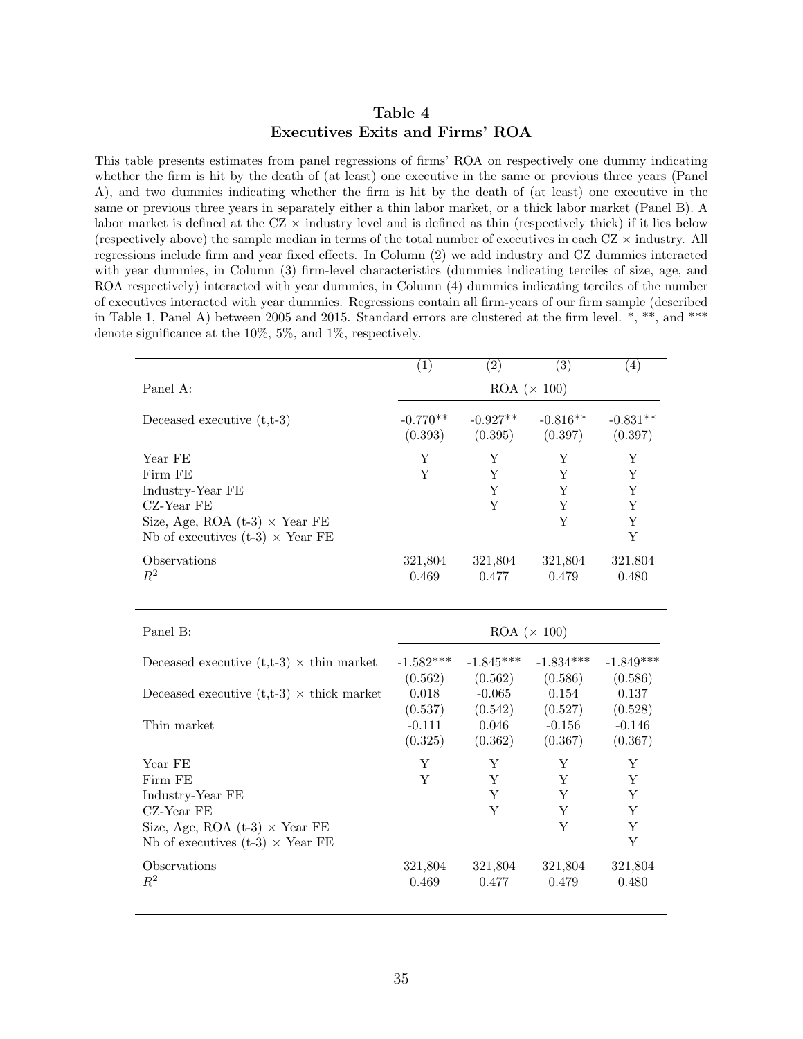# Table 4
## Executives Exits and Firms' ROA

This table presents estimates from panel regressions of firms' ROA on respectively one dummy indicating whether the firm is hit by the death of (at least) one executive in the same or previous three years (Panel A), and two dummies indicating whether the firm is hit by the death of (at least) one executive in the same or previous three years in separately either a thin labor market, or a thick labor market (Panel B). A labor market is defined at the CZ × industry level and is defined as thin (respectively thick) if it lies below (respectively above) the sample median in terms of the total number of executives in each CZ × industry. All regressions include firm and year fixed effects. In Column (2) we add industry and CZ dummies interacted with year dummies, in Column (3) firm-level characteristics (dummies indicating terciles of size, age, and ROA respectively) interacted with year dummies, in Column (4) dummies indicating terciles of the number of executives interacted with year dummies. Regressions contain all firm-years of our firm sample (described in Table 1, Panel A) between 2005 and 2015. Standard errors are clustered at the firm level. *, **, and *** denote significance at the 10%, 5%, and 1%, respectively.

| | (1) | (2) | (3) | (4) |
|---|---|---|---|---|
| Panel A: | ROA (× 100) | | | |
| Deceased executive (t,t-3) | -0.770** | -0.927** | -0.816** | -0.831** |
| | (0.393) | (0.395) | (0.397) | (0.397) |
| Year FE | Y | Y | Y | Y |
| Firm FE | Y | Y | Y | Y |
| Industry-Year FE | | Y | Y | Y |
| CZ-Year FE | | Y | Y | Y |
| Size, Age, ROA (t-3) × Year FE | | | Y | Y |
| Nb of executives (t-3) × Year FE | | | | Y |
| Observations | 321,804 | 321,804 | 321,804 | 321,804 |
| $R^2$ | 0.469 | 0.477 | 0.479 | 0.480 |

| | (1) | (2) | (3) | (4) |
|---|---|---|---|---|
| Panel B: | ROA (× 100) | | | |
| Deceased executive (t,t-3) × thin market | -1.582*** | -1.845*** | -1.834*** | -1.849*** |
| | (0.562) | (0.562) | (0.586) | (0.586) |
| Deceased executive (t,t-3) × thick market | 0.018 | -0.065 | 0.154 | 0.137 |
| | (0.537) | (0.542) | (0.527) | (0.528) |
| Thin market | -0.111 | 0.046 | -0.156 | -0.146 |
| | (0.325) | (0.362) | (0.367) | (0.367) |
| Year FE | Y | Y | Y | Y |
| Firm FE | Y | Y | Y | Y |
| Industry-Year FE | | Y | Y | Y |
| CZ-Year FE | | Y | Y | Y |
| Size, Age, ROA (t-3) × Year FE | | | Y | Y |
| Nb of executives (t-3) × Year FE | | | | Y |
| Observations | 321,804 | 321,804 | 321,804 | 321,804 |
| $R^2$ | 0.469 | 0.477 | 0.479 | 0.480 |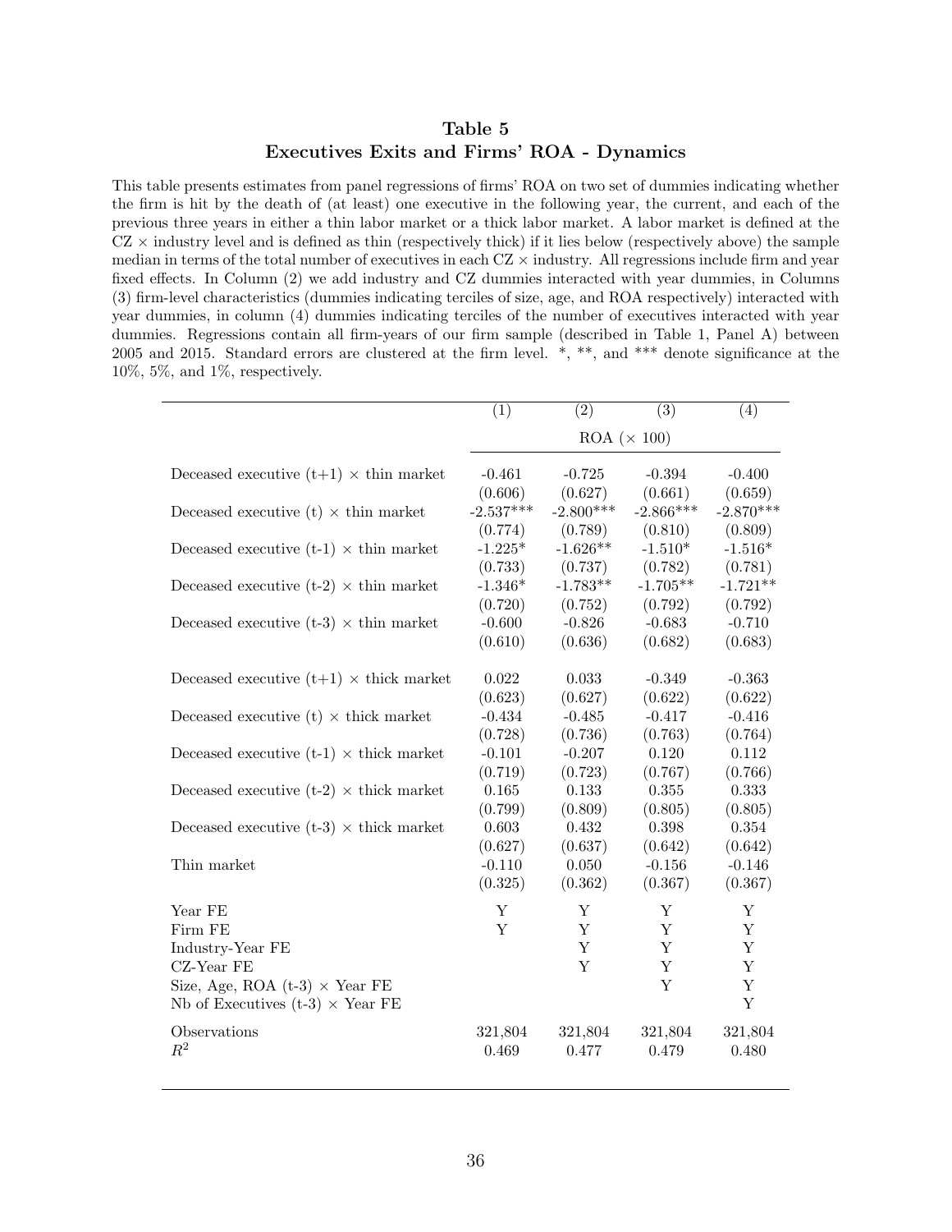## Table 5
## Executives Exits and Firms' ROA - Dynamics

This table presents estimates from panel regressions of firms' ROA on two set of dummies indicating whether the firm is hit by the death of (at least) one executive in the following year, the current, and each of the previous three years in either a thin labor market or a thick labor market. A labor market is defined at the CZ × industry level and is defined as thin (respectively thick) if it lies below (respectively above) the sample median in terms of the total number of executives in each CZ × industry. All regressions include firm and year fixed effects. In Column (2) we add industry and CZ dummies interacted with year dummies, in Columns (3) firm-level characteristics (dummies indicating terciles of size, age, and ROA respectively) interacted with year dummies, in column (4) dummies indicating terciles of the number of executives interacted with year dummies. Regressions contain all firm-years of our firm sample (described in Table 1, Panel A) between 2005 and 2015. Standard errors are clustered at the firm level. *, **, and *** denote significance at the 10%, 5%, and 1%, respectively.

| | (1) | (2) | (3) | (4) |
|---|---|---|---|---|
| | ROA (× 100) | | | |
| Deceased executive (t+1) × thin market | -0.461 | -0.725 | -0.394 | -0.400 |
| | (0.606) | (0.627) | (0.661) | (0.659) |
| Deceased executive (t) × thin market | -2.537*** | -2.800*** | -2.866*** | -2.870*** |
| | (0.774) | (0.789) | (0.810) | (0.809) |
| Deceased executive (t-1) × thin market | -1.225* | -1.626** | -1.510* | -1.516* |
| | (0.733) | (0.737) | (0.782) | (0.781) |
| Deceased executive (t-2) × thin market | -1.346* | -1.783** | -1.705** | -1.721** |
| | (0.720) | (0.752) | (0.792) | (0.792) |
| Deceased executive (t-3) × thin market | -0.600 | -0.826 | -0.683 | -0.710 |
| | (0.610) | (0.636) | (0.682) | (0.683) |
| Deceased executive (t+1) × thick market | 0.022 | 0.033 | -0.349 | -0.363 |
| | (0.623) | (0.627) | (0.622) | (0.622) |
| Deceased executive (t) × thick market | -0.434 | -0.485 | -0.417 | -0.416 |
| | (0.728) | (0.736) | (0.763) | (0.764) |
| Deceased executive (t-1) × thick market | -0.101 | -0.207 | 0.120 | 0.112 |
| | (0.719) | (0.723) | (0.767) | (0.766) |
| Deceased executive (t-2) × thick market | 0.165 | 0.133 | 0.355 | 0.333 |
| | (0.799) | (0.809) | (0.805) | (0.805) |
| Deceased executive (t-3) × thick market | 0.603 | 0.432 | 0.398 | 0.354 |
| | (0.627) | (0.637) | (0.642) | (0.642) |
| Thin market | -0.110 | 0.050 | -0.156 | -0.146 |
| | (0.325) | (0.362) | (0.367) | (0.367) |
| Year FE | Y | Y | Y | Y |
| Firm FE | Y | Y | Y | Y |
| Industry-Year FE | | Y | Y | Y |
| CZ-Year FE | | Y | Y | Y |
| Size, Age, ROA (t-3) × Year FE | | | Y | Y |
| Nb of Executives (t-3) × Year FE | | | | Y |
| Observations | 321,804 | 321,804 | 321,804 | 321,804 |
| $R^2$ | 0.469 | 0.477 | 0.479 | 0.480 |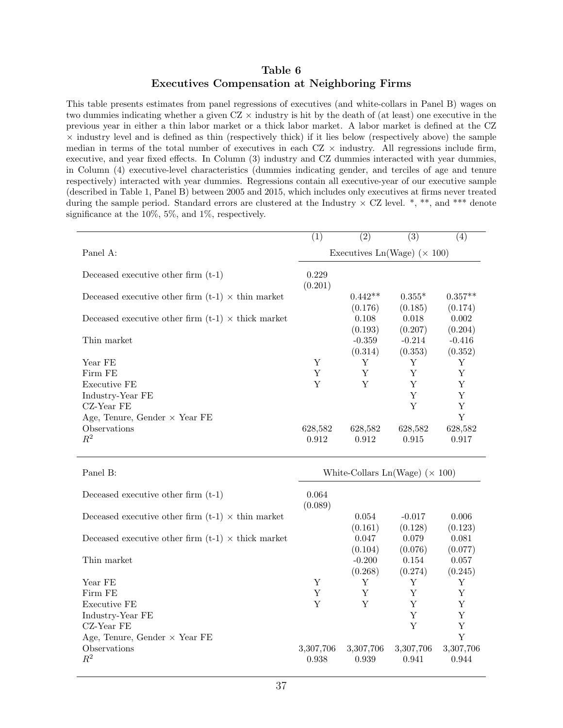## Table 6
## Executives Compensation at Neighboring Firms

This table presents estimates from panel regressions of executives (and white-collars in Panel B) wages on two dummies indicating whether a given CZ × industry is hit by the death of (at least) one executive in the previous year in either a thin labor market or a thick labor market. A labor market is defined at the CZ × industry level and is defined as thin (respectively thick) if it lies below (respectively above) the sample median in terms of the total number of executives in each CZ × industry. All regressions include firm, executive, and year fixed effects. In Column (3) industry and CZ dummies interacted with year dummies, in Column (4) executive-level characteristics (dummies indicating gender, and terciles of age and tenure respectively) interacted with year dummies. Regressions contain all executive-year of our executive sample (described in Table 1, Panel B) between 2005 and 2015, which includes only executives at firms never treated during the sample period. Standard errors are clustered at the Industry × CZ level. *, **, and *** denote significance at the 10%, 5%, and 1%, respectively.

| | (1) | (2) | (3) | (4) |
|---|---|---|---|---|
| Panel A: | Executives Ln(Wage) (× 100) | | | |
| Deceased executive other firm (t-1) | 0.229 | | | |
| | (0.201) | | | |
| Deceased executive other firm (t-1) × thin market | | 0.442** | 0.355* | 0.357** |
| | | (0.176) | (0.185) | (0.174) |
| Deceased executive other firm (t-1) × thick market | | 0.108 | 0.018 | 0.002 |
| | | (0.193) | (0.207) | (0.204) |
| Thin market | | -0.359 | -0.214 | -0.416 |
| | | (0.314) | (0.353) | (0.352) |
| Year FE | Y | Y | Y | Y |
| Firm FE | Y | Y | Y | Y |
| Executive FE | Y | Y | Y | Y |
| Industry-Year FE | | | Y | Y |
| CZ-Year FE | | | Y | Y |
| Age, Tenure, Gender × Year FE | | | | Y |
| Observations | 628,582 | 628,582 | 628,582 | 628,582 |
| $R^2$ | 0.912 | 0.912 | 0.915 | 0.917 |
| Panel B: | White-Collars Ln(Wage) (× 100) | | | |
| Deceased executive other firm (t-1) | 0.064 | | | |
| | (0.089) | | | |
| Deceased executive other firm (t-1) × thin market | | 0.054 | -0.017 | 0.006 |
| | | (0.161) | (0.128) | (0.123) |
| Deceased executive other firm (t-1) × thick market | | 0.047 | 0.079 | 0.081 |
| | | (0.104) | (0.076) | (0.077) |
| Thin market | | -0.200 | 0.154 | 0.057 |
| | | (0.268) | (0.274) | (0.245) |
| Year FE | Y | Y | Y | Y |
| Firm FE | Y | Y | Y | Y |
| Executive FE | Y | Y | Y | Y |
| Industry-Year FE | | | Y | Y |
| CZ-Year FE | | | Y | Y |
| Age, Tenure, Gender × Year FE | | | | Y |
| Observations | 3,307,706 | 3,307,706 | 3,307,706 | 3,307,706 |
| $R^2$ | 0.938 | 0.939 | 0.941 | 0.944 |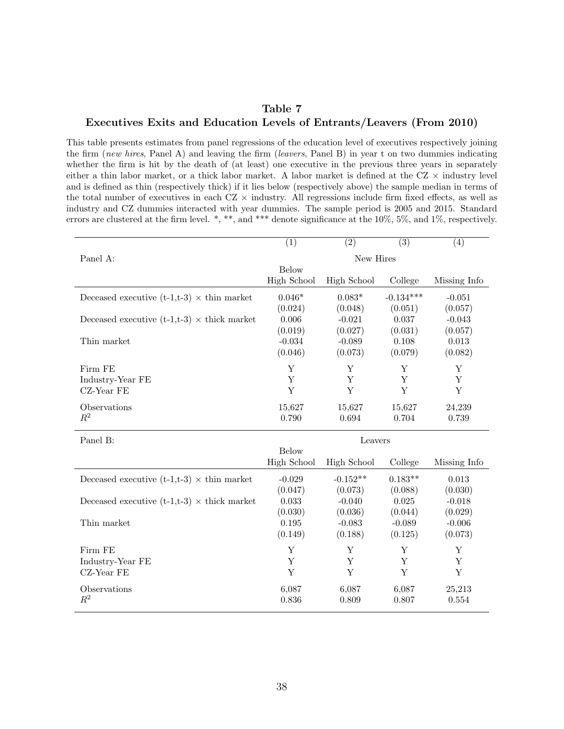## Table 7

### Executives Exits and Education Levels of Entrants/Leavers (From 2010)

This table presents estimates from panel regressions of the education level of executives respectively joining the firm (*new hires*, Panel A) and leaving the firm (*leavers*, Panel B) in year t on two dummies indicating whether the firm is hit by the death of (at least) one executive in the previous three years in separately either a thin labor market, or a thick labor market. A labor market is defined at the CZ × industry level and is defined as thin (respectively thick) if it lies below (respectively above) the sample median in terms of the total number of executives in each CZ × industry. All regressions include firm fixed effects, as well as industry and CZ dummies interacted with year dummies. The sample period is 2005 and 2015. Standard errors are clustered at the firm level. *, **, and *** denote significance at the 10%, 5%, and 1%, respectively.

| | (1) | (2) | (3) | (4) |
|---|---|---|---|---|
| Panel A: | New Hires | | | |
| | Below High School | High School | College | Missing Info |
| Deceased executive (t-1,t-3) × thin market | 0.046* | 0.083* | -0.134*** | -0.051 |
| | (0.024) | (0.048) | (0.051) | (0.057) |
| Deceased executive (t-1,t-3) × thick market | 0.006 | -0.021 | 0.037 | -0.043 |
| | (0.019) | (0.027) | (0.031) | (0.057) |
| Thin market | -0.034 | -0.089 | 0.108 | 0.013 |
| | (0.046) | (0.073) | (0.079) | (0.082) |
| Firm FE | Y | Y | Y | Y |
| Industry-Year FE | Y | Y | Y | Y |
| CZ-Year FE | Y | Y | Y | Y |
| Observations | 15,627 | 15,627 | 15,627 | 24,239 |
| $R^2$ | 0.790 | 0.694 | 0.704 | 0.739 |
| Panel B: | Leavers | | | |
| | Below High School | High School | College | Missing Info |
| Deceased executive (t-1,t-3) × thin market | -0.029 | -0.152** | 0.183** | 0.013 |
| | (0.047) | (0.073) | (0.088) | (0.030) |
| Deceased executive (t-1,t-3) × thick market | 0.033 | -0.040 | 0.025 | -0.018 |
| | (0.030) | (0.036) | (0.044) | (0.029) |
| Thin market | 0.195 | -0.083 | -0.089 | -0.006 |
| | (0.149) | (0.188) | (0.125) | (0.073) |
| Firm FE | Y | Y | Y | Y |
| Industry-Year FE | Y | Y | Y | Y |
| CZ-Year FE | Y | Y | Y | Y |
| Observations | 6,087 | 6,087 | 6,087 | 25,213 |
| $R^2$ | 0.836 | 0.809 | 0.807 | 0.554 |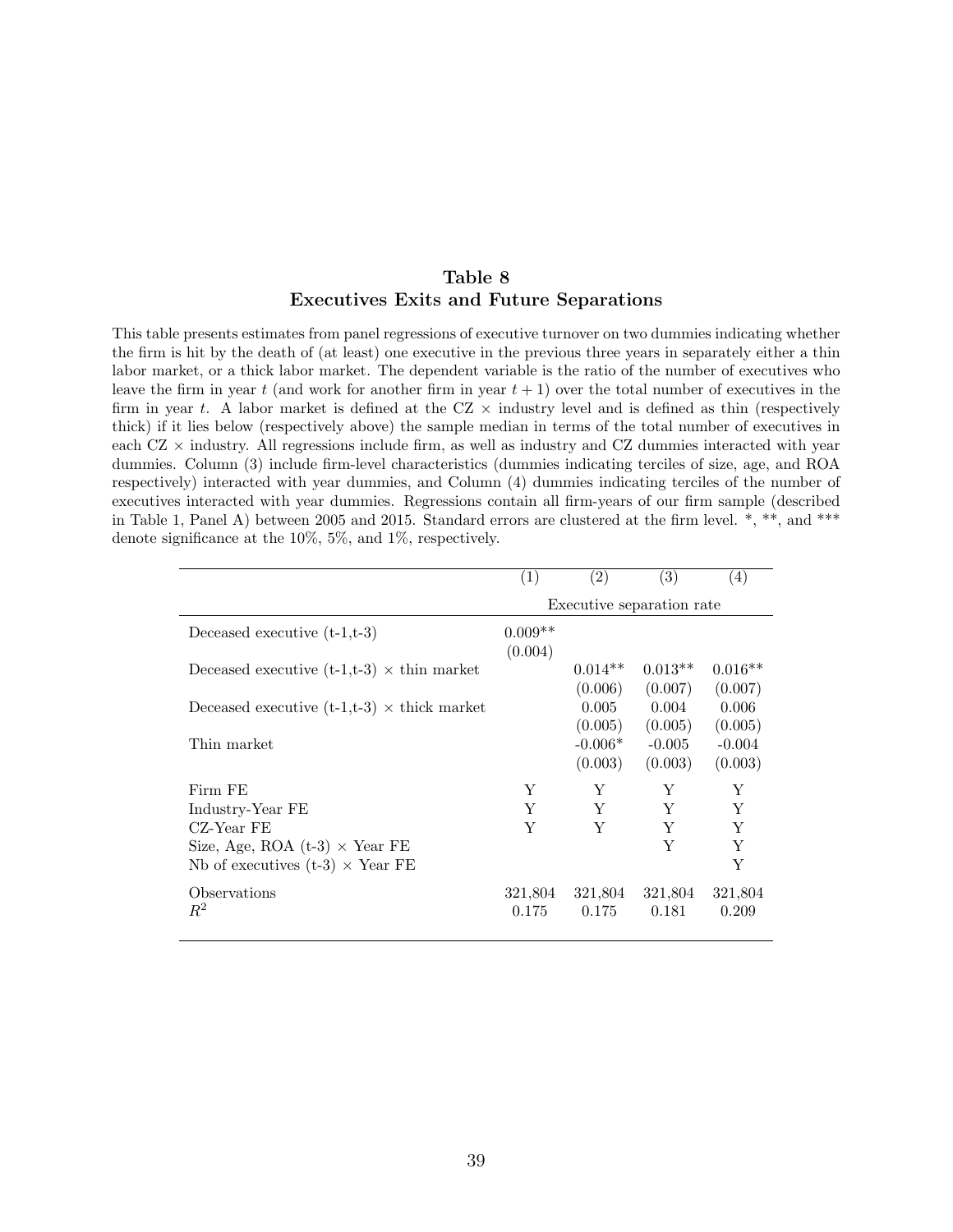# Table 8
## Executives Exits and Future Separations

This table presents estimates from panel regressions of executive turnover on two dummies indicating whether the firm is hit by the death of (at least) one executive in the previous three years in separately either a thin labor market, or a thick labor market. The dependent variable is the ratio of the number of executives who leave the firm in year $t$ (and work for another firm in year $t+1$) over the total number of executives in the firm in year $t$. A labor market is defined at the CZ $\times$ industry level and is defined as thin (respectively thick) if it lies below (respectively above) the sample median in terms of the total number of executives in each CZ $\times$ industry. All regressions include firm, as well as industry and CZ dummies interacted with year dummies. Column (3) include firm-level characteristics (dummies indicating terciles of size, age, and ROA respectively) interacted with year dummies, and Column (4) dummies indicating terciles of the number of executives interacted with year dummies. Regressions contain all firm-years of our firm sample (described in Table 1, Panel A) between 2005 and 2015. Standard errors are clustered at the firm level. *, **, and *** denote significance at the 10%, 5%, and 1%, respectively.

| | (1) | (2) | (3) | (4) |
|---|---|---|---|---|
| | Executive separation rate | | | |
| Deceased executive (t-1,t-3) | 0.009** | | | |
| | (0.004) | | | |
| Deceased executive (t-1,t-3) $\times$ thin market | | 0.014** | 0.013** | 0.016** |
| | | (0.006) | (0.007) | (0.007) |
| Deceased executive (t-1,t-3) $\times$ thick market | | 0.005 | 0.004 | 0.006 |
| | | (0.005) | (0.005) | (0.005) |
| Thin market | | -0.006* | -0.005 | -0.004 |
| | | (0.003) | (0.003) | (0.003) |
| Firm FE | Y | Y | Y | Y |
| Industry-Year FE | Y | Y | Y | Y |
| CZ-Year FE | Y | Y | Y | Y |
| Size, Age, ROA (t-3) $\times$ Year FE | | | Y | Y |
| Nb of executives (t-3) $\times$ Year FE | | | | Y |
| Observations | 321,804 | 321,804 | 321,804 | 321,804 |
| $R^2$ | 0.175 | 0.175 | 0.181 | 0.209 |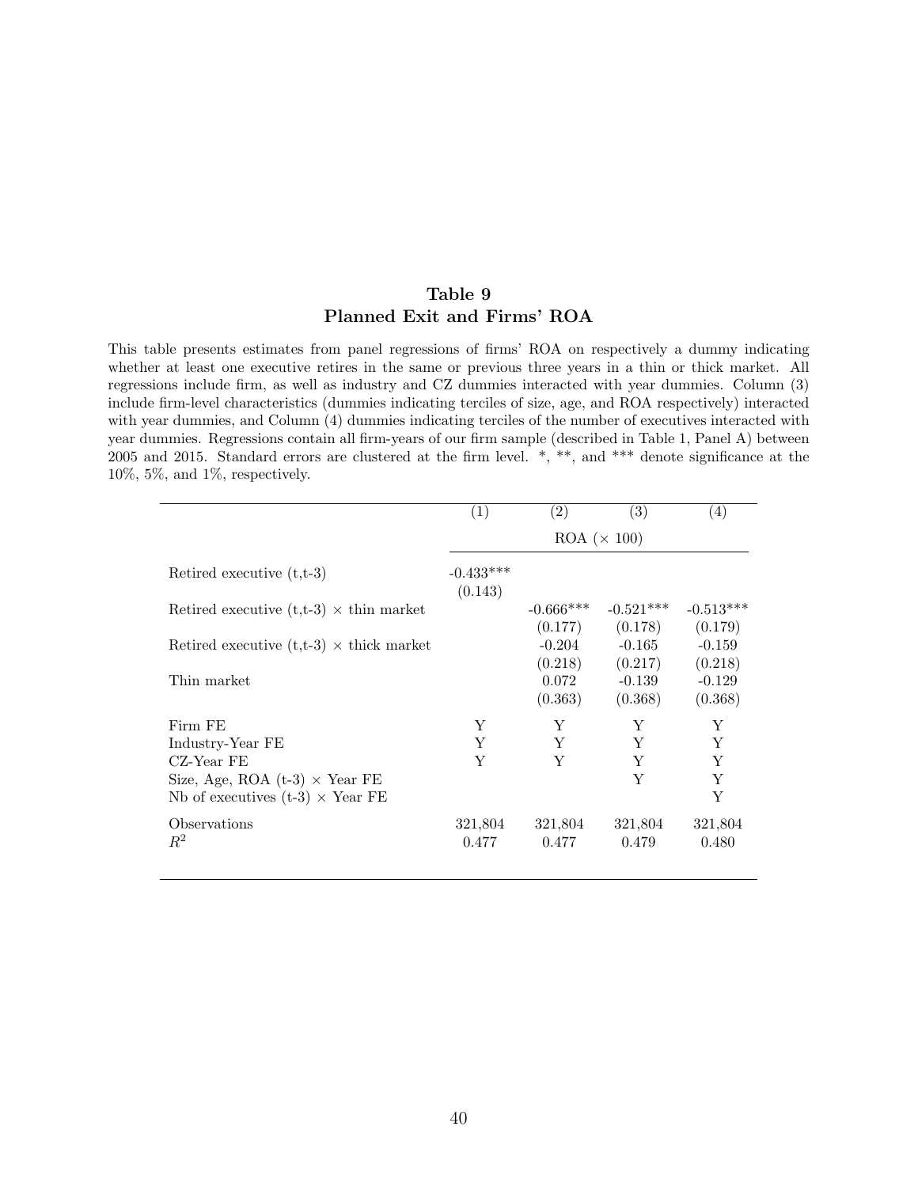# Table 9
## Planned Exit and Firms' ROA

This table presents estimates from panel regressions of firms' ROA on respectively a dummy indicating whether at least one executive retires in the same or previous three years in a thin or thick market. All regressions include firm, as well as industry and CZ dummies interacted with year dummies. Column (3) include firm-level characteristics (dummies indicating terciles of size, age, and ROA respectively) interacted with year dummies, and Column (4) dummies indicating terciles of the number of executives interacted with year dummies. Regressions contain all firm-years of our firm sample (described in Table 1, Panel A) between 2005 and 2015. Standard errors are clustered at the firm level. *, **, and *** denote significance at the 10%, 5%, and 1%, respectively.

| | (1) | (2) | (3) | (4) |
|---|---|---|---|---|
| | ROA ($\times$ 100) | | | |
| Retired executive (t,t-3) | -0.433*** | | | |
| | (0.143) | | | |
| Retired executive (t,t-3) $\times$ thin market | | -0.666*** | -0.521*** | -0.513*** |
| | | (0.177) | (0.178) | (0.179) |
| Retired executive (t,t-3) $\times$ thick market | | -0.204 | -0.165 | -0.159 |
| | | (0.218) | (0.217) | (0.218) |
| Thin market | | 0.072 | -0.139 | -0.129 |
| | | (0.363) | (0.368) | (0.368) |
| Firm FE | Y | Y | Y | Y |
| Industry-Year FE | Y | Y | Y | Y |
| CZ-Year FE | Y | Y | Y | Y |
| Size, Age, ROA (t-3) $\times$ Year FE | | | Y | Y |
| Nb of executives (t-3) $\times$ Year FE | | | | Y |
| Observations | 321,804 | 321,804 | 321,804 | 321,804 |
| $R^2$ | 0.477 | 0.477 | 0.479 | 0.480 |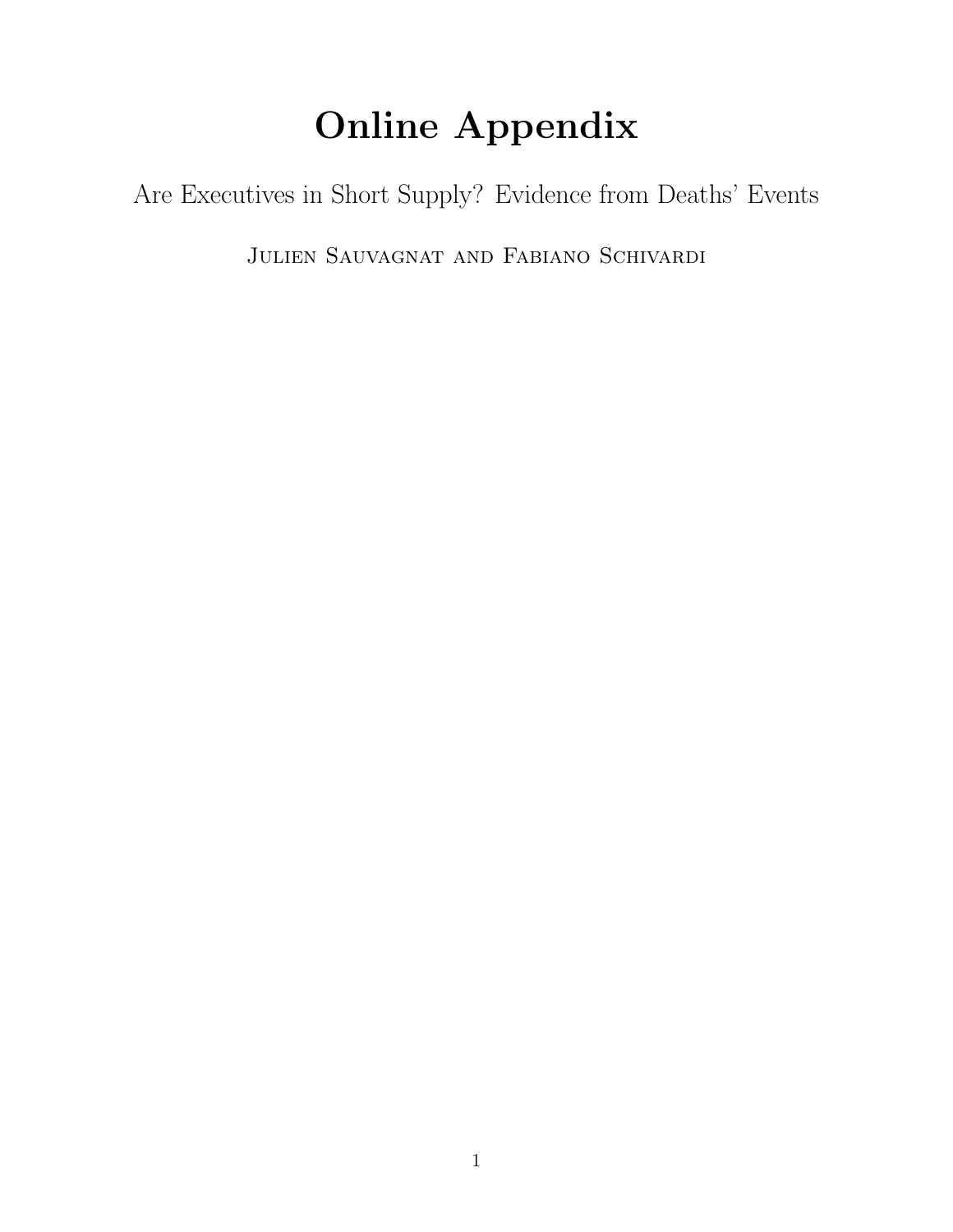# Online Appendix

Are Executives in Short Supply? Evidence from Deaths' Events

Julien Sauvagnat and Fabiano Schivardi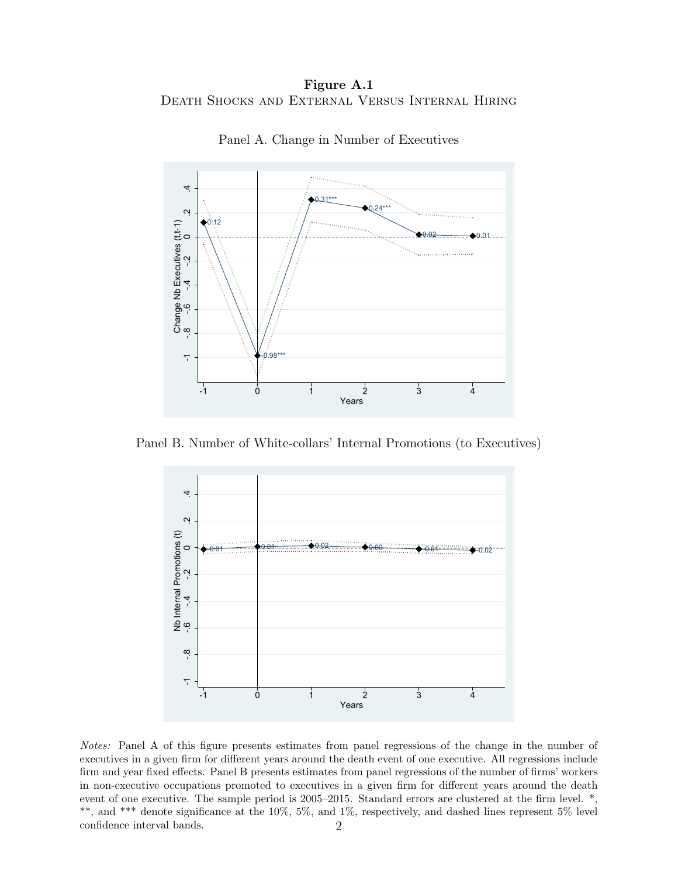**Figure A.1**

Death Shocks and External Versus Internal Hiring

Panel A. Change in Number of Executives

Panel B. Number of White-collars' Internal Promotions (to Executives)

*Notes:* Panel A of this figure presents estimates from panel regressions of the change in the number of executives in a given firm for different years around the death event of one executive. All regressions include firm and year fixed effects. Panel B presents estimates from panel regressions of the number of firms' workers in non-executive occupations promoted to executives in a given firm for different years around the death event of one executive. The sample period is 2005–2015. Standard errors are clustered at the firm level. *, **, and *** denote significance at the 10%, 5%, and 1%, respectively, and dashed lines represent 5% level confidence interval bands.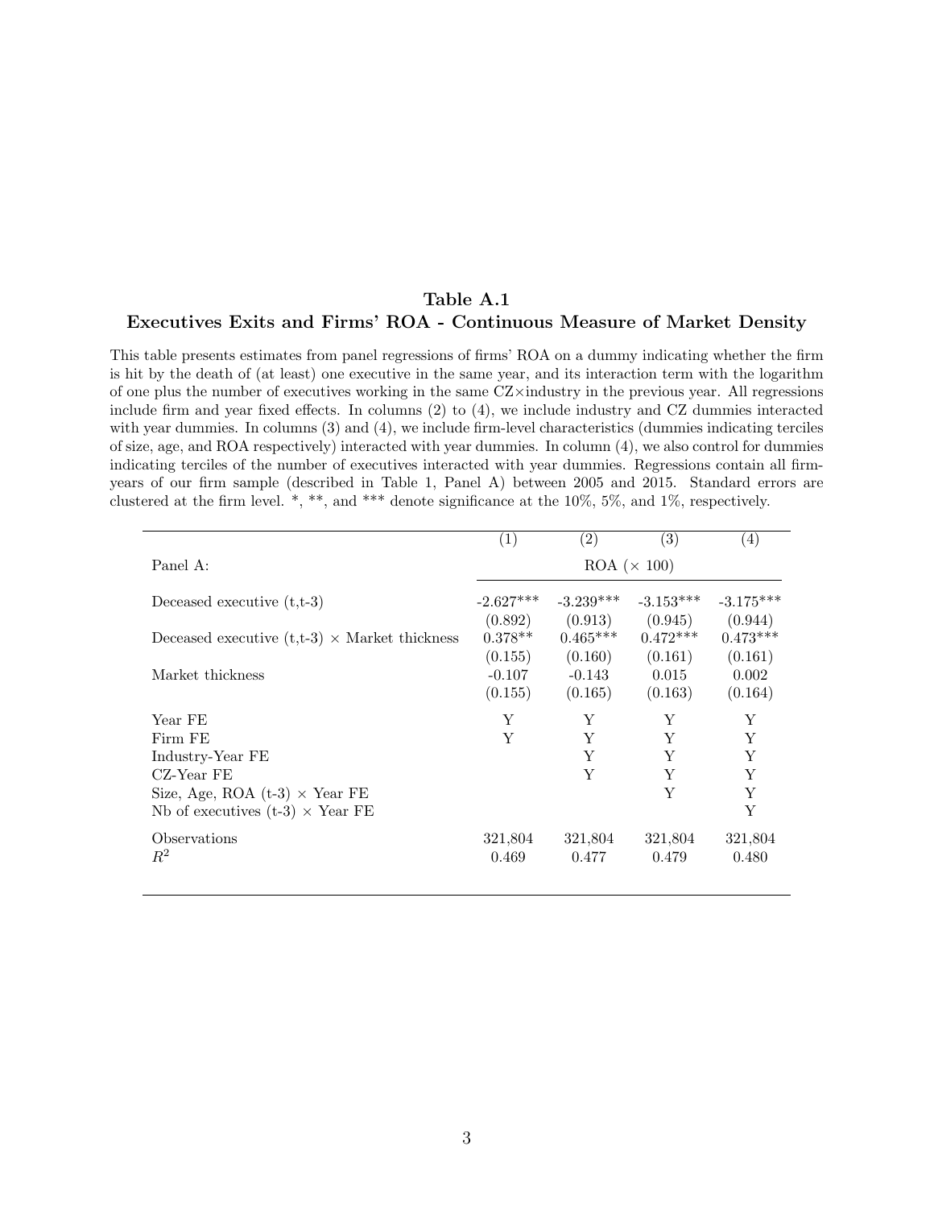**Table A.1**
**Executives Exits and Firms' ROA - Continuous Measure of Market Density**

This table presents estimates from panel regressions of firms' ROA on a dummy indicating whether the firm is hit by the death of (at least) one executive in the same year, and its interaction term with the logarithm of one plus the number of executives working in the same CZ×industry in the previous year. All regressions include firm and year fixed effects. In columns (2) to (4), we include industry and CZ dummies interacted with year dummies. In columns (3) and (4), we include firm-level characteristics (dummies indicating terciles of size, age, and ROA respectively) interacted with year dummies. In column (4), we also control for dummies indicating terciles of the number of executives interacted with year dummies. Regressions contain all firm-years of our firm sample (described in Table 1, Panel A) between 2005 and 2015. Standard errors are clustered at the firm level. *, **, and *** denote significance at the 10%, 5%, and 1%, respectively.

| | (1) | (2) | (3) | (4) |
|---|---|---|---|---|
| Panel A: | ROA (× 100) | | | |
| Deceased executive (t,t-3) | -2.627*** | -3.239*** | -3.153*** | -3.175*** |
| | (0.892) | (0.913) | (0.945) | (0.944) |
| Deceased executive (t,t-3) × Market thickness | 0.378** | 0.465*** | 0.472*** | 0.473*** |
| | (0.155) | (0.160) | (0.161) | (0.161) |
| Market thickness | -0.107 | -0.143 | 0.015 | 0.002 |
| | (0.155) | (0.165) | (0.163) | (0.164) |
| Year FE | Y | Y | Y | Y |
| Firm FE | Y | Y | Y | Y |
| Industry-Year FE | | Y | Y | Y |
| CZ-Year FE | | Y | Y | Y |
| Size, Age, ROA (t-3) × Year FE | | | Y | Y |
| Nb of executives (t-3) × Year FE | | | | Y |
| Observations | 321,804 | 321,804 | 321,804 | 321,804 |
| $R^2$ | 0.469 | 0.477 | 0.479 | 0.480 |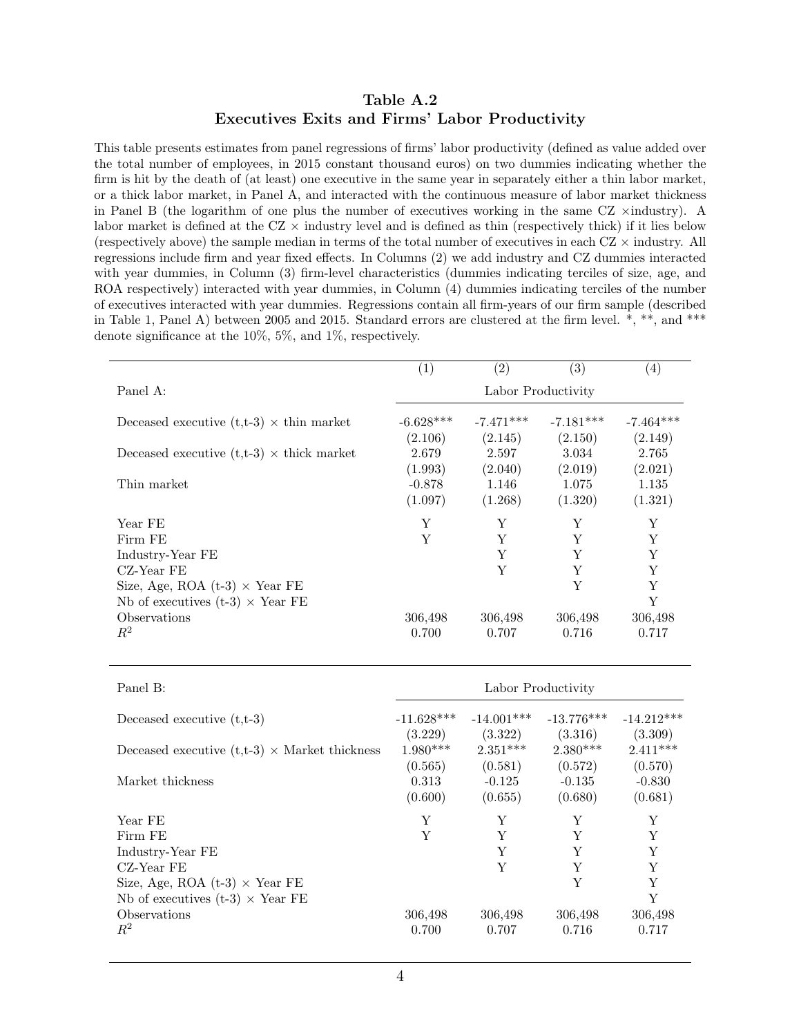## Table A.2
## Executives Exits and Firms' Labor Productivity

This table presents estimates from panel regressions of firms' labor productivity (defined as value added over the total number of employees, in 2015 constant thousand euros) on two dummies indicating whether the firm is hit by the death of (at least) one executive in the same year in separately either a thin labor market, or a thick labor market, in Panel A, and interacted with the continuous measure of labor market thickness in Panel B (the logarithm of one plus the number of executives working in the same CZ ×industry). A labor market is defined at the CZ × industry level and is defined as thin (respectively thick) if it lies below (respectively above) the sample median in terms of the total number of executives in each CZ × industry. All regressions include firm and year fixed effects. In Columns (2) we add industry and CZ dummies interacted with year dummies, in Column (3) firm-level characteristics (dummies indicating terciles of size, age, and ROA respectively) interacted with year dummies, in Column (4) dummies indicating terciles of the number of executives interacted with year dummies. Regressions contain all firm-years of our firm sample (described in Table 1, Panel A) between 2005 and 2015. Standard errors are clustered at the firm level. *, **, and *** denote significance at the 10%, 5%, and 1%, respectively.

| | (1) | (2) | (3) | (4) |
|---|---|---|---|---|
| Panel A: | Labor Productivity | | | |
| Deceased executive (t,t-3) × thin market | -6.628*** | -7.471*** | -7.181*** | -7.464*** |
| | (2.106) | (2.145) | (2.150) | (2.149) |
| Deceased executive (t,t-3) × thick market | 2.679 | 2.597 | 3.034 | 2.765 |
| | (1.993) | (2.040) | (2.019) | (2.021) |
| Thin market | -0.878 | 1.146 | 1.075 | 1.135 |
| | (1.097) | (1.268) | (1.320) | (1.321) |
| Year FE | Y | Y | Y | Y |
| Firm FE | Y | Y | Y | Y |
| Industry-Year FE | | Y | Y | Y |
| CZ-Year FE | | Y | Y | Y |
| Size, Age, ROA (t-3) × Year FE | | | Y | Y |
| Nb of executives (t-3) × Year FE | | | | Y |
| Observations | 306,498 | 306,498 | 306,498 | 306,498 |
| $R^2$ | 0.700 | 0.707 | 0.716 | 0.717 |

| | (1) | (2) | (3) | (4) |
|---|---|---|---|---|
| Panel B: | Labor Productivity | | | |
| Deceased executive (t,t-3) | -11.628*** | -14.001*** | -13.776*** | -14.212*** |
| | (3.229) | (3.322) | (3.316) | (3.309) |
| Deceased executive (t,t-3) × Market thickness | 1.980*** | 2.351*** | 2.380*** | 2.411*** |
| | (0.565) | (0.581) | (0.572) | (0.570) |
| Market thickness | 0.313 | -0.125 | -0.135 | -0.830 |
| | (0.600) | (0.655) | (0.680) | (0.681) |
| Year FE | Y | Y | Y | Y |
| Firm FE | Y | Y | Y | Y |
| Industry-Year FE | | Y | Y | Y |
| CZ-Year FE | | Y | Y | Y |
| Size, Age, ROA (t-3) × Year FE | | | Y | Y |
| Nb of executives (t-3) × Year FE | | | | Y |
| Observations | 306,498 | 306,498 | 306,498 | 306,498 |
| $R^2$ | 0.700 | 0.707 | 0.716 | 0.717 |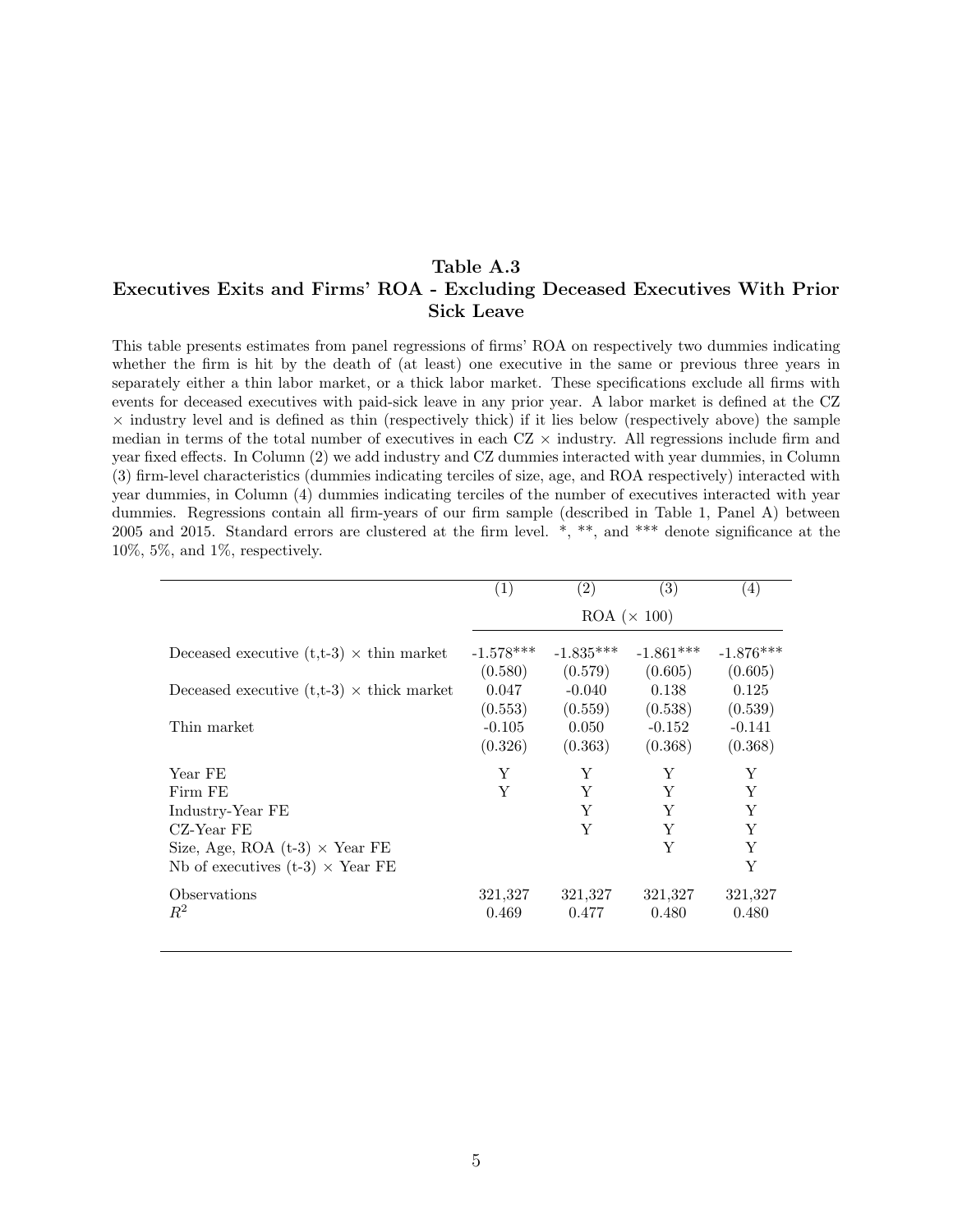## Table A.3
## Executives Exits and Firms' ROA - Excluding Deceased Executives With Prior Sick Leave

This table presents estimates from panel regressions of firms' ROA on respectively two dummies indicating whether the firm is hit by the death of (at least) one executive in the same or previous three years in separately either a thin labor market, or a thick labor market. These specifications exclude all firms with events for deceased executives with paid-sick leave in any prior year. A labor market is defined at the CZ × industry level and is defined as thin (respectively thick) if it lies below (respectively above) the sample median in terms of the total number of executives in each CZ × industry. All regressions include firm and year fixed effects. In Column (2) we add industry and CZ dummies interacted with year dummies, in Column (3) firm-level characteristics (dummies indicating terciles of size, age, and ROA respectively) interacted with year dummies, in Column (4) dummies indicating terciles of the number of executives interacted with year dummies. Regressions contain all firm-years of our firm sample (described in Table 1, Panel A) between 2005 and 2015. Standard errors are clustered at the firm level. *, **, and *** denote significance at the 10%, 5%, and 1%, respectively.

| | (1) | (2) | (3) | (4) |
|---|---|---|---|---|
| | ROA (× 100) | | | |
| Deceased executive (t,t-3) × thin market | -1.578*** | -1.835*** | -1.861*** | -1.876*** |
| | (0.580) | (0.579) | (0.605) | (0.605) |
| Deceased executive (t,t-3) × thick market | 0.047 | -0.040 | 0.138 | 0.125 |
| | (0.553) | (0.559) | (0.538) | (0.539) |
| Thin market | -0.105 | 0.050 | -0.152 | -0.141 |
| | (0.326) | (0.363) | (0.368) | (0.368) |
| Year FE | Y | Y | Y | Y |
| Firm FE | Y | Y | Y | Y |
| Industry-Year FE | | Y | Y | Y |
| CZ-Year FE | | Y | Y | Y |
| Size, Age, ROA (t-3) × Year FE | | | Y | Y |
| Nb of executives (t-3) × Year FE | | | | Y |
| Observations | 321,327 | 321,327 | 321,327 | 321,327 |
| $R^2$ | 0.469 | 0.477 | 0.480 | 0.480 |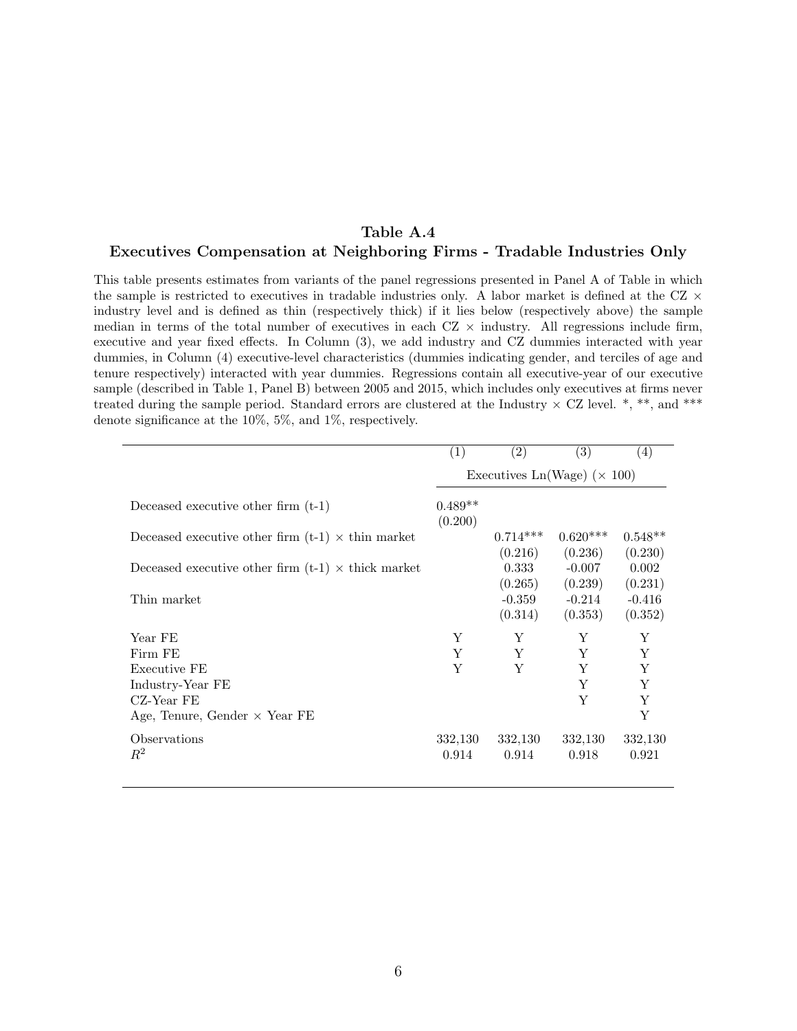**Table A.4**
**Executives Compensation at Neighboring Firms - Tradable Industries Only**

This table presents estimates from variants of the panel regressions presented in Panel A of Table in which the sample is restricted to executives in tradable industries only. A labor market is defined at the CZ × industry level and is defined as thin (respectively thick) if it lies below (respectively above) the sample median in terms of the total number of executives in each CZ × industry. All regressions include firm, executive and year fixed effects. In Column (3), we add industry and CZ dummies interacted with year dummies, in Column (4) executive-level characteristics (dummies indicating gender, and terciles of age and tenure respectively) interacted with year dummies. Regressions contain all executive-year of our executive sample (described in Table 1, Panel B) between 2005 and 2015, which includes only executives at firms never treated during the sample period. Standard errors are clustered at the Industry × CZ level. *, **, and *** denote significance at the 10%, 5%, and 1%, respectively.

| | (1) | (2) | (3) | (4) |
|---|---|---|---|---|
| | Executives Ln(Wage) (× 100) | | | |
| Deceased executive other firm (t-1) | 0.489** | | | |
| | (0.200) | | | |
| Deceased executive other firm (t-1) × thin market | | 0.714*** | 0.620*** | 0.548** |
| | | (0.216) | (0.236) | (0.230) |
| Deceased executive other firm (t-1) × thick market | | 0.333 | -0.007 | 0.002 |
| | | (0.265) | (0.239) | (0.231) |
| Thin market | | -0.359 | -0.214 | -0.416 |
| | | (0.314) | (0.353) | (0.352) |
| Year FE | Y | Y | Y | Y |
| Firm FE | Y | Y | Y | Y |
| Executive FE | Y | Y | Y | Y |
| Industry-Year FE | | | Y | Y |
| CZ-Year FE | | | Y | Y |
| Age, Tenure, Gender × Year FE | | | | Y |
| Observations | 332,130 | 332,130 | 332,130 | 332,130 |
| $R^2$ | 0.914 | 0.914 | 0.918 | 0.921 |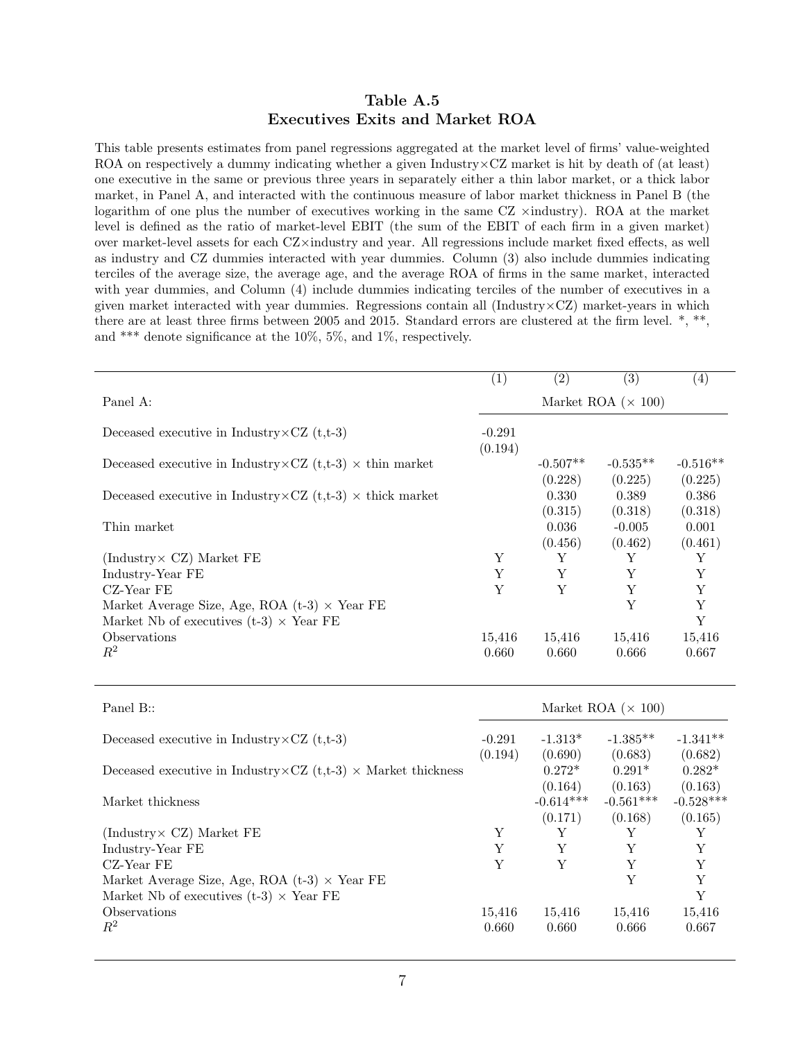# Table A.5
## Executives Exits and Market ROA

This table presents estimates from panel regressions aggregated at the market level of firms' value-weighted ROA on respectively a dummy indicating whether a given Industry×CZ market is hit by death of (at least) one executive in the same or previous three years in separately either a thin labor market, or a thick labor market, in Panel A, and interacted with the continuous measure of labor market thickness in Panel B (the logarithm of one plus the number of executives working in the same CZ ×industry). ROA at the market level is defined as the ratio of market-level EBIT (the sum of the EBIT of each firm in a given market) over market-level assets for each CZ×industry and year. All regressions include market fixed effects, as well as industry and CZ dummies interacted with year dummies. Column (3) also include dummies indicating terciles of the average size, the average age, and the average ROA of firms in the same market, interacted with year dummies, and Column (4) include dummies indicating terciles of the number of executives in a given market interacted with year dummies. Regressions contain all (Industry×CZ) market-years in which there are at least three firms between 2005 and 2015. Standard errors are clustered at the firm level. \*, \*\*, and \*\*\* denote significance at the 10%, 5%, and 1%, respectively.

| | (1) | (2) | (3) | (4) |
|---|---|---|---|---|
| Panel A: | Market ROA (× 100) | | | |
| Deceased executive in Industry×CZ (t,t-3) | -0.291 | | | |
| | (0.194) | | | |
| Deceased executive in Industry×CZ (t,t-3) × thin market | | -0.507** | -0.535** | -0.516** |
| | | (0.228) | (0.225) | (0.225) |
| Deceased executive in Industry×CZ (t,t-3) × thick market | | 0.330 | 0.389 | 0.386 |
| | | (0.315) | (0.318) | (0.318) |
| Thin market | | 0.036 | -0.005 | 0.001 |
| | | (0.456) | (0.462) | (0.461) |
| (Industry× CZ) Market FE | Y | Y | Y | Y |
| Industry-Year FE | Y | Y | Y | Y |
| CZ-Year FE | Y | Y | Y | Y |
| Market Average Size, Age, ROA (t-3) × Year FE | | | Y | Y |
| Market Nb of executives (t-3) × Year FE | | | | Y |
| Observations | 15,416 | 15,416 | 15,416 | 15,416 |
| $R^2$ | 0.660 | 0.660 | 0.666 | 0.667 |

| Panel B:: | Market ROA (× 100) | | | |
|---|---|---|---|---|
| Deceased executive in Industry×CZ (t,t-3) | -0.291 | -1.313* | -1.385** | -1.341** |
| | (0.194) | (0.690) | (0.683) | (0.682) |
| Deceased executive in Industry×CZ (t,t-3) × Market thickness | | 0.272* | 0.291* | 0.282* |
| | | (0.164) | (0.163) | (0.163) |
| Market thickness | | -0.614*** | -0.561*** | -0.528*** |
| | | (0.171) | (0.168) | (0.165) |
| (Industry× CZ) Market FE | Y | Y | Y | Y |
| Industry-Year FE | Y | Y | Y | Y |
| CZ-Year FE | Y | Y | Y | Y |
| Market Average Size, Age, ROA (t-3) × Year FE | | | Y | Y |
| Market Nb of executives (t-3) × Year FE | | | | Y |
| Observations | 15,416 | 15,416 | 15,416 | 15,416 |
| $R^2$ | 0.660 | 0.660 | 0.666 | 0.667 |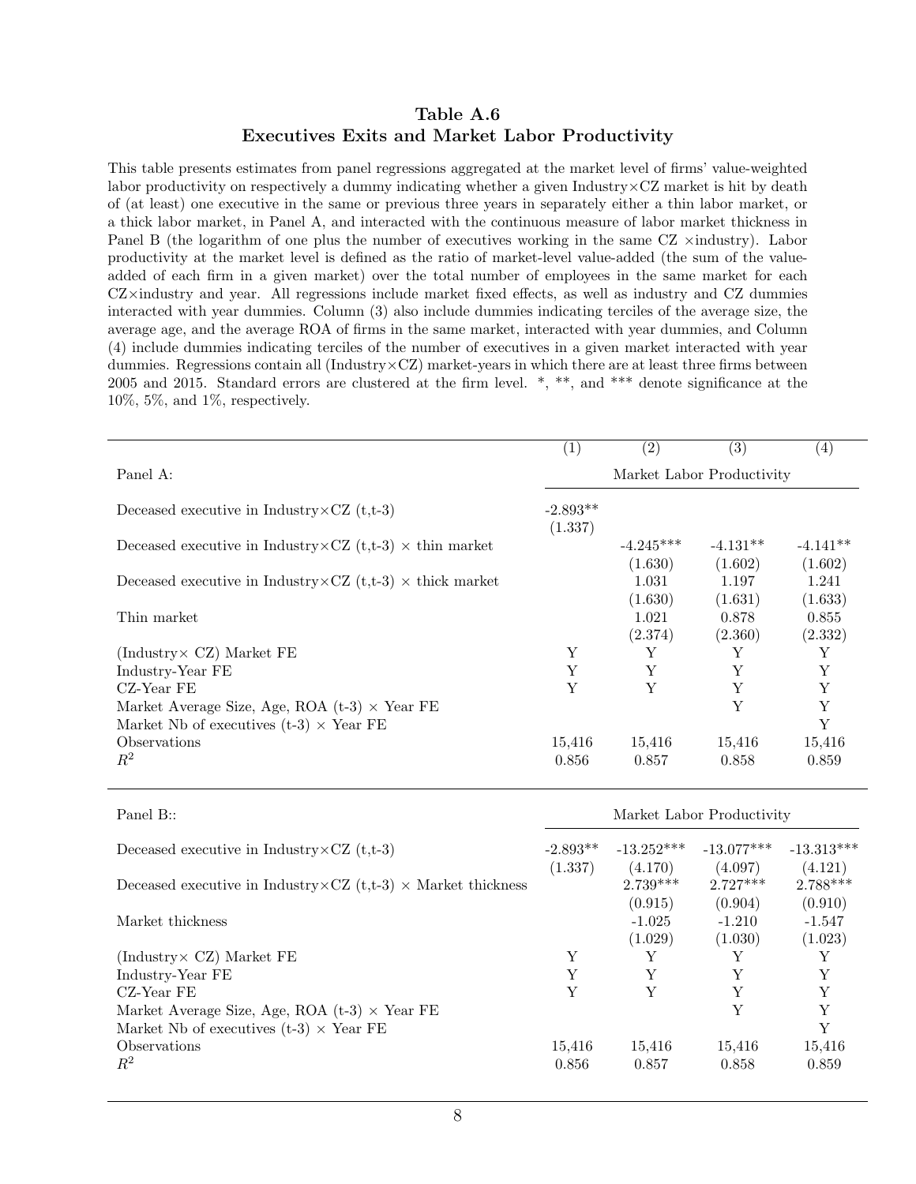## Table A.6
## Executives Exits and Market Labor Productivity

This table presents estimates from panel regressions aggregated at the market level of firms' value-weighted labor productivity on respectively a dummy indicating whether a given Industry×CZ market is hit by death of (at least) one executive in the same or previous three years in separately either a thin labor market, or a thick labor market, in Panel A, and interacted with the continuous measure of labor market thickness in Panel B (the logarithm of one plus the number of executives working in the same CZ ×industry). Labor productivity at the market level is defined as the ratio of market-level value-added (the sum of the value-added of each firm in a given market) over the total number of employees in the same market for each CZ×industry and year. All regressions include market fixed effects, as well as industry and CZ dummies interacted with year dummies. Column (3) also include dummies indicating terciles of the average size, the average age, and the average ROA of firms in the same market, interacted with year dummies, and Column (4) include dummies indicating terciles of the number of executives in a given market interacted with year dummies. Regressions contain all (Industry×CZ) market-years in which there are at least three firms between 2005 and 2015. Standard errors are clustered at the firm level. *, **, and *** denote significance at the 10%, 5%, and 1%, respectively.

| | (1) | (2) | (3) | (4) |
|---|---|---|---|---|
| Panel A: | Market Labor Productivity | | | |
| Deceased executive in Industry×CZ (t,t-3) | -2.893** | | | |
| | (1.337) | | | |
| Deceased executive in Industry×CZ (t,t-3) × thin market | | -4.245*** | -4.131** | -4.141** |
| | | (1.630) | (1.602) | (1.602) |
| Deceased executive in Industry×CZ (t,t-3) × thick market | | 1.031 | 1.197 | 1.241 |
| | | (1.630) | (1.631) | (1.633) |
| Thin market | | 1.021 | 0.878 | 0.855 |
| | | (2.374) | (2.360) | (2.332) |
| (Industry× CZ) Market FE | Y | Y | Y | Y |
| Industry-Year FE | Y | Y | Y | Y |
| CZ-Year FE | Y | Y | Y | Y |
| Market Average Size, Age, ROA (t-3) × Year FE | | | Y | Y |
| Market Nb of executives (t-3) × Year FE | | | | Y |
| Observations | 15,416 | 15,416 | 15,416 | 15,416 |
| $R^2$ | 0.856 | 0.857 | 0.858 | 0.859 |

| Panel B:: | Market Labor Productivity | | | |
|---|---|---|---|---|
| Deceased executive in Industry×CZ (t,t-3) | -2.893** | -13.252*** | -13.077*** | -13.313*** |
| | (1.337) | (4.170) | (4.097) | (4.121) |
| Deceased executive in Industry×CZ (t,t-3) × Market thickness | | 2.739*** | 2.727*** | 2.788*** |
| | | (0.915) | (0.904) | (0.910) |
| Market thickness | | -1.025 | -1.210 | -1.547 |
| | | (1.029) | (1.030) | (1.023) |
| (Industry× CZ) Market FE | Y | Y | Y | Y |
| Industry-Year FE | Y | Y | Y | Y |
| CZ-Year FE | Y | Y | Y | Y |
| Market Average Size, Age, ROA (t-3) × Year FE | | | Y | Y |
| Market Nb of executives (t-3) × Year FE | | | | Y |
| Observations | 15,416 | 15,416 | 15,416 | 15,416 |
| $R^2$ | 0.856 | 0.857 | 0.858 | 0.859 |